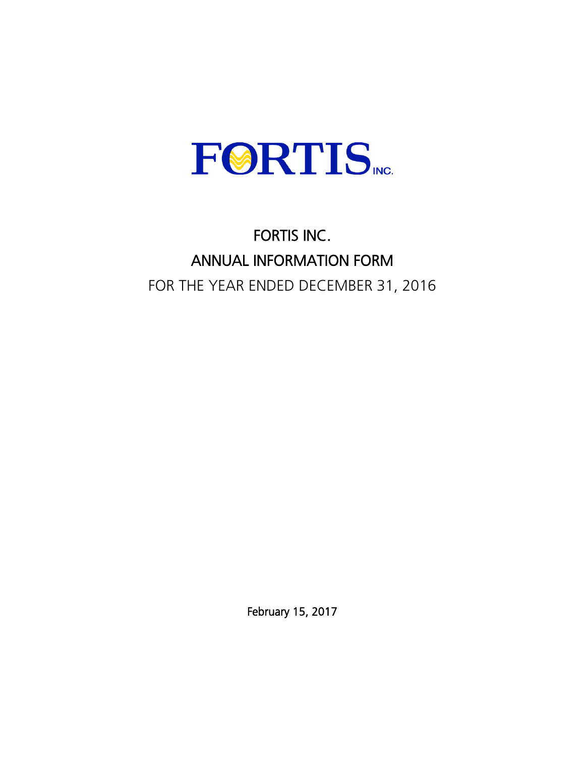FORTIS INC.

# FORTIS INC.

# ANNUAL INFORMATION FORM

## FOR THE YEAR ENDED DECEMBER 31, 2016

February 15, 2017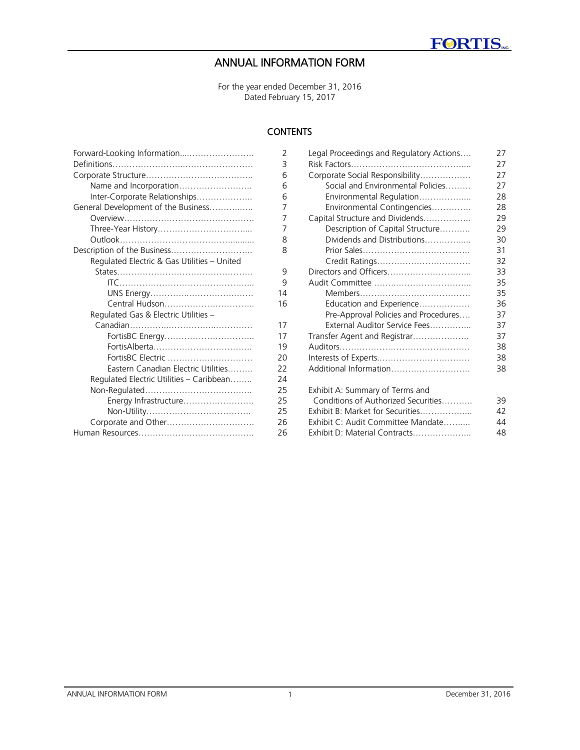# ANNUAL INFORMATION FORM

For the year ended December 31, 2016
Dated February 15, 2017

## CONTENTS

| | |
|---|---|
| Forward-Looking Information | 2 |
| Definitions | 3 |
| Corporate Structure | 6 |
| Name and Incorporation | 6 |
| Inter-Corporate Relationships | 6 |
| General Development of the Business | 7 |
| Overview | 7 |
| Three-Year History | 7 |
| Outlook | 8 |
| Description of the Business | 8 |
| Regulated Electric & Gas Utilities – United States | 9 |
| ITC | 9 |
| UNS Energy | 14 |
| Central Hudson | 16 |
| Regulated Gas & Electric Utilities – Canadian | 17 |
| FortisBC Energy | 17 |
| FortisAlberta | 19 |
| FortisBC Electric | 20 |
| Eastern Canadian Electric Utilities | 22 |
| Regulated Electric Utilities – Caribbean | 24 |
| Non-Regulated | 25 |
| Energy Infrastructure | 25 |
| Non-Utility | 25 |
| Corporate and Other | 26 |
| Human Resources | 26 |
| Legal Proceedings and Regulatory Actions | 27 |
| Risk Factors | 27 |
| Corporate Social Responsibility | 27 |
| Social and Environmental Policies | 27 |
| Environmental Regulation | 28 |
| Environmental Contingencies | 28 |
| Capital Structure and Dividends | 29 |
| Description of Capital Structure | 29 |
| Dividends and Distributions | 30 |
| Prior Sales | 31 |
| Credit Ratings | 32 |
| Directors and Officers | 33 |
| Audit Committee | 35 |
| Members | 35 |
| Education and Experience | 36 |
| Pre-Approval Policies and Procedures | 37 |
| External Auditor Service Fees | 37 |
| Transfer Agent and Registrar | 37 |
| Auditors | 38 |
| Interests of Experts | 38 |
| Additional Information | 38 |
| Exhibit A: Summary of Terms and Conditions of Authorized Securities | 39 |
| Exhibit B: Market for Securities | 42 |
| Exhibit C: Audit Committee Mandate | 44 |
| Exhibit D: Material Contracts | 48 |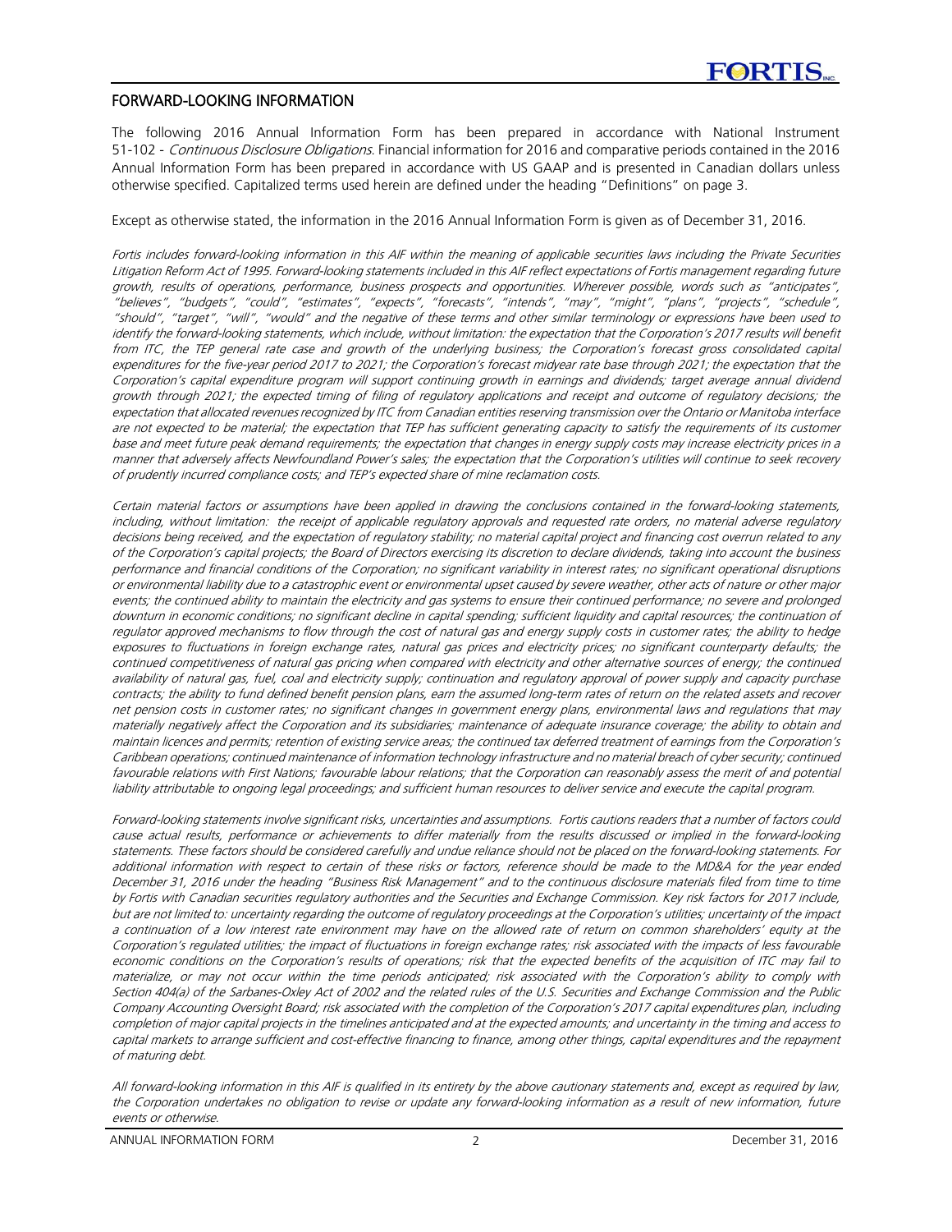## FORWARD-LOOKING INFORMATION

The following 2016 Annual Information Form has been prepared in accordance with National Instrument 51-102 - *Continuous Disclosure Obligations*. Financial information for 2016 and comparative periods contained in the 2016 Annual Information Form has been prepared in accordance with US GAAP and is presented in Canadian dollars unless otherwise specified. Capitalized terms used herein are defined under the heading "Definitions" on page 3.

Except as otherwise stated, the information in the 2016 Annual Information Form is given as of December 31, 2016.

*Fortis includes forward-looking information in this AIF within the meaning of applicable securities laws including the Private Securities Litigation Reform Act of 1995. Forward-looking statements included in this AIF reflect expectations of Fortis management regarding future growth, results of operations, performance, business prospects and opportunities. Wherever possible, words such as "anticipates", "believes", "budgets", "could", "estimates", "expects", "forecasts", "intends", "may", "might", "plans", "projects", "schedule", "should", "target", "will", "would" and the negative of these terms and other similar terminology or expressions have been used to identify the forward-looking statements, which include, without limitation: the expectation that the Corporation's 2017 results will benefit from ITC, the TEP general rate case and growth of the underlying business; the Corporation's forecast gross consolidated capital expenditures for the five-year period 2017 to 2021; the Corporation's forecast midyear rate base through 2021; the expectation that the Corporation's capital expenditure program will support continuing growth in earnings and dividends; target average annual dividend growth through 2021; the expected timing of filing of regulatory applications and receipt and outcome of regulatory decisions; the expectation that allocated revenues recognized by ITC from Canadian entities reserving transmission over the Ontario or Manitoba interface are not expected to be material; the expectation that TEP has sufficient generating capacity to satisfy the requirements of its customer base and meet future peak demand requirements; the expectation that changes in energy supply costs may increase electricity prices in a manner that adversely affects Newfoundland Power's sales; the expectation that the Corporation's utilities will continue to seek recovery of prudently incurred compliance costs; and TEP's expected share of mine reclamation costs.*

*Certain material factors or assumptions have been applied in drawing the conclusions contained in the forward-looking statements, including, without limitation: the receipt of applicable regulatory approvals and requested rate orders, no material adverse regulatory decisions being received, and the expectation of regulatory stability; no material capital project and financing cost overrun related to any of the Corporation's capital projects; the Board of Directors exercising its discretion to declare dividends, taking into account the business performance and financial conditions of the Corporation; no significant variability in interest rates; no significant operational disruptions or environmental liability due to a catastrophic event or environmental upset caused by severe weather, other acts of nature or other major events; the continued ability to maintain the electricity and gas systems to ensure their continued performance; no severe and prolonged downturn in economic conditions; no significant decline in capital spending; sufficient liquidity and capital resources; the continuation of regulator approved mechanisms to flow through the cost of natural gas and energy supply costs in customer rates; the ability to hedge exposures to fluctuations in foreign exchange rates, natural gas prices and electricity prices; no significant counterparty defaults; the continued competitiveness of natural gas pricing when compared with electricity and other alternative sources of energy; the continued availability of natural gas, fuel, coal and electricity supply; continuation and regulatory approval of power supply and capacity purchase contracts; the ability to fund defined benefit pension plans, earn the assumed long-term rates of return on the related assets and recover net pension costs in customer rates; no significant changes in government energy plans, environmental laws and regulations that may materially negatively affect the Corporation and its subsidiaries; maintenance of adequate insurance coverage; the ability to obtain and maintain licences and permits; retention of existing service areas; the continued tax deferred treatment of earnings from the Corporation's Caribbean operations; continued maintenance of information technology infrastructure and no material breach of cyber security; continued favourable relations with First Nations; favourable labour relations; that the Corporation can reasonably assess the merit of and potential liability attributable to ongoing legal proceedings; and sufficient human resources to deliver service and execute the capital program.*

*Forward-looking statements involve significant risks, uncertainties and assumptions. Fortis cautions readers that a number of factors could cause actual results, performance or achievements to differ materially from the results discussed or implied in the forward-looking statements. These factors should be considered carefully and undue reliance should not be placed on the forward-looking statements. For additional information with respect to certain of these risks or factors, reference should be made to the MD&A for the year ended December 31, 2016 under the heading "Business Risk Management" and to the continuous disclosure materials filed from time to time by Fortis with Canadian securities regulatory authorities and the Securities and Exchange Commission. Key risk factors for 2017 include, but are not limited to: uncertainty regarding the outcome of regulatory proceedings at the Corporation's utilities; uncertainty of the impact a continuation of a low interest rate environment may have on the allowed rate of return on common shareholders' equity at the Corporation's regulated utilities; the impact of fluctuations in foreign exchange rates; risk associated with the impacts of less favourable economic conditions on the Corporation's results of operations; risk that the expected benefits of the acquisition of ITC may fail to materialize, or may not occur within the time periods anticipated; risk associated with the Corporation's ability to comply with Section 404(a) of the Sarbanes-Oxley Act of 2002 and the related rules of the U.S. Securities and Exchange Commission and the Public Company Accounting Oversight Board; risk associated with the completion of the Corporation's 2017 capital expenditures plan, including completion of major capital projects in the timelines anticipated and at the expected amounts; and uncertainty in the timing and access to capital markets to arrange sufficient and cost-effective financing to finance, among other things, capital expenditures and the repayment of maturing debt.*

*All forward-looking information in this AIF is qualified in its entirety by the above cautionary statements and, except as required by law, the Corporation undertakes no obligation to revise or update any forward-looking information as a result of new information, future events or otherwise.*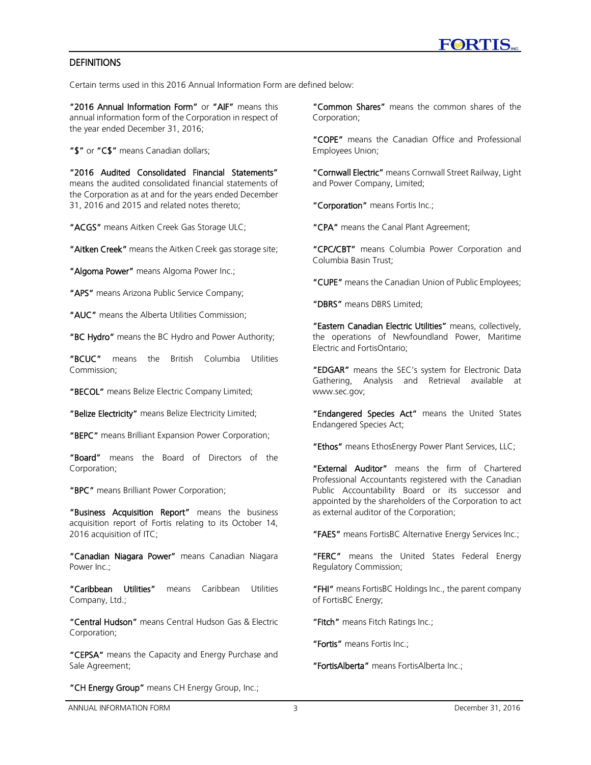## DEFINITIONS

Certain terms used in this 2016 Annual Information Form are defined below:

**"2016 Annual Information Form"** or **"AIF"** means this annual information form of the Corporation in respect of the year ended December 31, 2016;

**"$"** or **"C$"** means Canadian dollars;

**"2016 Audited Consolidated Financial Statements"** means the audited consolidated financial statements of the Corporation as at and for the years ended December 31, 2016 and 2015 and related notes thereto;

**"ACGS"** means Aitken Creek Gas Storage ULC;

**"Aitken Creek"** means the Aitken Creek gas storage site;

**"Algoma Power"** means Algoma Power Inc.;

**"APS"** means Arizona Public Service Company;

**"AUC"** means the Alberta Utilities Commission;

**"BC Hydro"** means the BC Hydro and Power Authority;

**"BCUC"** means the British Columbia Utilities Commission;

**"BECOL"** means Belize Electric Company Limited;

**"Belize Electricity"** means Belize Electricity Limited;

**"BEPC"** means Brilliant Expansion Power Corporation;

**"Board"** means the Board of Directors of the Corporation;

**"BPC"** means Brilliant Power Corporation;

**"Business Acquisition Report"** means the business acquisition report of Fortis relating to its October 14, 2016 acquisition of ITC;

**"Canadian Niagara Power"** means Canadian Niagara Power Inc.;

**"Caribbean Utilities"** means Caribbean Utilities Company, Ltd.;

**"Central Hudson"** means Central Hudson Gas & Electric Corporation;

**"CEPSA"** means the Capacity and Energy Purchase and Sale Agreement;

**"CH Energy Group"** means CH Energy Group, Inc.;

**"Common Shares"** means the common shares of the Corporation;

**"COPE"** means the Canadian Office and Professional Employees Union;

**"Cornwall Electric"** means Cornwall Street Railway, Light and Power Company, Limited;

**"Corporation"** means Fortis Inc.;

**"CPA"** means the Canal Plant Agreement;

**"CPC/CBT"** means Columbia Power Corporation and Columbia Basin Trust;

**"CUPE"** means the Canadian Union of Public Employees;

**"DBRS"** means DBRS Limited;

**"Eastern Canadian Electric Utilities"** means, collectively, the operations of Newfoundland Power, Maritime Electric and FortisOntario;

**"EDGAR"** means the SEC's system for Electronic Data Gathering, Analysis and Retrieval available at www.sec.gov;

**"Endangered Species Act"** means the United States Endangered Species Act;

**"Ethos"** means EthosEnergy Power Plant Services, LLC;

**"External Auditor"** means the firm of Chartered Professional Accountants registered with the Canadian Public Accountability Board or its successor and appointed by the shareholders of the Corporation to act as external auditor of the Corporation;

**"FAES"** means FortisBC Alternative Energy Services Inc.;

**"FERC"** means the United States Federal Energy Regulatory Commission;

**"FHI"** means FortisBC Holdings Inc., the parent company of FortisBC Energy;

**"Fitch"** means Fitch Ratings Inc.;

**"Fortis"** means Fortis Inc.;

**"FortisAlberta"** means FortisAlberta Inc.;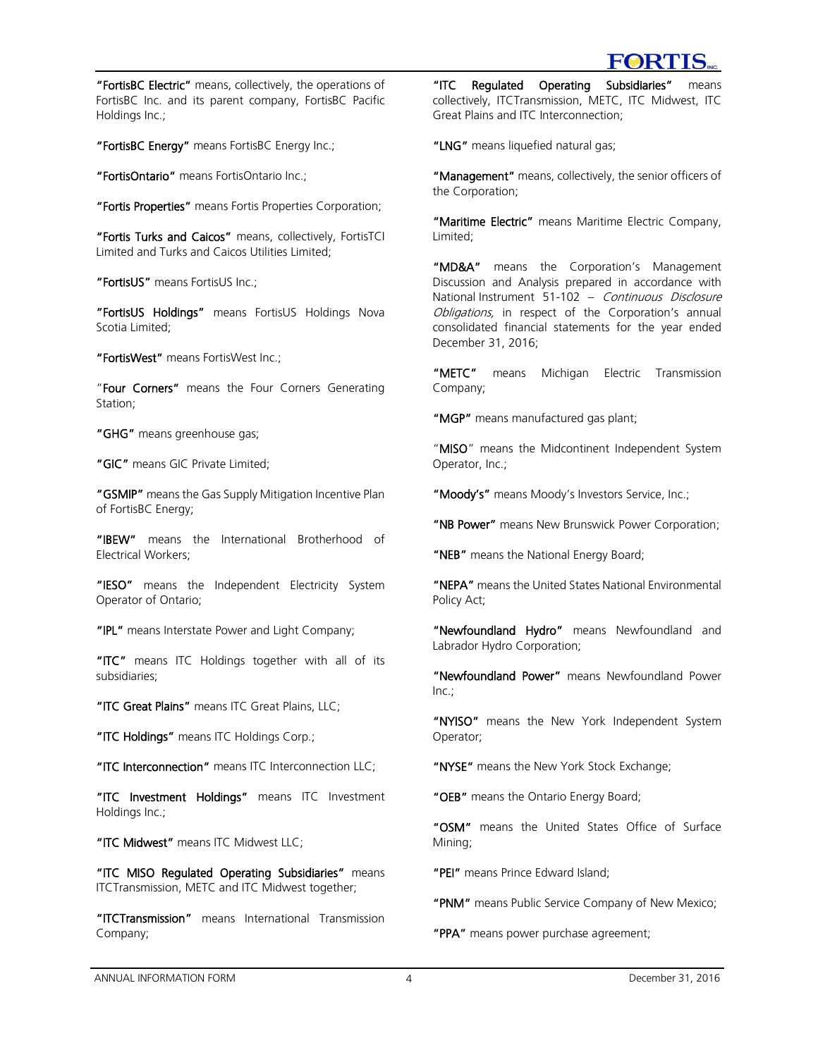**"FortisBC Electric"** means, collectively, the operations of FortisBC Inc. and its parent company, FortisBC Pacific Holdings Inc.;

**"FortisBC Energy"** means FortisBC Energy Inc.;

**"FortisOntario"** means FortisOntario Inc.;

**"Fortis Properties"** means Fortis Properties Corporation;

**"Fortis Turks and Caicos"** means, collectively, FortisTCI Limited and Turks and Caicos Utilities Limited;

**"FortisUS"** means FortisUS Inc.;

**"FortisUS Holdings"** means FortisUS Holdings Nova Scotia Limited;

**"FortisWest"** means FortisWest Inc.;

"**Four Corners"** means the Four Corners Generating Station;

**"GHG"** means greenhouse gas;

**"GIC"** means GIC Private Limited;

**"GSMIP"** means the Gas Supply Mitigation Incentive Plan of FortisBC Energy;

**"IBEW"** means the International Brotherhood of Electrical Workers;

**"IESO"** means the Independent Electricity System Operator of Ontario;

**"IPL"** means Interstate Power and Light Company;

**"ITC"** means ITC Holdings together with all of its subsidiaries;

**"ITC Great Plains"** means ITC Great Plains, LLC;

**"ITC Holdings"** means ITC Holdings Corp.;

**"ITC Interconnection"** means ITC Interconnection LLC;

**"ITC Investment Holdings"** means ITC Investment Holdings Inc.;

**"ITC Midwest"** means ITC Midwest LLC;

**"ITC MISO Regulated Operating Subsidiaries"** means ITCTransmission, METC and ITC Midwest together;

**"ITCTransmission"** means International Transmission Company;

**"ITC Regulated Operating Subsidiaries"** means collectively, ITCTransmission, METC, ITC Midwest, ITC Great Plains and ITC Interconnection;

**"LNG"** means liquefied natural gas;

**"Management"** means, collectively, the senior officers of the Corporation;

**"Maritime Electric"** means Maritime Electric Company, Limited;

**"MD&A"** means the Corporation's Management Discussion and Analysis prepared in accordance with National Instrument 51-102 – *Continuous Disclosure Obligations,* in respect of the Corporation's annual consolidated financial statements for the year ended December 31, 2016;

**"METC"** means Michigan Electric Transmission Company;

**"MGP"** means manufactured gas plant;

"**MISO**" means the Midcontinent Independent System Operator, Inc.;

**"Moody's"** means Moody's Investors Service, Inc.;

**"NB Power"** means New Brunswick Power Corporation;

**"NEB"** means the National Energy Board;

**"NEPA"** means the United States National Environmental Policy Act;

**"Newfoundland Hydro"** means Newfoundland and Labrador Hydro Corporation;

**"Newfoundland Power"** means Newfoundland Power Inc.;

**"NYISO"** means the New York Independent System Operator;

**"NYSE"** means the New York Stock Exchange;

**"OEB"** means the Ontario Energy Board;

**"OSM"** means the United States Office of Surface Mining;

**"PEI"** means Prince Edward Island;

**"PNM"** means Public Service Company of New Mexico;

**"PPA"** means power purchase agreement;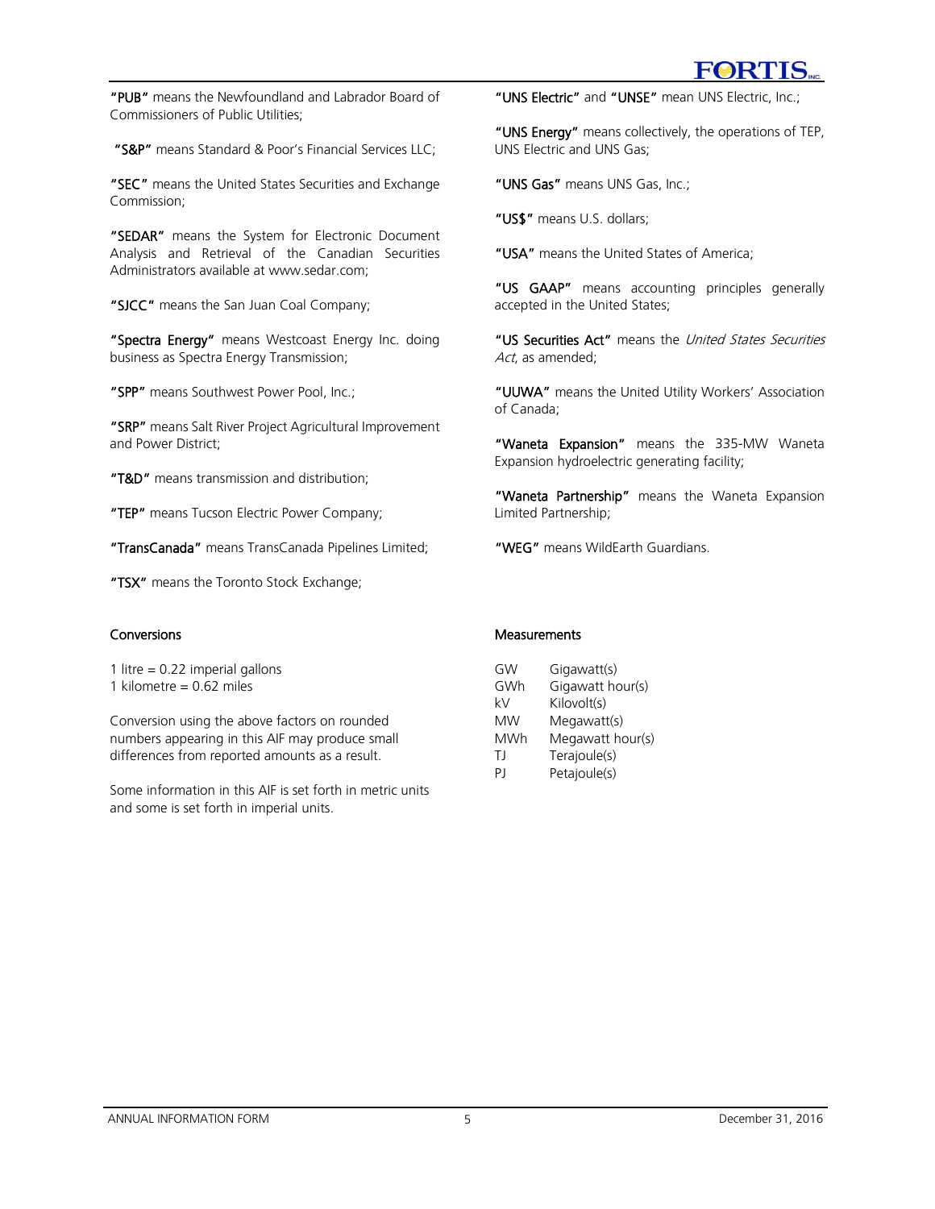**"PUB"** means the Newfoundland and Labrador Board of Commissioners of Public Utilities;

**"S&P"** means Standard & Poor's Financial Services LLC;

**"SEC"** means the United States Securities and Exchange Commission;

**"SEDAR"** means the System for Electronic Document Analysis and Retrieval of the Canadian Securities Administrators available at www.sedar.com;

**"SJCC"** means the San Juan Coal Company;

**"Spectra Energy"** means Westcoast Energy Inc. doing business as Spectra Energy Transmission;

**"SPP"** means Southwest Power Pool, Inc.;

**"SRP"** means Salt River Project Agricultural Improvement and Power District;

**"T&D"** means transmission and distribution;

**"TEP"** means Tucson Electric Power Company;

**"TransCanada"** means TransCanada Pipelines Limited;

**"TSX"** means the Toronto Stock Exchange;

**"UNS Electric"** and **"UNSE"** mean UNS Electric, Inc.;

**"UNS Energy"** means collectively, the operations of TEP, UNS Electric and UNS Gas;

**"UNS Gas"** means UNS Gas, Inc.;

**"US$"** means U.S. dollars;

**"USA"** means the United States of America;

**"US GAAP"** means accounting principles generally accepted in the United States;

**"US Securities Act"** means the *United States Securities Act*, as amended;

**"UUWA"** means the United Utility Workers' Association of Canada;

**"Waneta Expansion"** means the 335-MW Waneta Expansion hydroelectric generating facility;

**"Waneta Partnership"** means the Waneta Expansion Limited Partnership;

**"WEG"** means WildEarth Guardians.

## Conversions

1 litre = 0.22 imperial gallons
1 kilometre = 0.62 miles

Conversion using the above factors on rounded numbers appearing in this AIF may produce small differences from reported amounts as a result.

Some information in this AIF is set forth in metric units and some is set forth in imperial units.

## Measurements

| | |
|---|---|
| GW | Gigawatt(s) |
| GWh | Gigawatt hour(s) |
| kV | Kilovolt(s) |
| MW | Megawatt(s) |
| MWh | Megawatt hour(s) |
| TJ | Terajoule(s) |
| PJ | Petajoule(s) |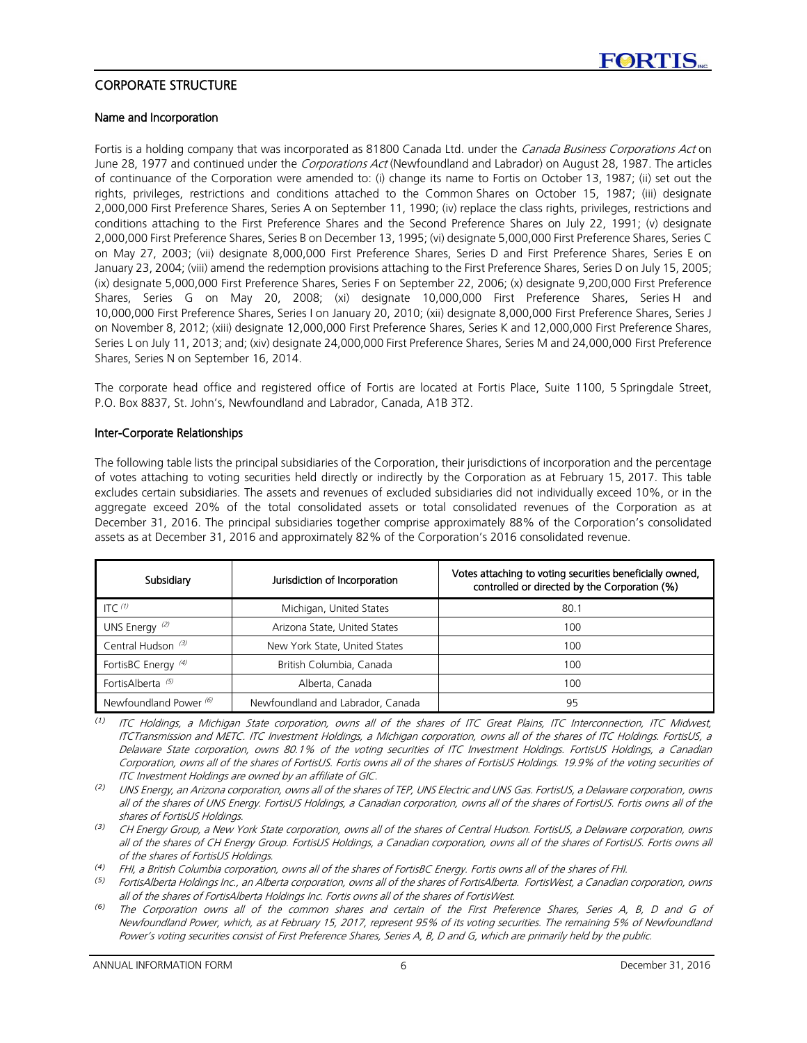## CORPORATE STRUCTURE

### Name and Incorporation

Fortis is a holding company that was incorporated as 81800 Canada Ltd. under the *Canada Business Corporations Act* on June 28, 1977 and continued under the *Corporations Act* (Newfoundland and Labrador) on August 28, 1987. The articles of continuance of the Corporation were amended to: (i) change its name to Fortis on October 13, 1987; (ii) set out the rights, privileges, restrictions and conditions attached to the Common Shares on October 15, 1987; (iii) designate 2,000,000 First Preference Shares, Series A on September 11, 1990; (iv) replace the class rights, privileges, restrictions and conditions attaching to the First Preference Shares and the Second Preference Shares on July 22, 1991; (v) designate 2,000,000 First Preference Shares, Series B on December 13, 1995; (vi) designate 5,000,000 First Preference Shares, Series C on May 27, 2003; (vii) designate 8,000,000 First Preference Shares, Series D and First Preference Shares, Series E on January 23, 2004; (viii) amend the redemption provisions attaching to the First Preference Shares, Series D on July 15, 2005; (ix) designate 5,000,000 First Preference Shares, Series F on September 22, 2006; (x) designate 9,200,000 First Preference Shares, Series G on May 20, 2008; (xi) designate 10,000,000 First Preference Shares, Series H and 10,000,000 First Preference Shares, Series I on January 20, 2010; (xii) designate 8,000,000 First Preference Shares, Series J on November 8, 2012; (xiii) designate 12,000,000 First Preference Shares, Series K and 12,000,000 First Preference Shares, Series L on July 11, 2013; and; (xiv) designate 24,000,000 First Preference Shares, Series M and 24,000,000 First Preference Shares, Series N on September 16, 2014.

The corporate head office and registered office of Fortis are located at Fortis Place, Suite 1100, 5 Springdale Street, P.O. Box 8837, St. John's, Newfoundland and Labrador, Canada, A1B 3T2.

### Inter-Corporate Relationships

The following table lists the principal subsidiaries of the Corporation, their jurisdictions of incorporation and the percentage of votes attaching to voting securities held directly or indirectly by the Corporation as at February 15, 2017. This table excludes certain subsidiaries. The assets and revenues of excluded subsidiaries did not individually exceed 10%, or in the aggregate exceed 20% of the total consolidated assets or total consolidated revenues of the Corporation as at December 31, 2016. The principal subsidiaries together comprise approximately 88% of the Corporation's consolidated assets as at December 31, 2016 and approximately 82% of the Corporation's 2016 consolidated revenue.

| Subsidiary | Jurisdiction of Incorporation | Votes attaching to voting securities beneficially owned, controlled or directed by the Corporation (%) |
|---|---|---|
| ITC [(1)] | Michigan, United States | 80.1 |
| UNS Energy [(2)] | Arizona State, United States | 100 |
| Central Hudson [(3)] | New York State, United States | 100 |
| FortisBC Energy [(4)] | British Columbia, Canada | 100 |
| FortisAlberta [(5)] | Alberta, Canada | 100 |
| Newfoundland Power [(6)] | Newfoundland and Labrador, Canada | 95 |

(1) *ITC Holdings, a Michigan State corporation, owns all of the shares of ITC Great Plains, ITC Interconnection, ITC Midwest, ITCTransmission and METC. ITC Investment Holdings, a Michigan corporation, owns all of the shares of ITC Holdings. FortisUS, a Delaware State corporation, owns 80.1% of the voting securities of ITC Investment Holdings. FortisUS Holdings, a Canadian Corporation, owns all of the shares of FortisUS. Fortis owns all of the shares of FortisUS Holdings. 19.9% of the voting securities of ITC Investment Holdings are owned by an affiliate of GIC.*

(2) *UNS Energy, an Arizona corporation, owns all of the shares of TEP, UNS Electric and UNS Gas. FortisUS, a Delaware corporation, owns all of the shares of UNS Energy. FortisUS Holdings, a Canadian corporation, owns all of the shares of FortisUS. Fortis owns all of the shares of FortisUS Holdings.*

(3) *CH Energy Group, a New York State corporation, owns all of the shares of Central Hudson. FortisUS, a Delaware corporation, owns all of the shares of CH Energy Group. FortisUS Holdings, a Canadian corporation, owns all of the shares of FortisUS. Fortis owns all of the shares of FortisUS Holdings.*

(4) *FHI, a British Columbia corporation, owns all of the shares of FortisBC Energy. Fortis owns all of the shares of FHI.*

(5) *FortisAlberta Holdings Inc., an Alberta corporation, owns all of the shares of FortisAlberta. FortisWest, a Canadian corporation, owns all of the shares of FortisAlberta Holdings Inc. Fortis owns all of the shares of FortisWest.*

(6) *The Corporation owns all of the common shares and certain of the First Preference Shares, Series A, B, D and G of Newfoundland Power, which, as at February 15, 2017, represent 95% of its voting securities. The remaining 5% of Newfoundland Power's voting securities consist of First Preference Shares, Series A, B, D and G, which are primarily held by the public.*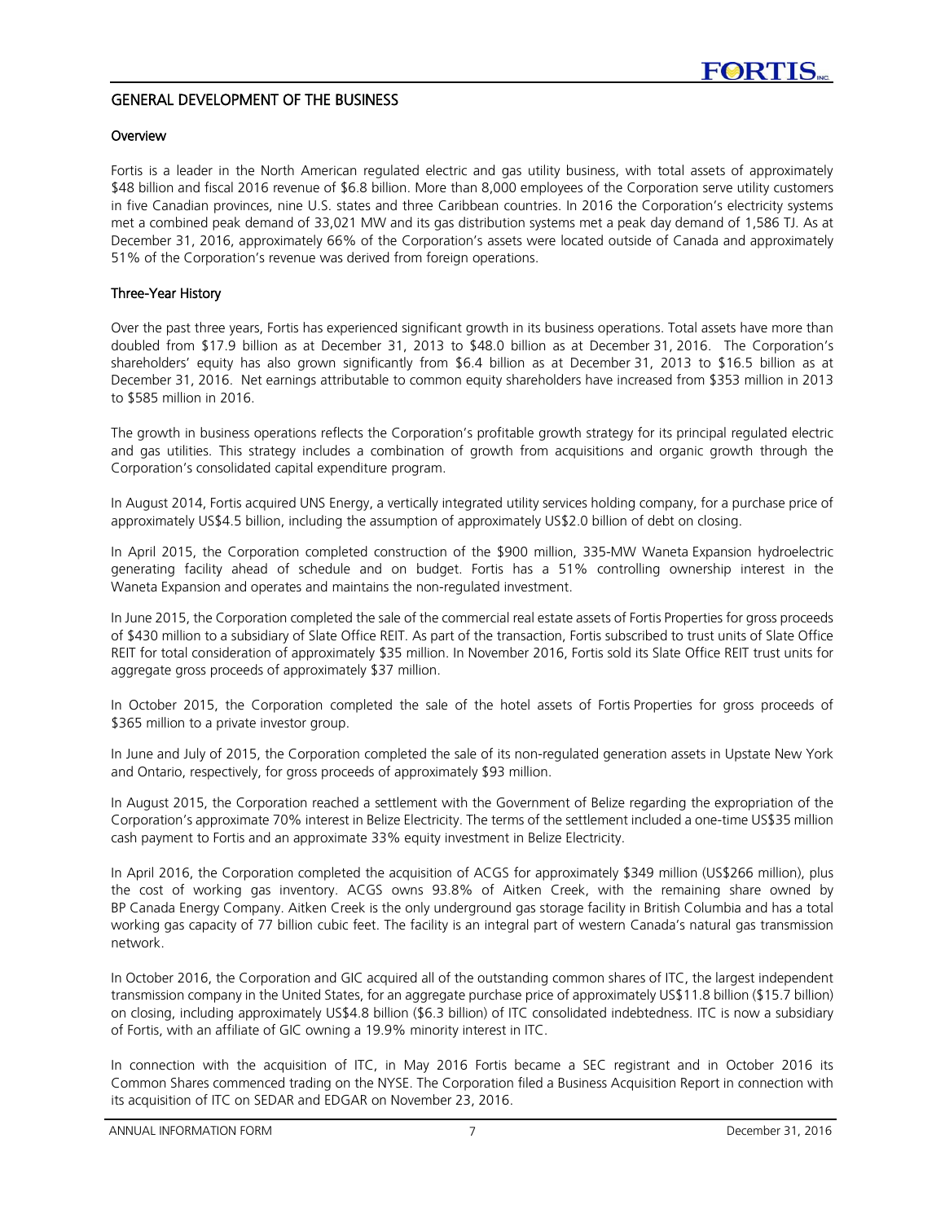## GENERAL DEVELOPMENT OF THE BUSINESS

### Overview

Fortis is a leader in the North American regulated electric and gas utility business, with total assets of approximately $48 billion and fiscal 2016 revenue of $6.8 billion. More than 8,000 employees of the Corporation serve utility customers in five Canadian provinces, nine U.S. states and three Caribbean countries. In 2016 the Corporation's electricity systems met a combined peak demand of 33,021 MW and its gas distribution systems met a peak day demand of 1,586 TJ. As at December 31, 2016, approximately 66% of the Corporation's assets were located outside of Canada and approximately 51% of the Corporation's revenue was derived from foreign operations.

### Three-Year History

Over the past three years, Fortis has experienced significant growth in its business operations. Total assets have more than doubled from $17.9 billion as at December 31, 2013 to $48.0 billion as at December 31, 2016. The Corporation's shareholders' equity has also grown significantly from $6.4 billion as at December 31, 2013 to $16.5 billion as at December 31, 2016. Net earnings attributable to common equity shareholders have increased from $353 million in 2013 to $585 million in 2016.

The growth in business operations reflects the Corporation's profitable growth strategy for its principal regulated electric and gas utilities. This strategy includes a combination of growth from acquisitions and organic growth through the Corporation's consolidated capital expenditure program.

In August 2014, Fortis acquired UNS Energy, a vertically integrated utility services holding company, for a purchase price of approximately US$4.5 billion, including the assumption of approximately US$2.0 billion of debt on closing.

In April 2015, the Corporation completed construction of the $900 million, 335-MW Waneta Expansion hydroelectric generating facility ahead of schedule and on budget. Fortis has a 51% controlling ownership interest in the Waneta Expansion and operates and maintains the non-regulated investment.

In June 2015, the Corporation completed the sale of the commercial real estate assets of Fortis Properties for gross proceeds of $430 million to a subsidiary of Slate Office REIT. As part of the transaction, Fortis subscribed to trust units of Slate Office REIT for total consideration of approximately $35 million. In November 2016, Fortis sold its Slate Office REIT trust units for aggregate gross proceeds of approximately $37 million.

In October 2015, the Corporation completed the sale of the hotel assets of Fortis Properties for gross proceeds of $365 million to a private investor group.

In June and July of 2015, the Corporation completed the sale of its non-regulated generation assets in Upstate New York and Ontario, respectively, for gross proceeds of approximately $93 million.

In August 2015, the Corporation reached a settlement with the Government of Belize regarding the expropriation of the Corporation's approximate 70% interest in Belize Electricity. The terms of the settlement included a one-time US$35 million cash payment to Fortis and an approximate 33% equity investment in Belize Electricity.

In April 2016, the Corporation completed the acquisition of ACGS for approximately $349 million (US$266 million), plus the cost of working gas inventory. ACGS owns 93.8% of Aitken Creek, with the remaining share owned by BP Canada Energy Company. Aitken Creek is the only underground gas storage facility in British Columbia and has a total working gas capacity of 77 billion cubic feet. The facility is an integral part of western Canada's natural gas transmission network.

In October 2016, the Corporation and GIC acquired all of the outstanding common shares of ITC, the largest independent transmission company in the United States, for an aggregate purchase price of approximately US$11.8 billion ($15.7 billion) on closing, including approximately US$4.8 billion ($6.3 billion) of ITC consolidated indebtedness. ITC is now a subsidiary of Fortis, with an affiliate of GIC owning a 19.9% minority interest in ITC.

In connection with the acquisition of ITC, in May 2016 Fortis became a SEC registrant and in October 2016 its Common Shares commenced trading on the NYSE. The Corporation filed a Business Acquisition Report in connection with its acquisition of ITC on SEDAR and EDGAR on November 23, 2016.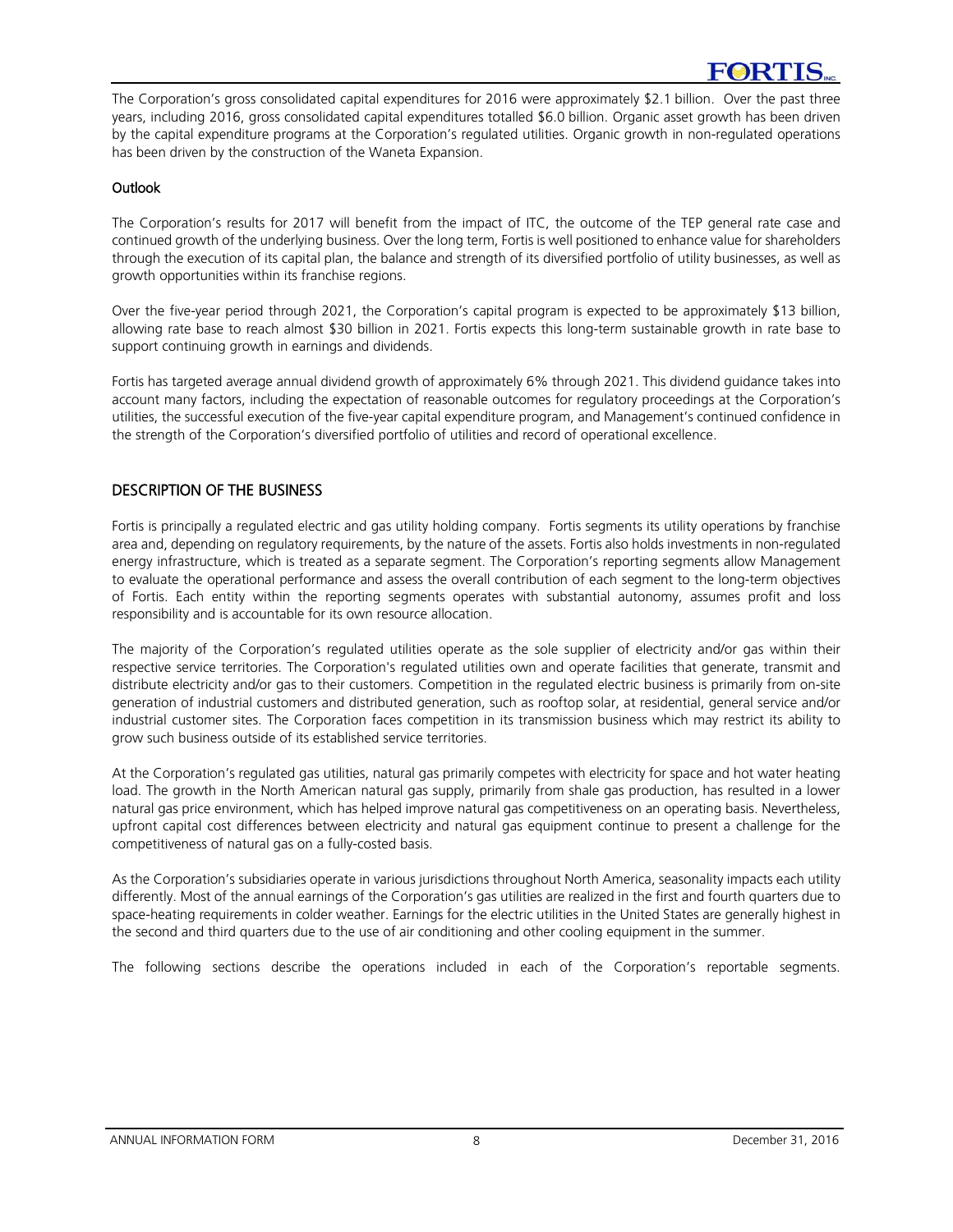The Corporation's gross consolidated capital expenditures for 2016 were approximately $2.1 billion. Over the past three years, including 2016, gross consolidated capital expenditures totalled $6.0 billion. Organic asset growth has been driven by the capital expenditure programs at the Corporation's regulated utilities. Organic growth in non-regulated operations has been driven by the construction of the Waneta Expansion.

### Outlook

The Corporation's results for 2017 will benefit from the impact of ITC, the outcome of the TEP general rate case and continued growth of the underlying business. Over the long term, Fortis is well positioned to enhance value for shareholders through the execution of its capital plan, the balance and strength of its diversified portfolio of utility businesses, as well as growth opportunities within its franchise regions.

Over the five-year period through 2021, the Corporation's capital program is expected to be approximately $13 billion, allowing rate base to reach almost $30 billion in 2021. Fortis expects this long-term sustainable growth in rate base to support continuing growth in earnings and dividends.

Fortis has targeted average annual dividend growth of approximately 6% through 2021. This dividend guidance takes into account many factors, including the expectation of reasonable outcomes for regulatory proceedings at the Corporation's utilities, the successful execution of the five-year capital expenditure program, and Management's continued confidence in the strength of the Corporation's diversified portfolio of utilities and record of operational excellence.

## DESCRIPTION OF THE BUSINESS

Fortis is principally a regulated electric and gas utility holding company. Fortis segments its utility operations by franchise area and, depending on regulatory requirements, by the nature of the assets. Fortis also holds investments in non-regulated energy infrastructure, which is treated as a separate segment. The Corporation's reporting segments allow Management to evaluate the operational performance and assess the overall contribution of each segment to the long-term objectives of Fortis. Each entity within the reporting segments operates with substantial autonomy, assumes profit and loss responsibility and is accountable for its own resource allocation.

The majority of the Corporation's regulated utilities operate as the sole supplier of electricity and/or gas within their respective service territories. The Corporation's regulated utilities own and operate facilities that generate, transmit and distribute electricity and/or gas to their customers. Competition in the regulated electric business is primarily from on-site generation of industrial customers and distributed generation, such as rooftop solar, at residential, general service and/or industrial customer sites. The Corporation faces competition in its transmission business which may restrict its ability to grow such business outside of its established service territories.

At the Corporation's regulated gas utilities, natural gas primarily competes with electricity for space and hot water heating load. The growth in the North American natural gas supply, primarily from shale gas production, has resulted in a lower natural gas price environment, which has helped improve natural gas competitiveness on an operating basis. Nevertheless, upfront capital cost differences between electricity and natural gas equipment continue to present a challenge for the competitiveness of natural gas on a fully-costed basis.

As the Corporation's subsidiaries operate in various jurisdictions throughout North America, seasonality impacts each utility differently. Most of the annual earnings of the Corporation's gas utilities are realized in the first and fourth quarters due to space-heating requirements in colder weather. Earnings for the electric utilities in the United States are generally highest in the second and third quarters due to the use of air conditioning and other cooling equipment in the summer.

The following sections describe the operations included in each of the Corporation's reportable segments.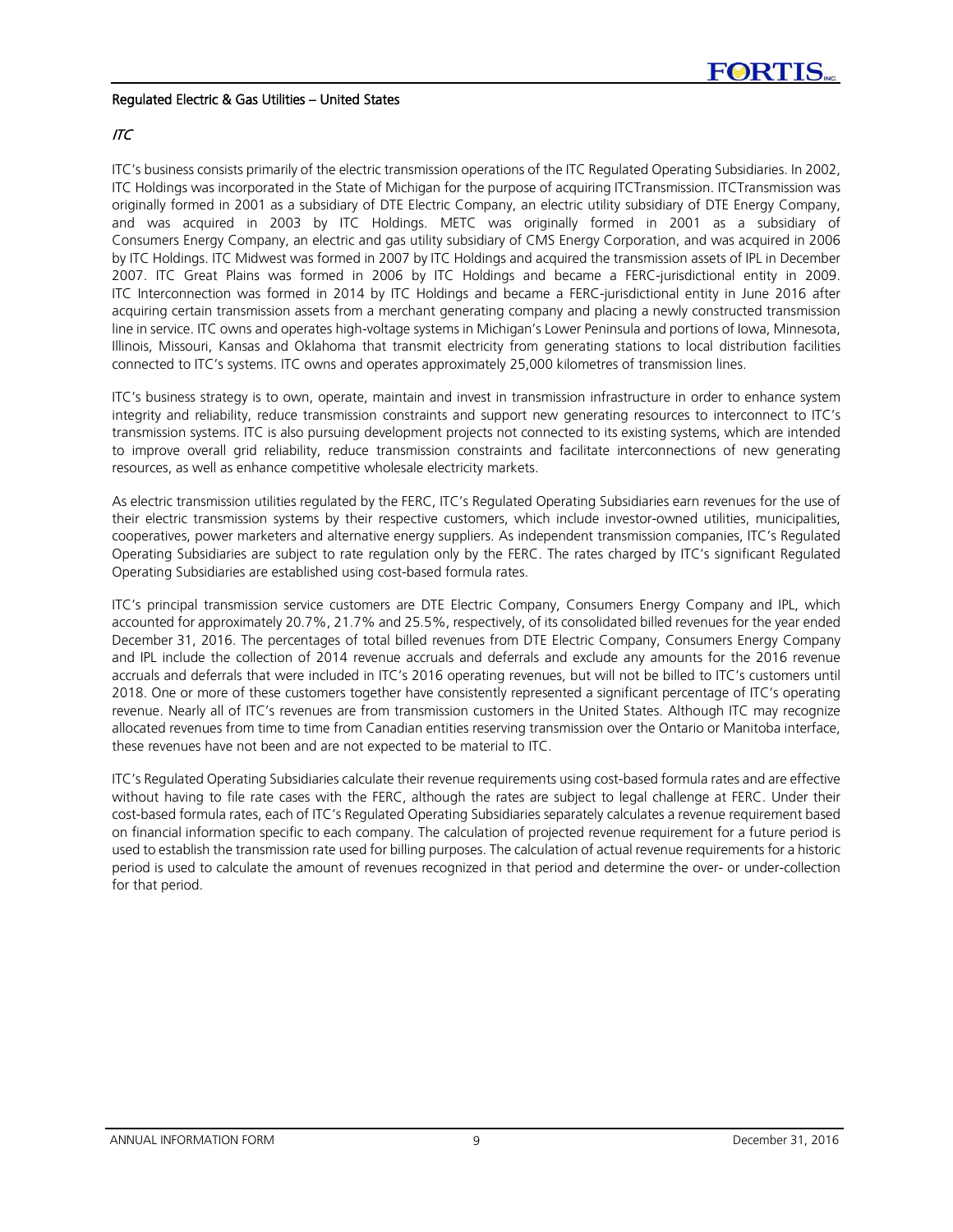## Regulated Electric & Gas Utilities – United States

### *ITC*

ITC's business consists primarily of the electric transmission operations of the ITC Regulated Operating Subsidiaries. In 2002, ITC Holdings was incorporated in the State of Michigan for the purpose of acquiring ITCTransmission. ITCTransmission was originally formed in 2001 as a subsidiary of DTE Electric Company, an electric utility subsidiary of DTE Energy Company, and was acquired in 2003 by ITC Holdings. METC was originally formed in 2001 as a subsidiary of Consumers Energy Company, an electric and gas utility subsidiary of CMS Energy Corporation, and was acquired in 2006 by ITC Holdings. ITC Midwest was formed in 2007 by ITC Holdings and acquired the transmission assets of IPL in December 2007. ITC Great Plains was formed in 2006 by ITC Holdings and became a FERC-jurisdictional entity in 2009. ITC Interconnection was formed in 2014 by ITC Holdings and became a FERC-jurisdictional entity in June 2016 after acquiring certain transmission assets from a merchant generating company and placing a newly constructed transmission line in service. ITC owns and operates high-voltage systems in Michigan's Lower Peninsula and portions of Iowa, Minnesota, Illinois, Missouri, Kansas and Oklahoma that transmit electricity from generating stations to local distribution facilities connected to ITC's systems. ITC owns and operates approximately 25,000 kilometres of transmission lines.

ITC's business strategy is to own, operate, maintain and invest in transmission infrastructure in order to enhance system integrity and reliability, reduce transmission constraints and support new generating resources to interconnect to ITC's transmission systems. ITC is also pursuing development projects not connected to its existing systems, which are intended to improve overall grid reliability, reduce transmission constraints and facilitate interconnections of new generating resources, as well as enhance competitive wholesale electricity markets.

As electric transmission utilities regulated by the FERC, ITC's Regulated Operating Subsidiaries earn revenues for the use of their electric transmission systems by their respective customers, which include investor-owned utilities, municipalities, cooperatives, power marketers and alternative energy suppliers. As independent transmission companies, ITC's Regulated Operating Subsidiaries are subject to rate regulation only by the FERC. The rates charged by ITC's significant Regulated Operating Subsidiaries are established using cost-based formula rates.

ITC's principal transmission service customers are DTE Electric Company, Consumers Energy Company and IPL, which accounted for approximately 20.7%, 21.7% and 25.5%, respectively, of its consolidated billed revenues for the year ended December 31, 2016. The percentages of total billed revenues from DTE Electric Company, Consumers Energy Company and IPL include the collection of 2014 revenue accruals and deferrals and exclude any amounts for the 2016 revenue accruals and deferrals that were included in ITC's 2016 operating revenues, but will not be billed to ITC's customers until 2018. One or more of these customers together have consistently represented a significant percentage of ITC's operating revenue. Nearly all of ITC's revenues are from transmission customers in the United States. Although ITC may recognize allocated revenues from time to time from Canadian entities reserving transmission over the Ontario or Manitoba interface, these revenues have not been and are not expected to be material to ITC.

ITC's Regulated Operating Subsidiaries calculate their revenue requirements using cost-based formula rates and are effective without having to file rate cases with the FERC, although the rates are subject to legal challenge at FERC. Under their cost-based formula rates, each of ITC's Regulated Operating Subsidiaries separately calculates a revenue requirement based on financial information specific to each company. The calculation of projected revenue requirement for a future period is used to establish the transmission rate used for billing purposes. The calculation of actual revenue requirements for a historic period is used to calculate the amount of revenues recognized in that period and determine the over- or under-collection for that period.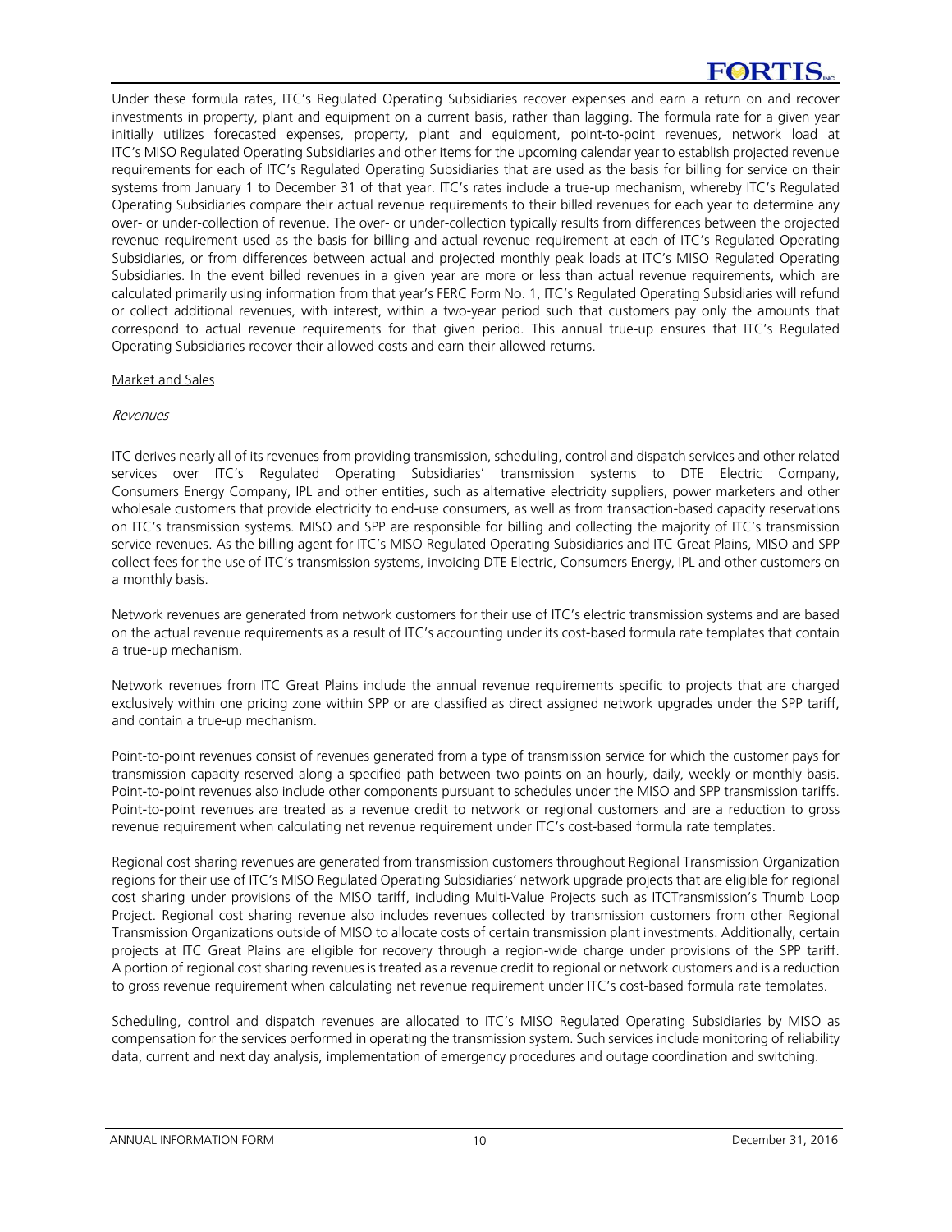Under these formula rates, ITC's Regulated Operating Subsidiaries recover expenses and earn a return on and recover investments in property, plant and equipment on a current basis, rather than lagging. The formula rate for a given year initially utilizes forecasted expenses, property, plant and equipment, point-to-point revenues, network load at ITC's MISO Regulated Operating Subsidiaries and other items for the upcoming calendar year to establish projected revenue requirements for each of ITC's Regulated Operating Subsidiaries that are used as the basis for billing for service on their systems from January 1 to December 31 of that year. ITC's rates include a true-up mechanism, whereby ITC's Regulated Operating Subsidiaries compare their actual revenue requirements to their billed revenues for each year to determine any over- or under-collection of revenue. The over- or under-collection typically results from differences between the projected revenue requirement used as the basis for billing and actual revenue requirement at each of ITC's Regulated Operating Subsidiaries, or from differences between actual and projected monthly peak loads at ITC's MISO Regulated Operating Subsidiaries. In the event billed revenues in a given year are more or less than actual revenue requirements, which are calculated primarily using information from that year's FERC Form No. 1, ITC's Regulated Operating Subsidiaries will refund or collect additional revenues, with interest, within a two-year period such that customers pay only the amounts that correspond to actual revenue requirements for that given period. This annual true-up ensures that ITC's Regulated Operating Subsidiaries recover their allowed costs and earn their allowed returns.

Market and Sales

*Revenues*

ITC derives nearly all of its revenues from providing transmission, scheduling, control and dispatch services and other related services over ITC's Regulated Operating Subsidiaries' transmission systems to DTE Electric Company, Consumers Energy Company, IPL and other entities, such as alternative electricity suppliers, power marketers and other wholesale customers that provide electricity to end-use consumers, as well as from transaction-based capacity reservations on ITC's transmission systems. MISO and SPP are responsible for billing and collecting the majority of ITC's transmission service revenues. As the billing agent for ITC's MISO Regulated Operating Subsidiaries and ITC Great Plains, MISO and SPP collect fees for the use of ITC's transmission systems, invoicing DTE Electric, Consumers Energy, IPL and other customers on a monthly basis.

Network revenues are generated from network customers for their use of ITC's electric transmission systems and are based on the actual revenue requirements as a result of ITC's accounting under its cost-based formula rate templates that contain a true-up mechanism.

Network revenues from ITC Great Plains include the annual revenue requirements specific to projects that are charged exclusively within one pricing zone within SPP or are classified as direct assigned network upgrades under the SPP tariff, and contain a true-up mechanism.

Point-to-point revenues consist of revenues generated from a type of transmission service for which the customer pays for transmission capacity reserved along a specified path between two points on an hourly, daily, weekly or monthly basis. Point-to-point revenues also include other components pursuant to schedules under the MISO and SPP transmission tariffs. Point-to-point revenues are treated as a revenue credit to network or regional customers and are a reduction to gross revenue requirement when calculating net revenue requirement under ITC's cost-based formula rate templates.

Regional cost sharing revenues are generated from transmission customers throughout Regional Transmission Organization regions for their use of ITC's MISO Regulated Operating Subsidiaries' network upgrade projects that are eligible for regional cost sharing under provisions of the MISO tariff, including Multi-Value Projects such as ITCTransmission's Thumb Loop Project. Regional cost sharing revenue also includes revenues collected by transmission customers from other Regional Transmission Organizations outside of MISO to allocate costs of certain transmission plant investments. Additionally, certain projects at ITC Great Plains are eligible for recovery through a region-wide charge under provisions of the SPP tariff. A portion of regional cost sharing revenues is treated as a revenue credit to regional or network customers and is a reduction to gross revenue requirement when calculating net revenue requirement under ITC's cost-based formula rate templates.

Scheduling, control and dispatch revenues are allocated to ITC's MISO Regulated Operating Subsidiaries by MISO as compensation for the services performed in operating the transmission system. Such services include monitoring of reliability data, current and next day analysis, implementation of emergency procedures and outage coordination and switching.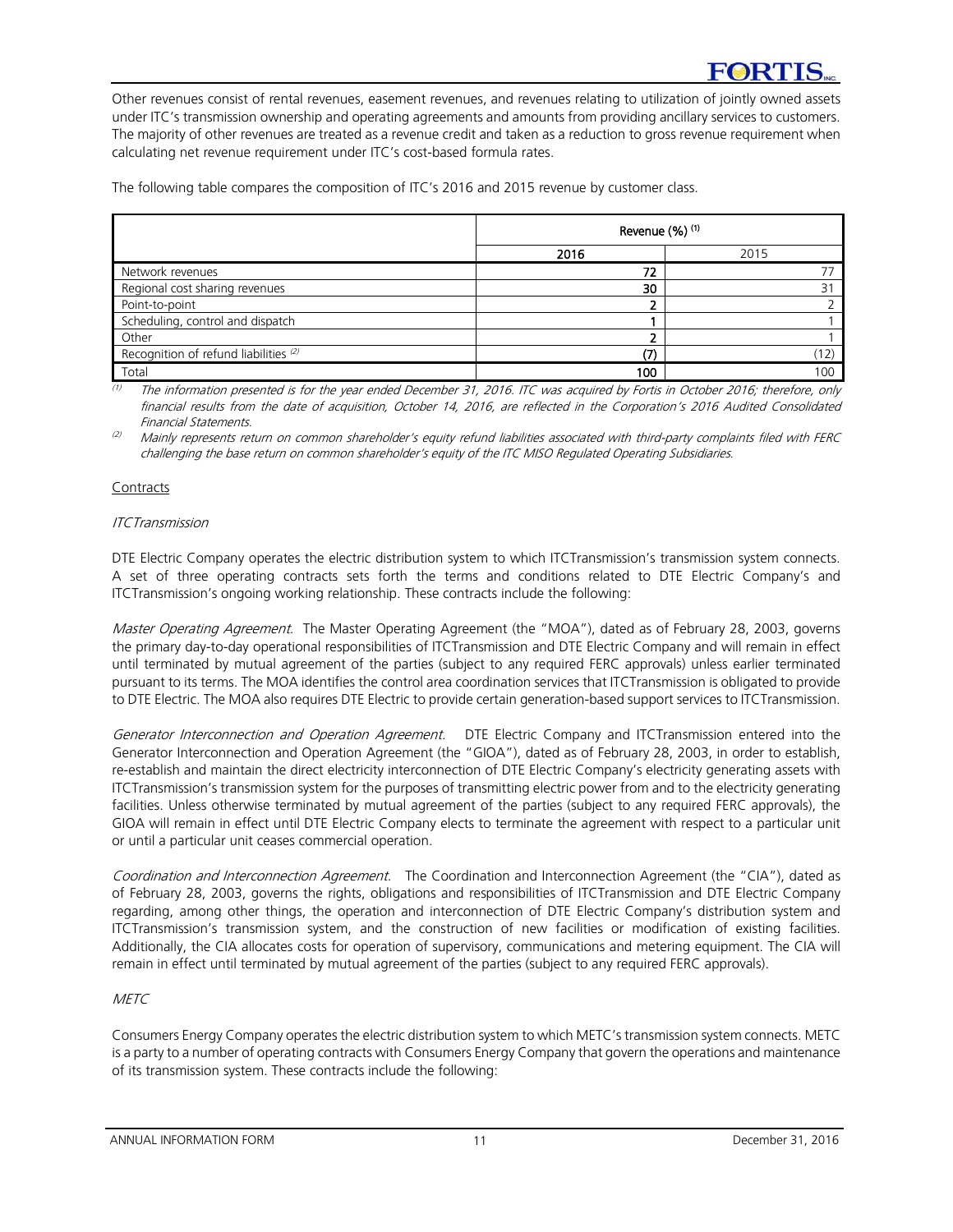Other revenues consist of rental revenues, easement revenues, and revenues relating to utilization of jointly owned assets under ITC's transmission ownership and operating agreements and amounts from providing ancillary services to customers. The majority of other revenues are treated as a revenue credit and taken as a reduction to gross revenue requirement when calculating net revenue requirement under ITC's cost-based formula rates.

The following table compares the composition of ITC's 2016 and 2015 revenue by customer class.

| | Revenue (%) [(1)] | |
|---|---|---|
| | **2016** | 2015 |
| Network revenues | **72** | 77 |
| Regional cost sharing revenues | **30** | 31 |
| Point-to-point | **2** | 2 |
| Scheduling, control and dispatch | **1** | 1 |
| Other | **2** | 1 |
| Recognition of refund liabilities [(2)] | **(7)** | (12) |
| Total | **100** | 100 |

(1) *The information presented is for the year ended December 31, 2016. ITC was acquired by Fortis in October 2016; therefore, only financial results from the date of acquisition, October 14, 2016, are reflected in the Corporation's 2016 Audited Consolidated Financial Statements.*

(2) *Mainly represents return on common shareholder's equity refund liabilities associated with third-party complaints filed with FERC challenging the base return on common shareholder's equity of the ITC MISO Regulated Operating Subsidiaries.*

### Contracts

*ITCTransmission*

DTE Electric Company operates the electric distribution system to which ITCTransmission's transmission system connects. A set of three operating contracts sets forth the terms and conditions related to DTE Electric Company's and ITCTransmission's ongoing working relationship. These contracts include the following:

*Master Operating Agreement.* The Master Operating Agreement (the "MOA"), dated as of February 28, 2003, governs the primary day-to-day operational responsibilities of ITCTransmission and DTE Electric Company and will remain in effect until terminated by mutual agreement of the parties (subject to any required FERC approvals) unless earlier terminated pursuant to its terms. The MOA identifies the control area coordination services that ITCTransmission is obligated to provide to DTE Electric. The MOA also requires DTE Electric to provide certain generation-based support services to ITCTransmission.

*Generator Interconnection and Operation Agreement.* DTE Electric Company and ITCTransmission entered into the Generator Interconnection and Operation Agreement (the "GIOA"), dated as of February 28, 2003, in order to establish, re-establish and maintain the direct electricity interconnection of DTE Electric Company's electricity generating assets with ITCTransmission's transmission system for the purposes of transmitting electric power from and to the electricity generating facilities. Unless otherwise terminated by mutual agreement of the parties (subject to any required FERC approvals), the GIOA will remain in effect until DTE Electric Company elects to terminate the agreement with respect to a particular unit or until a particular unit ceases commercial operation.

*Coordination and Interconnection Agreement.* The Coordination and Interconnection Agreement (the "CIA"), dated as of February 28, 2003, governs the rights, obligations and responsibilities of ITCTransmission and DTE Electric Company regarding, among other things, the operation and interconnection of DTE Electric Company's distribution system and ITCTransmission's transmission system, and the construction of new facilities or modification of existing facilities. Additionally, the CIA allocates costs for operation of supervisory, communications and metering equipment. The CIA will remain in effect until terminated by mutual agreement of the parties (subject to any required FERC approvals).

*METC*

Consumers Energy Company operates the electric distribution system to which METC's transmission system connects. METC is a party to a number of operating contracts with Consumers Energy Company that govern the operations and maintenance of its transmission system. These contracts include the following: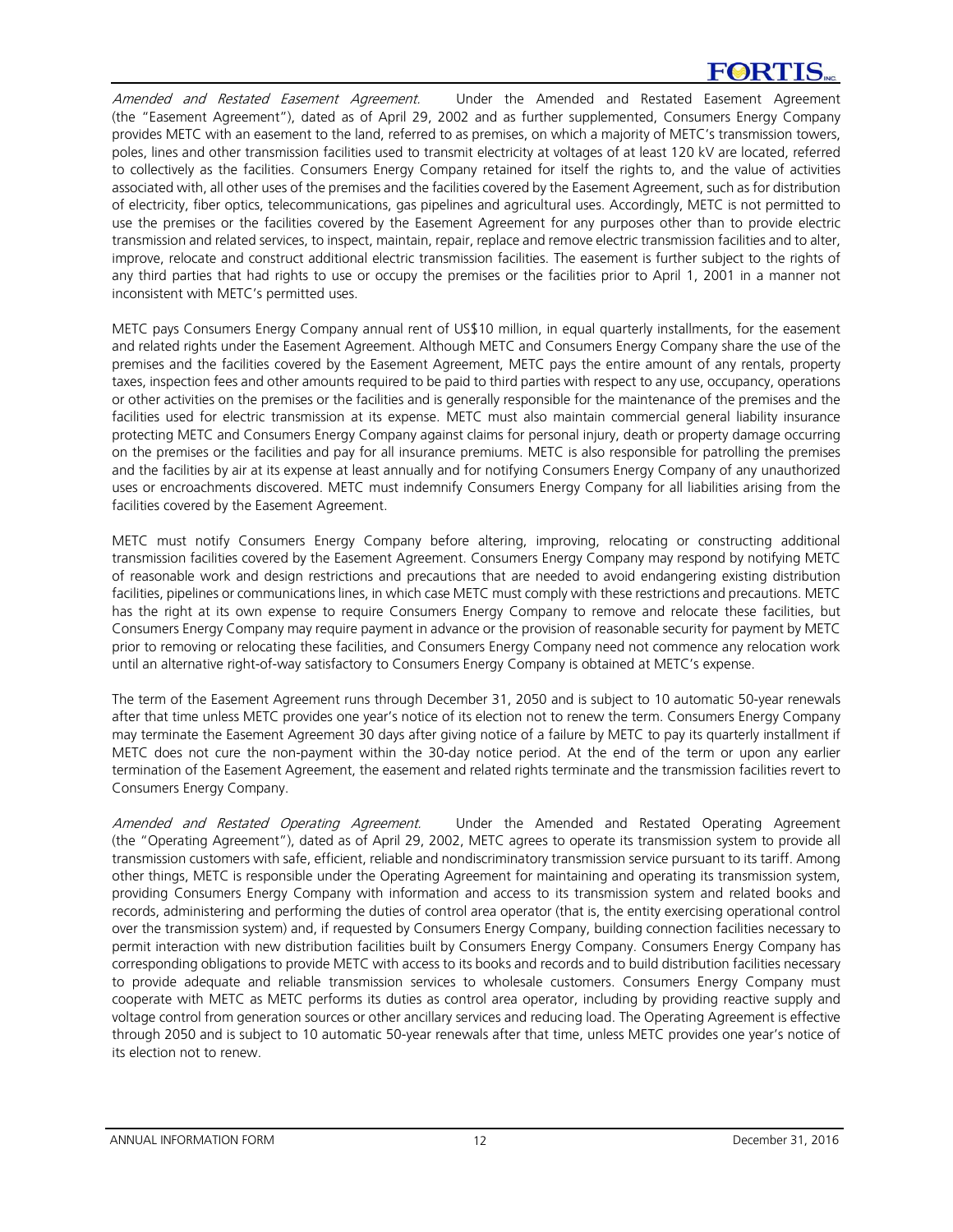*Amended and Restated Easement Agreement.* Under the Amended and Restated Easement Agreement (the "Easement Agreement"), dated as of April 29, 2002 and as further supplemented, Consumers Energy Company provides METC with an easement to the land, referred to as premises, on which a majority of METC's transmission towers, poles, lines and other transmission facilities used to transmit electricity at voltages of at least 120 kV are located, referred to collectively as the facilities. Consumers Energy Company retained for itself the rights to, and the value of activities associated with, all other uses of the premises and the facilities covered by the Easement Agreement, such as for distribution of electricity, fiber optics, telecommunications, gas pipelines and agricultural uses. Accordingly, METC is not permitted to use the premises or the facilities covered by the Easement Agreement for any purposes other than to provide electric transmission and related services, to inspect, maintain, repair, replace and remove electric transmission facilities and to alter, improve, relocate and construct additional electric transmission facilities. The easement is further subject to the rights of any third parties that had rights to use or occupy the premises or the facilities prior to April 1, 2001 in a manner not inconsistent with METC's permitted uses.

METC pays Consumers Energy Company annual rent of US$10 million, in equal quarterly installments, for the easement and related rights under the Easement Agreement. Although METC and Consumers Energy Company share the use of the premises and the facilities covered by the Easement Agreement, METC pays the entire amount of any rentals, property taxes, inspection fees and other amounts required to be paid to third parties with respect to any use, occupancy, operations or other activities on the premises or the facilities and is generally responsible for the maintenance of the premises and the facilities used for electric transmission at its expense. METC must also maintain commercial general liability insurance protecting METC and Consumers Energy Company against claims for personal injury, death or property damage occurring on the premises or the facilities and pay for all insurance premiums. METC is also responsible for patrolling the premises and the facilities by air at its expense at least annually and for notifying Consumers Energy Company of any unauthorized uses or encroachments discovered. METC must indemnify Consumers Energy Company for all liabilities arising from the facilities covered by the Easement Agreement.

METC must notify Consumers Energy Company before altering, improving, relocating or constructing additional transmission facilities covered by the Easement Agreement. Consumers Energy Company may respond by notifying METC of reasonable work and design restrictions and precautions that are needed to avoid endangering existing distribution facilities, pipelines or communications lines, in which case METC must comply with these restrictions and precautions. METC has the right at its own expense to require Consumers Energy Company to remove and relocate these facilities, but Consumers Energy Company may require payment in advance or the provision of reasonable security for payment by METC prior to removing or relocating these facilities, and Consumers Energy Company need not commence any relocation work until an alternative right-of-way satisfactory to Consumers Energy Company is obtained at METC's expense.

The term of the Easement Agreement runs through December 31, 2050 and is subject to 10 automatic 50-year renewals after that time unless METC provides one year's notice of its election not to renew the term. Consumers Energy Company may terminate the Easement Agreement 30 days after giving notice of a failure by METC to pay its quarterly installment if METC does not cure the non-payment within the 30-day notice period. At the end of the term or upon any earlier termination of the Easement Agreement, the easement and related rights terminate and the transmission facilities revert to Consumers Energy Company.

*Amended and Restated Operating Agreement.* Under the Amended and Restated Operating Agreement (the "Operating Agreement"), dated as of April 29, 2002, METC agrees to operate its transmission system to provide all transmission customers with safe, efficient, reliable and nondiscriminatory transmission service pursuant to its tariff. Among other things, METC is responsible under the Operating Agreement for maintaining and operating its transmission system, providing Consumers Energy Company with information and access to its transmission system and related books and records, administering and performing the duties of control area operator (that is, the entity exercising operational control over the transmission system) and, if requested by Consumers Energy Company, building connection facilities necessary to permit interaction with new distribution facilities built by Consumers Energy Company. Consumers Energy Company has corresponding obligations to provide METC with access to its books and records and to build distribution facilities necessary to provide adequate and reliable transmission services to wholesale customers. Consumers Energy Company must cooperate with METC as METC performs its duties as control area operator, including by providing reactive supply and voltage control from generation sources or other ancillary services and reducing load. The Operating Agreement is effective through 2050 and is subject to 10 automatic 50-year renewals after that time, unless METC provides one year's notice of its election not to renew.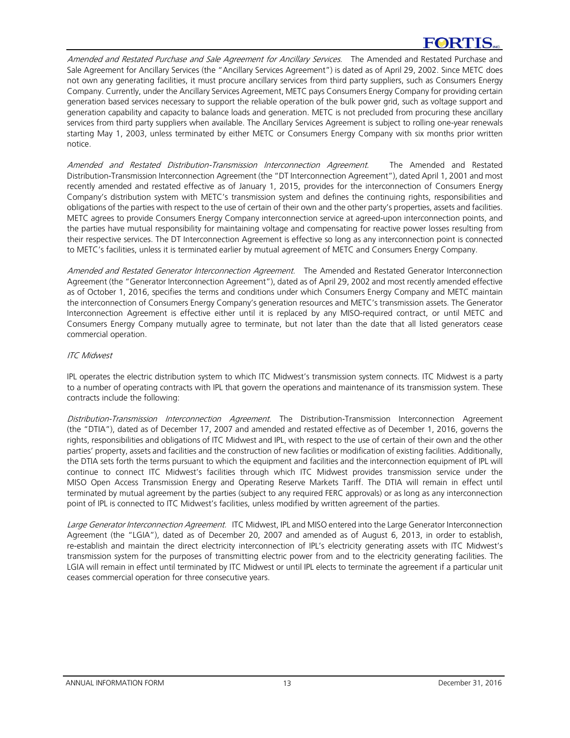*Amended and Restated Purchase and Sale Agreement for Ancillary Services*. The Amended and Restated Purchase and Sale Agreement for Ancillary Services (the "Ancillary Services Agreement") is dated as of April 29, 2002. Since METC does not own any generating facilities, it must procure ancillary services from third party suppliers, such as Consumers Energy Company. Currently, under the Ancillary Services Agreement, METC pays Consumers Energy Company for providing certain generation based services necessary to support the reliable operation of the bulk power grid, such as voltage support and generation capability and capacity to balance loads and generation. METC is not precluded from procuring these ancillary services from third party suppliers when available. The Ancillary Services Agreement is subject to rolling one-year renewals starting May 1, 2003, unless terminated by either METC or Consumers Energy Company with six months prior written notice.

*Amended and Restated Distribution-Transmission Interconnection Agreement*. The Amended and Restated Distribution-Transmission Interconnection Agreement (the "DT Interconnection Agreement"), dated April 1, 2001 and most recently amended and restated effective as of January 1, 2015, provides for the interconnection of Consumers Energy Company's distribution system with METC's transmission system and defines the continuing rights, responsibilities and obligations of the parties with respect to the use of certain of their own and the other party's properties, assets and facilities. METC agrees to provide Consumers Energy Company interconnection service at agreed-upon interconnection points, and the parties have mutual responsibility for maintaining voltage and compensating for reactive power losses resulting from their respective services. The DT Interconnection Agreement is effective so long as any interconnection point is connected to METC's facilities, unless it is terminated earlier by mutual agreement of METC and Consumers Energy Company.

*Amended and Restated Generator Interconnection Agreement*. The Amended and Restated Generator Interconnection Agreement (the "Generator Interconnection Agreement"), dated as of April 29, 2002 and most recently amended effective as of October 1, 2016, specifies the terms and conditions under which Consumers Energy Company and METC maintain the interconnection of Consumers Energy Company's generation resources and METC's transmission assets. The Generator Interconnection Agreement is effective either until it is replaced by any MISO-required contract, or until METC and Consumers Energy Company mutually agree to terminate, but not later than the date that all listed generators cease commercial operation.

*ITC Midwest*

IPL operates the electric distribution system to which ITC Midwest's transmission system connects. ITC Midwest is a party to a number of operating contracts with IPL that govern the operations and maintenance of its transmission system. These contracts include the following:

*Distribution-Transmission Interconnection Agreement*. The Distribution-Transmission Interconnection Agreement (the "DTIA"), dated as of December 17, 2007 and amended and restated effective as of December 1, 2016, governs the rights, responsibilities and obligations of ITC Midwest and IPL, with respect to the use of certain of their own and the other parties' property, assets and facilities and the construction of new facilities or modification of existing facilities. Additionally, the DTIA sets forth the terms pursuant to which the equipment and facilities and the interconnection equipment of IPL will continue to connect ITC Midwest's facilities through which ITC Midwest provides transmission service under the MISO Open Access Transmission Energy and Operating Reserve Markets Tariff. The DTIA will remain in effect until terminated by mutual agreement by the parties (subject to any required FERC approvals) or as long as any interconnection point of IPL is connected to ITC Midwest's facilities, unless modified by written agreement of the parties.

*Large Generator Interconnection Agreement*. ITC Midwest, IPL and MISO entered into the Large Generator Interconnection Agreement (the "LGIA"), dated as of December 20, 2007 and amended as of August 6, 2013, in order to establish, re-establish and maintain the direct electricity interconnection of IPL's electricity generating assets with ITC Midwest's transmission system for the purposes of transmitting electric power from and to the electricity generating facilities. The LGIA will remain in effect until terminated by ITC Midwest or until IPL elects to terminate the agreement if a particular unit ceases commercial operation for three consecutive years.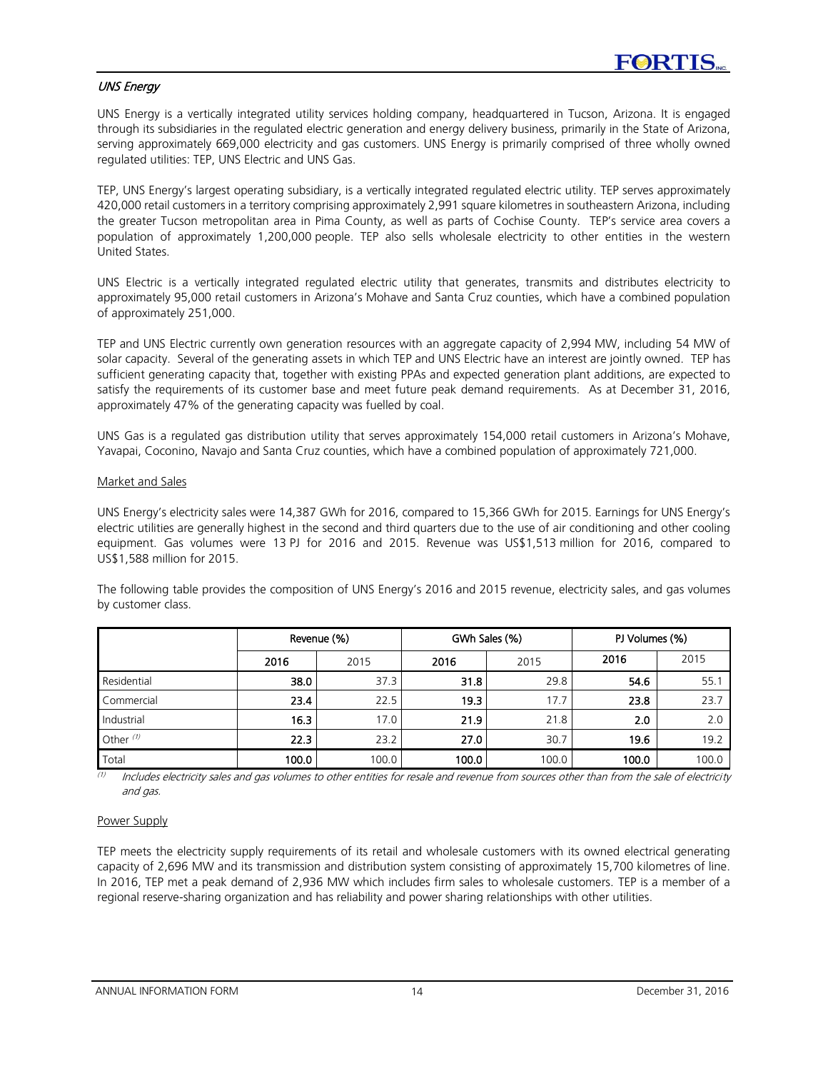### *UNS Energy*

UNS Energy is a vertically integrated utility services holding company, headquartered in Tucson, Arizona. It is engaged through its subsidiaries in the regulated electric generation and energy delivery business, primarily in the State of Arizona, serving approximately 669,000 electricity and gas customers. UNS Energy is primarily comprised of three wholly owned regulated utilities: TEP, UNS Electric and UNS Gas.

TEP, UNS Energy's largest operating subsidiary, is a vertically integrated regulated electric utility. TEP serves approximately 420,000 retail customers in a territory comprising approximately 2,991 square kilometres in southeastern Arizona, including the greater Tucson metropolitan area in Pima County, as well as parts of Cochise County. TEP's service area covers a population of approximately 1,200,000 people. TEP also sells wholesale electricity to other entities in the western United States.

UNS Electric is a vertically integrated regulated electric utility that generates, transmits and distributes electricity to approximately 95,000 retail customers in Arizona's Mohave and Santa Cruz counties, which have a combined population of approximately 251,000.

TEP and UNS Electric currently own generation resources with an aggregate capacity of 2,994 MW, including 54 MW of solar capacity. Several of the generating assets in which TEP and UNS Electric have an interest are jointly owned. TEP has sufficient generating capacity that, together with existing PPAs and expected generation plant additions, are expected to satisfy the requirements of its customer base and meet future peak demand requirements. As at December 31, 2016, approximately 47% of the generating capacity was fuelled by coal.

UNS Gas is a regulated gas distribution utility that serves approximately 154,000 retail customers in Arizona's Mohave, Yavapai, Coconino, Navajo and Santa Cruz counties, which have a combined population of approximately 721,000.

#### Market and Sales

UNS Energy's electricity sales were 14,387 GWh for 2016, compared to 15,366 GWh for 2015. Earnings for UNS Energy's electric utilities are generally highest in the second and third quarters due to the use of air conditioning and other cooling equipment. Gas volumes were 13 PJ for 2016 and 2015. Revenue was US$1,513 million for 2016, compared to US$1,588 million for 2015.

The following table provides the composition of UNS Energy's 2016 and 2015 revenue, electricity sales, and gas volumes by customer class.

| | Revenue (%) | | GWh Sales (%) | | PJ Volumes (%) | |
|---|---|---|---|---|---|---|
| | **2016** | 2015 | **2016** | 2015 | **2016** | 2015 |
| Residential | **38.0** | 37.3 | **31.8** | 29.8 | **54.6** | 55.1 |
| Commercial | **23.4** | 22.5 | **19.3** | 17.7 | **23.8** | 23.7 |
| Industrial | **16.3** | 17.0 | **21.9** | 21.8 | **2.0** | 2.0 |
| Other [(1)] | **22.3** | 23.2 | **27.0** | 30.7 | **19.6** | 19.2 |
| Total | **100.0** | 100.0 | **100.0** | 100.0 | **100.0** | 100.0 |

[(1)] *Includes electricity sales and gas volumes to other entities for resale and revenue from sources other than from the sale of electricity and gas.*

#### Power Supply

TEP meets the electricity supply requirements of its retail and wholesale customers with its owned electrical generating capacity of 2,696 MW and its transmission and distribution system consisting of approximately 15,700 kilometres of line. In 2016, TEP met a peak demand of 2,936 MW which includes firm sales to wholesale customers. TEP is a member of a regional reserve-sharing organization and has reliability and power sharing relationships with other utilities.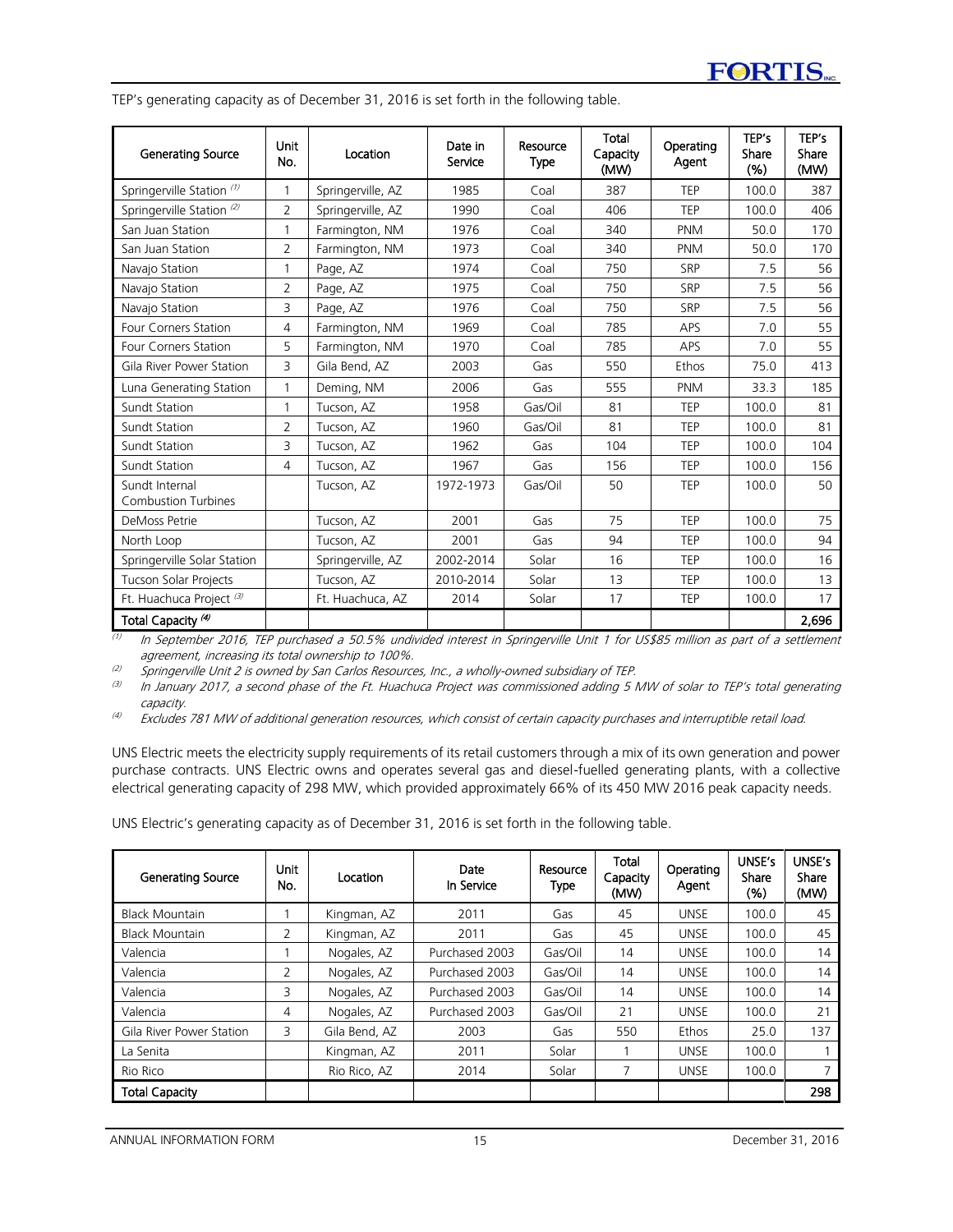TEP's generating capacity as of December 31, 2016 is set forth in the following table.

| Generating Source | Unit No. | Location | Date in Service | Resource Type | Total Capacity (MW) | Operating Agent | TEP's Share (%) | TEP's Share (MW) |
|---|---|---|---|---|---|---|---|---|
| Springerville Station [(1)] | 1 | Springerville, AZ | 1985 | Coal | 387 | TEP | 100.0 | 387 |
| Springerville Station [(2)] | 2 | Springerville, AZ | 1990 | Coal | 406 | TEP | 100.0 | 406 |
| San Juan Station | 1 | Farmington, NM | 1976 | Coal | 340 | PNM | 50.0 | 170 |
| San Juan Station | 2 | Farmington, NM | 1973 | Coal | 340 | PNM | 50.0 | 170 |
| Navajo Station | 1 | Page, AZ | 1974 | Coal | 750 | SRP | 7.5 | 56 |
| Navajo Station | 2 | Page, AZ | 1975 | Coal | 750 | SRP | 7.5 | 56 |
| Navajo Station | 3 | Page, AZ | 1976 | Coal | 750 | SRP | 7.5 | 56 |
| Four Corners Station | 4 | Farmington, NM | 1969 | Coal | 785 | APS | 7.0 | 55 |
| Four Corners Station | 5 | Farmington, NM | 1970 | Coal | 785 | APS | 7.0 | 55 |
| Gila River Power Station | 3 | Gila Bend, AZ | 2003 | Gas | 550 | Ethos | 75.0 | 413 |
| Luna Generating Station | 1 | Deming, NM | 2006 | Gas | 555 | PNM | 33.3 | 185 |
| Sundt Station | 1 | Tucson, AZ | 1958 | Gas/Oil | 81 | TEP | 100.0 | 81 |
| Sundt Station | 2 | Tucson, AZ | 1960 | Gas/Oil | 81 | TEP | 100.0 | 81 |
| Sundt Station | 3 | Tucson, AZ | 1962 | Gas | 104 | TEP | 100.0 | 104 |
| Sundt Station | 4 | Tucson, AZ | 1967 | Gas | 156 | TEP | 100.0 | 156 |
| Sundt Internal Combustion Turbines | | Tucson, AZ | 1972-1973 | Gas/Oil | 50 | TEP | 100.0 | 50 |
| DeMoss Petrie | | Tucson, AZ | 2001 | Gas | 75 | TEP | 100.0 | 75 |
| North Loop | | Tucson, AZ | 2001 | Gas | 94 | TEP | 100.0 | 94 |
| Springerville Solar Station | | Springerville, AZ | 2002-2014 | Solar | 16 | TEP | 100.0 | 16 |
| Tucson Solar Projects | | Tucson, AZ | 2010-2014 | Solar | 13 | TEP | 100.0 | 13 |
| Ft. Huachuca Project [(3)] | | Ft. Huachuca, AZ | 2014 | Solar | 17 | TEP | 100.0 | 17 |
| **Total Capacity [(4)]** | | | | | | | | **2,696** |

[(1)] *In September 2016, TEP purchased a 50.5% undivided interest in Springerville Unit 1 for US$85 million as part of a settlement agreement, increasing its total ownership to 100%.*
[(2)] *Springerville Unit 2 is owned by San Carlos Resources, Inc., a wholly-owned subsidiary of TEP.*
[(3)] *In January 2017, a second phase of the Ft. Huachuca Project was commissioned adding 5 MW of solar to TEP's total generating capacity.*
[(4)] *Excludes 781 MW of additional generation resources, which consist of certain capacity purchases and interruptible retail load.*

UNS Electric meets the electricity supply requirements of its retail customers through a mix of its own generation and power purchase contracts. UNS Electric owns and operates several gas and diesel-fuelled generating plants, with a collective electrical generating capacity of 298 MW, which provided approximately 66% of its 450 MW 2016 peak capacity needs.

UNS Electric's generating capacity as of December 31, 2016 is set forth in the following table.

| Generating Source | Unit No. | Location | Date In Service | Resource Type | Total Capacity (MW) | Operating Agent | UNSE's Share (%) | UNSE's Share (MW) |
|---|---|---|---|---|---|---|---|---|
| Black Mountain | 1 | Kingman, AZ | 2011 | Gas | 45 | UNSE | 100.0 | 45 |
| Black Mountain | 2 | Kingman, AZ | 2011 | Gas | 45 | UNSE | 100.0 | 45 |
| Valencia | 1 | Nogales, AZ | Purchased 2003 | Gas/Oil | 14 | UNSE | 100.0 | 14 |
| Valencia | 2 | Nogales, AZ | Purchased 2003 | Gas/Oil | 14 | UNSE | 100.0 | 14 |
| Valencia | 3 | Nogales, AZ | Purchased 2003 | Gas/Oil | 14 | UNSE | 100.0 | 14 |
| Valencia | 4 | Nogales, AZ | Purchased 2003 | Gas/Oil | 21 | UNSE | 100.0 | 21 |
| Gila River Power Station | 3 | Gila Bend, AZ | 2003 | Gas | 550 | Ethos | 25.0 | 137 |
| La Senita | | Kingman, AZ | 2011 | Solar | 1 | UNSE | 100.0 | 1 |
| Rio Rico | | Rio Rico, AZ | 2014 | Solar | 7 | UNSE | 100.0 | 7 |
| **Total Capacity** | | | | | | | | **298** |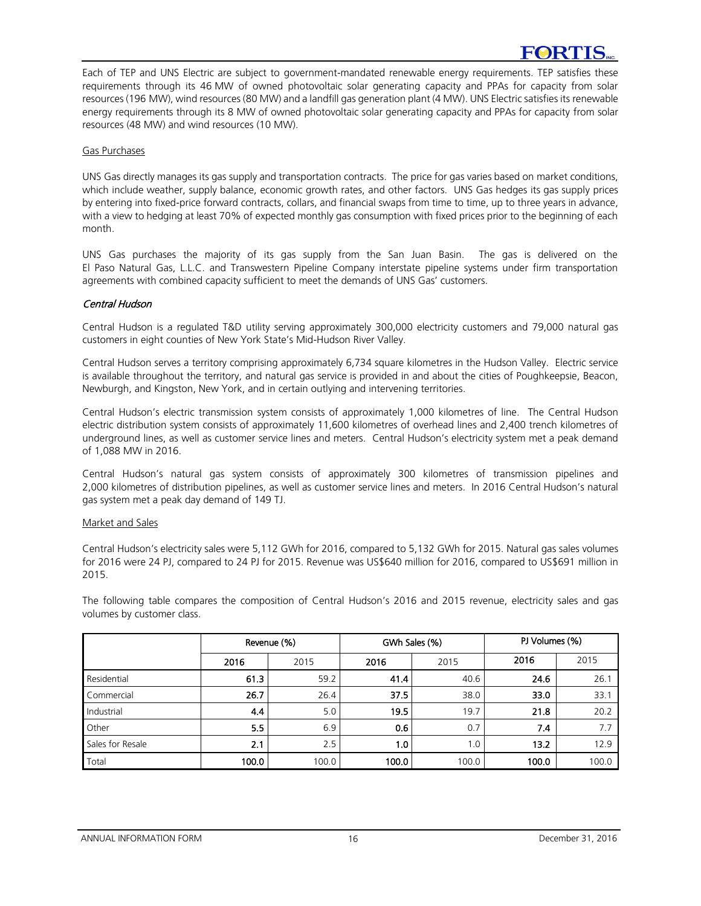Each of TEP and UNS Electric are subject to government-mandated renewable energy requirements. TEP satisfies these requirements through its 46 MW of owned photovoltaic solar generating capacity and PPAs for capacity from solar resources (196 MW), wind resources (80 MW) and a landfill gas generation plant (4 MW). UNS Electric satisfies its renewable energy requirements through its 8 MW of owned photovoltaic solar generating capacity and PPAs for capacity from solar resources (48 MW) and wind resources (10 MW).

Gas Purchases

UNS Gas directly manages its gas supply and transportation contracts. The price for gas varies based on market conditions, which include weather, supply balance, economic growth rates, and other factors. UNS Gas hedges its gas supply prices by entering into fixed-price forward contracts, collars, and financial swaps from time to time, up to three years in advance, with a view to hedging at least 70% of expected monthly gas consumption with fixed prices prior to the beginning of each month.

UNS Gas purchases the majority of its gas supply from the San Juan Basin. The gas is delivered on the El Paso Natural Gas, L.L.C. and Transwestern Pipeline Company interstate pipeline systems under firm transportation agreements with combined capacity sufficient to meet the demands of UNS Gas' customers.

### *Central Hudson*

Central Hudson is a regulated T&D utility serving approximately 300,000 electricity customers and 79,000 natural gas customers in eight counties of New York State's Mid-Hudson River Valley.

Central Hudson serves a territory comprising approximately 6,734 square kilometres in the Hudson Valley. Electric service is available throughout the territory, and natural gas service is provided in and about the cities of Poughkeepsie, Beacon, Newburgh, and Kingston, New York, and in certain outlying and intervening territories.

Central Hudson's electric transmission system consists of approximately 1,000 kilometres of line. The Central Hudson electric distribution system consists of approximately 11,600 kilometres of overhead lines and 2,400 trench kilometres of underground lines, as well as customer service lines and meters. Central Hudson's electricity system met a peak demand of 1,088 MW in 2016.

Central Hudson's natural gas system consists of approximately 300 kilometres of transmission pipelines and 2,000 kilometres of distribution pipelines, as well as customer service lines and meters. In 2016 Central Hudson's natural gas system met a peak day demand of 149 TJ.

Market and Sales

Central Hudson's electricity sales were 5,112 GWh for 2016, compared to 5,132 GWh for 2015. Natural gas sales volumes for 2016 were 24 PJ, compared to 24 PJ for 2015. Revenue was US$640 million for 2016, compared to US$691 million in 2015.

The following table compares the composition of Central Hudson's 2016 and 2015 revenue, electricity sales and gas volumes by customer class.

| | Revenue (%) | | GWh Sales (%) | | PJ Volumes (%) | |
|---|---|---|---|---|---|---|
| | **2016** | 2015 | **2016** | 2015 | **2016** | 2015 |
| Residential | **61.3** | 59.2 | **41.4** | 40.6 | **24.6** | 26.1 |
| Commercial | **26.7** | 26.4 | **37.5** | 38.0 | **33.0** | 33.1 |
| Industrial | **4.4** | 5.0 | **19.5** | 19.7 | **21.8** | 20.2 |
| Other | **5.5** | 6.9 | **0.6** | 0.7 | **7.4** | 7.7 |
| Sales for Resale | **2.1** | 2.5 | **1.0** | 1.0 | **13.2** | 12.9 |
| Total | **100.0** | 100.0 | **100.0** | 100.0 | **100.0** | 100.0 |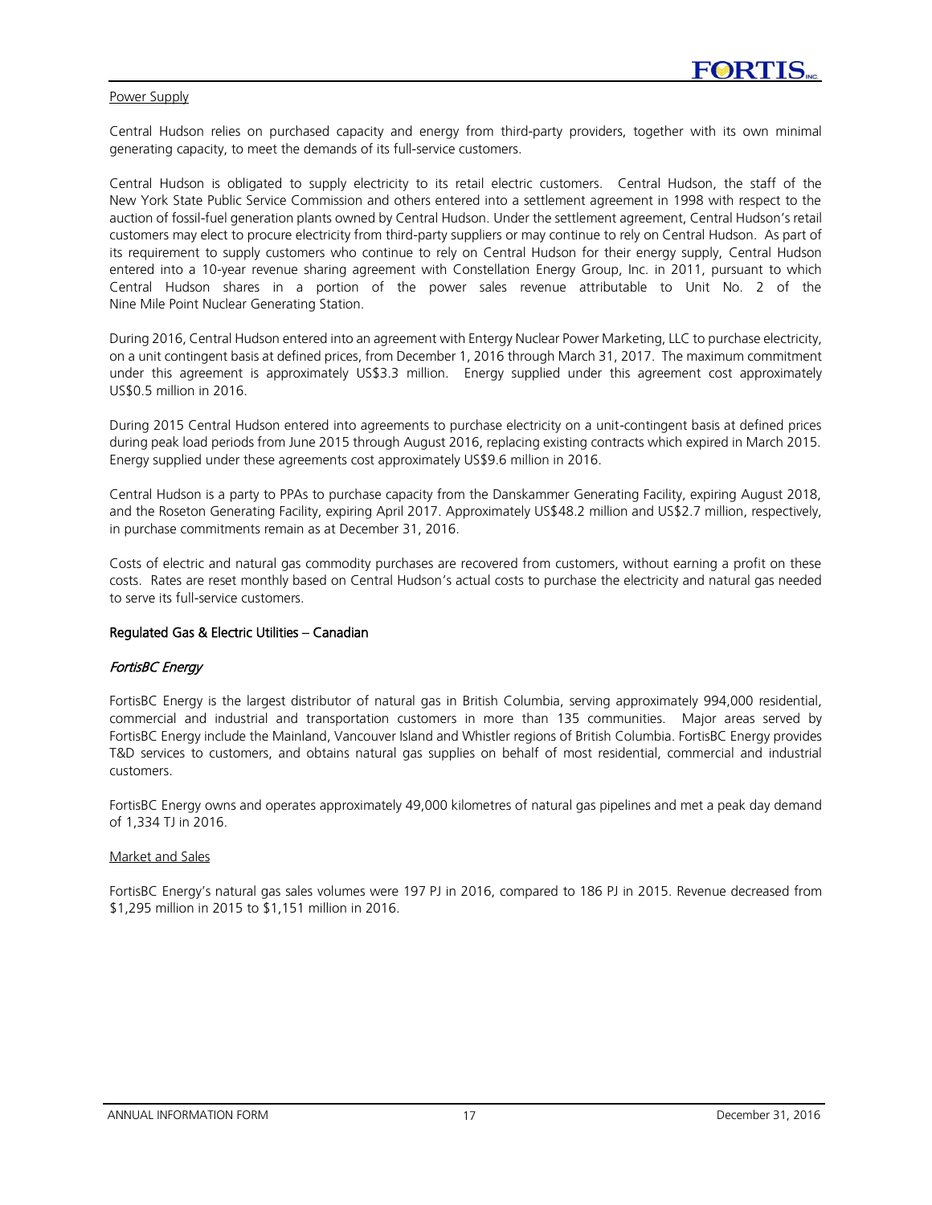Power Supply

Central Hudson relies on purchased capacity and energy from third-party providers, together with its own minimal generating capacity, to meet the demands of its full-service customers.

Central Hudson is obligated to supply electricity to its retail electric customers. Central Hudson, the staff of the New York State Public Service Commission and others entered into a settlement agreement in 1998 with respect to the auction of fossil-fuel generation plants owned by Central Hudson. Under the settlement agreement, Central Hudson's retail customers may elect to procure electricity from third-party suppliers or may continue to rely on Central Hudson. As part of its requirement to supply customers who continue to rely on Central Hudson for their energy supply, Central Hudson entered into a 10-year revenue sharing agreement with Constellation Energy Group, Inc. in 2011, pursuant to which Central Hudson shares in a portion of the power sales revenue attributable to Unit No. 2 of the Nine Mile Point Nuclear Generating Station.

During 2016, Central Hudson entered into an agreement with Entergy Nuclear Power Marketing, LLC to purchase electricity, on a unit contingent basis at defined prices, from December 1, 2016 through March 31, 2017. The maximum commitment under this agreement is approximately US$3.3 million. Energy supplied under this agreement cost approximately US$0.5 million in 2016.

During 2015 Central Hudson entered into agreements to purchase electricity on a unit-contingent basis at defined prices during peak load periods from June 2015 through August 2016, replacing existing contracts which expired in March 2015. Energy supplied under these agreements cost approximately US$9.6 million in 2016.

Central Hudson is a party to PPAs to purchase capacity from the Danskammer Generating Facility, expiring August 2018, and the Roseton Generating Facility, expiring April 2017. Approximately US$48.2 million and US$2.7 million, respectively, in purchase commitments remain as at December 31, 2016.

Costs of electric and natural gas commodity purchases are recovered from customers, without earning a profit on these costs. Rates are reset monthly based on Central Hudson's actual costs to purchase the electricity and natural gas needed to serve its full-service customers.

## Regulated Gas & Electric Utilities – Canadian

### *FortisBC Energy*

FortisBC Energy is the largest distributor of natural gas in British Columbia, serving approximately 994,000 residential, commercial and industrial and transportation customers in more than 135 communities. Major areas served by FortisBC Energy include the Mainland, Vancouver Island and Whistler regions of British Columbia. FortisBC Energy provides T&D services to customers, and obtains natural gas supplies on behalf of most residential, commercial and industrial customers.

FortisBC Energy owns and operates approximately 49,000 kilometres of natural gas pipelines and met a peak day demand of 1,334 TJ in 2016.

Market and Sales

FortisBC Energy's natural gas sales volumes were 197 PJ in 2016, compared to 186 PJ in 2015. Revenue decreased from $1,295 million in 2015 to $1,151 million in 2016.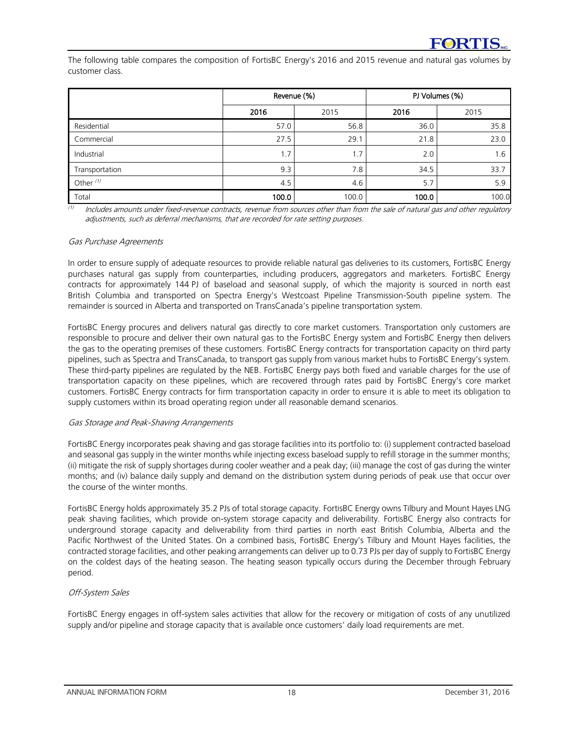The following table compares the composition of FortisBC Energy's 2016 and 2015 revenue and natural gas volumes by customer class.

| | Revenue (%) | | PJ Volumes (%) | |
|---|---|---|---|---|
| | **2016** | 2015 | **2016** | 2015 |
| Residential | 57.0 | 56.8 | 36.0 | 35.8 |
| Commercial | 27.5 | 29.1 | 21.8 | 23.0 |
| Industrial | 1.7 | 1.7 | 2.0 | 1.6 |
| Transportation | 9.3 | 7.8 | 34.5 | 33.7 |
| Other [(1)] | 4.5 | 4.6 | 5.7 | 5.9 |
| Total | **100.0** | 100.0 | **100.0** | 100.0 |

[(1)] *Includes amounts under fixed-revenue contracts, revenue from sources other than from the sale of natural gas and other regulatory adjustments, such as deferral mechanisms, that are recorded for rate setting purposes.*

*Gas Purchase Agreements*

In order to ensure supply of adequate resources to provide reliable natural gas deliveries to its customers, FortisBC Energy purchases natural gas supply from counterparties, including producers, aggregators and marketers. FortisBC Energy contracts for approximately 144 PJ of baseload and seasonal supply, of which the majority is sourced in north east British Columbia and transported on Spectra Energy's Westcoast Pipeline Transmission-South pipeline system. The remainder is sourced in Alberta and transported on TransCanada's pipeline transportation system.

FortisBC Energy procures and delivers natural gas directly to core market customers. Transportation only customers are responsible to procure and deliver their own natural gas to the FortisBC Energy system and FortisBC Energy then delivers the gas to the operating premises of these customers. FortisBC Energy contracts for transportation capacity on third party pipelines, such as Spectra and TransCanada, to transport gas supply from various market hubs to FortisBC Energy's system. These third-party pipelines are regulated by the NEB. FortisBC Energy pays both fixed and variable charges for the use of transportation capacity on these pipelines, which are recovered through rates paid by FortisBC Energy's core market customers. FortisBC Energy contracts for firm transportation capacity in order to ensure it is able to meet its obligation to supply customers within its broad operating region under all reasonable demand scenarios.

*Gas Storage and Peak-Shaving Arrangements*

FortisBC Energy incorporates peak shaving and gas storage facilities into its portfolio to: (i) supplement contracted baseload and seasonal gas supply in the winter months while injecting excess baseload supply to refill storage in the summer months; (ii) mitigate the risk of supply shortages during cooler weather and a peak day; (iii) manage the cost of gas during the winter months; and (iv) balance daily supply and demand on the distribution system during periods of peak use that occur over the course of the winter months.

FortisBC Energy holds approximately 35.2 PJs of total storage capacity. FortisBC Energy owns Tilbury and Mount Hayes LNG peak shaving facilities, which provide on-system storage capacity and deliverability. FortisBC Energy also contracts for underground storage capacity and deliverability from third parties in north east British Columbia, Alberta and the Pacific Northwest of the United States. On a combined basis, FortisBC Energy's Tilbury and Mount Hayes facilities, the contracted storage facilities, and other peaking arrangements can deliver up to 0.73 PJs per day of supply to FortisBC Energy on the coldest days of the heating season. The heating season typically occurs during the December through February period.

*Off-System Sales*

FortisBC Energy engages in off-system sales activities that allow for the recovery or mitigation of costs of any unutilized supply and/or pipeline and storage capacity that is available once customers' daily load requirements are met.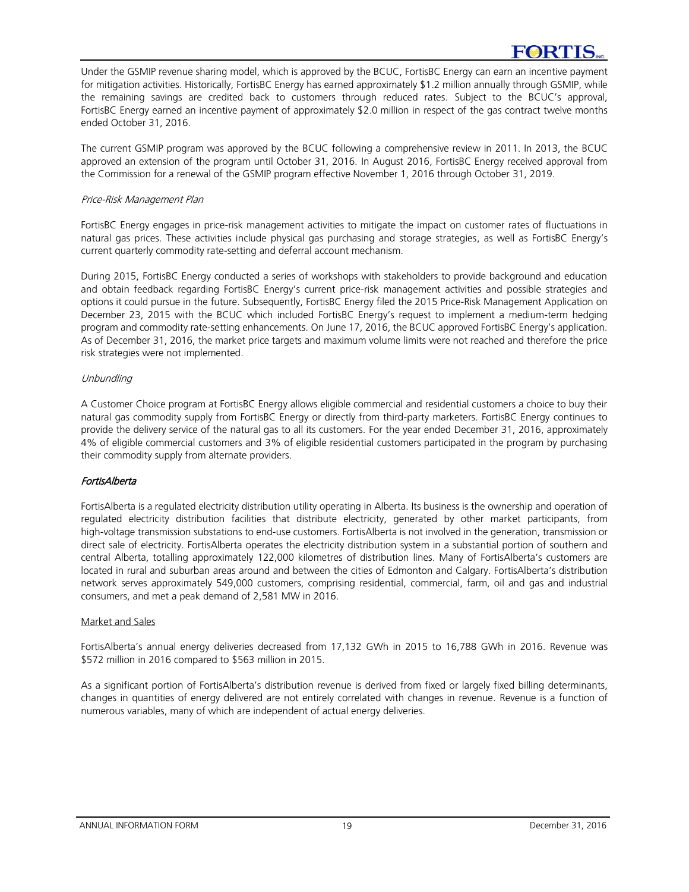Under the GSMIP revenue sharing model, which is approved by the BCUC, FortisBC Energy can earn an incentive payment for mitigation activities. Historically, FortisBC Energy has earned approximately $1.2 million annually through GSMIP, while the remaining savings are credited back to customers through reduced rates. Subject to the BCUC's approval, FortisBC Energy earned an incentive payment of approximately $2.0 million in respect of the gas contract twelve months ended October 31, 2016.

The current GSMIP program was approved by the BCUC following a comprehensive review in 2011. In 2013, the BCUC approved an extension of the program until October 31, 2016. In August 2016, FortisBC Energy received approval from the Commission for a renewal of the GSMIP program effective November 1, 2016 through October 31, 2019.

*Price-Risk Management Plan*

FortisBC Energy engages in price-risk management activities to mitigate the impact on customer rates of fluctuations in natural gas prices. These activities include physical gas purchasing and storage strategies, as well as FortisBC Energy's current quarterly commodity rate-setting and deferral account mechanism.

During 2015, FortisBC Energy conducted a series of workshops with stakeholders to provide background and education and obtain feedback regarding FortisBC Energy's current price-risk management activities and possible strategies and options it could pursue in the future. Subsequently, FortisBC Energy filed the 2015 Price-Risk Management Application on December 23, 2015 with the BCUC which included FortisBC Energy's request to implement a medium-term hedging program and commodity rate-setting enhancements. On June 17, 2016, the BCUC approved FortisBC Energy's application. As of December 31, 2016, the market price targets and maximum volume limits were not reached and therefore the price risk strategies were not implemented.

*Unbundling*

A Customer Choice program at FortisBC Energy allows eligible commercial and residential customers a choice to buy their natural gas commodity supply from FortisBC Energy or directly from third-party marketers. FortisBC Energy continues to provide the delivery service of the natural gas to all its customers. For the year ended December 31, 2016, approximately 4% of eligible commercial customers and 3% of eligible residential customers participated in the program by purchasing their commodity supply from alternate providers.

### *FortisAlberta*

FortisAlberta is a regulated electricity distribution utility operating in Alberta. Its business is the ownership and operation of regulated electricity distribution facilities that distribute electricity, generated by other market participants, from high-voltage transmission substations to end-use customers. FortisAlberta is not involved in the generation, transmission or direct sale of electricity. FortisAlberta operates the electricity distribution system in a substantial portion of southern and central Alberta, totalling approximately 122,000 kilometres of distribution lines. Many of FortisAlberta's customers are located in rural and suburban areas around and between the cities of Edmonton and Calgary. FortisAlberta's distribution network serves approximately 549,000 customers, comprising residential, commercial, farm, oil and gas and industrial consumers, and met a peak demand of 2,581 MW in 2016.

Market and Sales

FortisAlberta's annual energy deliveries decreased from 17,132 GWh in 2015 to 16,788 GWh in 2016. Revenue was $572 million in 2016 compared to $563 million in 2015.

As a significant portion of FortisAlberta's distribution revenue is derived from fixed or largely fixed billing determinants, changes in quantities of energy delivered are not entirely correlated with changes in revenue. Revenue is a function of numerous variables, many of which are independent of actual energy deliveries.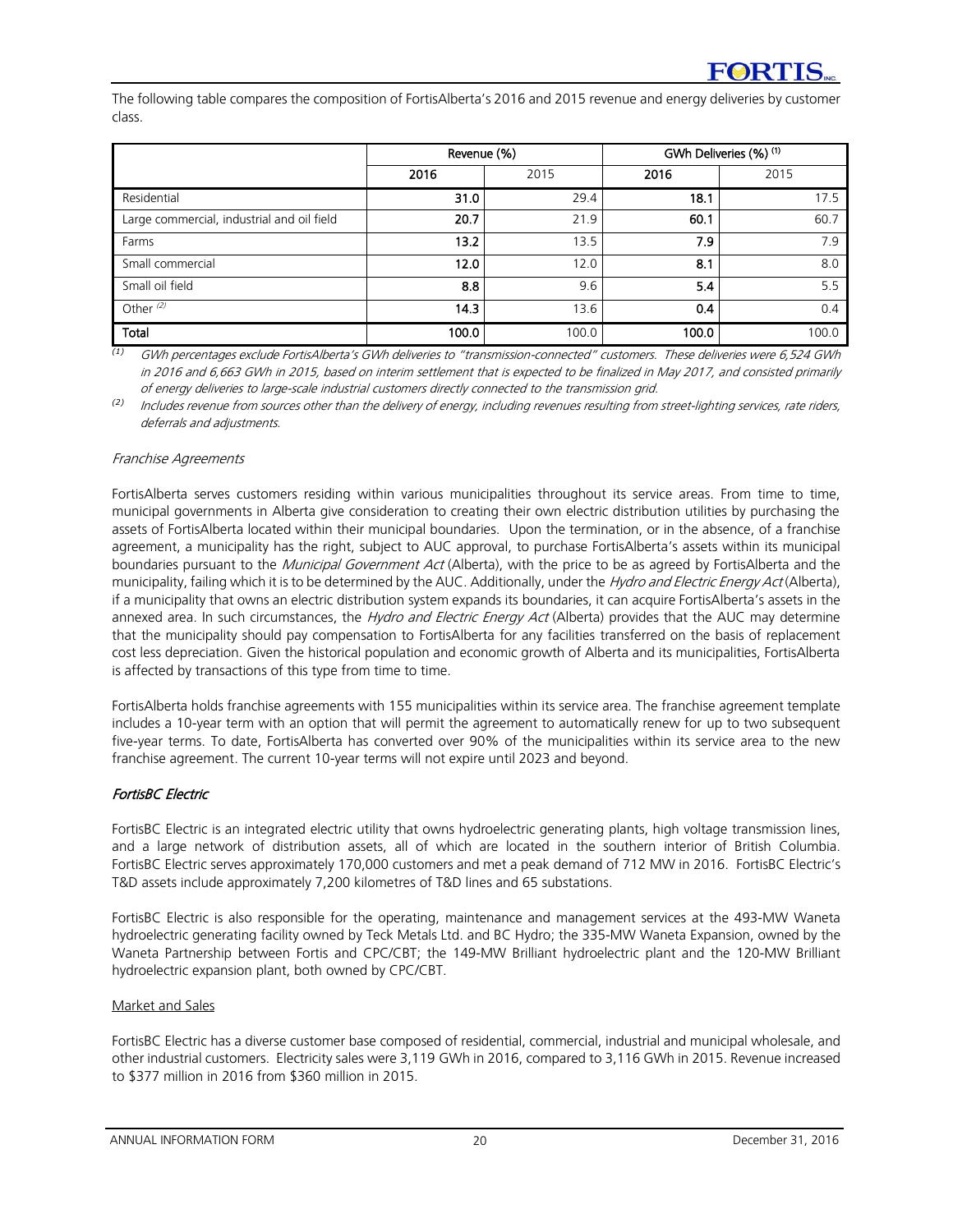The following table compares the composition of FortisAlberta's 2016 and 2015 revenue and energy deliveries by customer class.

| | Revenue (%) | | GWh Deliveries (%) [(1)] | |
|---|---|---|---|---|
| | **2016** | 2015 | **2016** | 2015 |
| Residential | **31.0** | 29.4 | **18.1** | 17.5 |
| Large commercial, industrial and oil field | **20.7** | 21.9 | **60.1** | 60.7 |
| Farms | **13.2** | 13.5 | **7.9** | 7.9 |
| Small commercial | **12.0** | 12.0 | **8.1** | 8.0 |
| Small oil field | **8.8** | 9.6 | **5.4** | 5.5 |
| Other [(2)] | **14.3** | 13.6 | **0.4** | 0.4 |
| **Total** | **100.0** | 100.0 | **100.0** | 100.0 |

(1) *GWh percentages exclude FortisAlberta's GWh deliveries to "transmission-connected" customers. These deliveries were 6,524 GWh in 2016 and 6,663 GWh in 2015, based on interim settlement that is expected to be finalized in May 2017, and consisted primarily of energy deliveries to large-scale industrial customers directly connected to the transmission grid.*

(2) *Includes revenue from sources other than the delivery of energy, including revenues resulting from street-lighting services, rate riders, deferrals and adjustments.*

*Franchise Agreements*

FortisAlberta serves customers residing within various municipalities throughout its service areas. From time to time, municipal governments in Alberta give consideration to creating their own electric distribution utilities by purchasing the assets of FortisAlberta located within their municipal boundaries. Upon the termination, or in the absence, of a franchise agreement, a municipality has the right, subject to AUC approval, to purchase FortisAlberta's assets within its municipal boundaries pursuant to the *Municipal Government Act* (Alberta), with the price to be as agreed by FortisAlberta and the municipality, failing which it is to be determined by the AUC. Additionally, under the *Hydro and Electric Energy Act* (Alberta), if a municipality that owns an electric distribution system expands its boundaries, it can acquire FortisAlberta's assets in the annexed area. In such circumstances, the *Hydro and Electric Energy Act* (Alberta) provides that the AUC may determine that the municipality should pay compensation to FortisAlberta for any facilities transferred on the basis of replacement cost less depreciation. Given the historical population and economic growth of Alberta and its municipalities, FortisAlberta is affected by transactions of this type from time to time.

FortisAlberta holds franchise agreements with 155 municipalities within its service area. The franchise agreement template includes a 10-year term with an option that will permit the agreement to automatically renew for up to two subsequent five-year terms. To date, FortisAlberta has converted over 90% of the municipalities within its service area to the new franchise agreement. The current 10-year terms will not expire until 2023 and beyond.

### *FortisBC Electric*

FortisBC Electric is an integrated electric utility that owns hydroelectric generating plants, high voltage transmission lines, and a large network of distribution assets, all of which are located in the southern interior of British Columbia. FortisBC Electric serves approximately 170,000 customers and met a peak demand of 712 MW in 2016. FortisBC Electric's T&D assets include approximately 7,200 kilometres of T&D lines and 65 substations.

FortisBC Electric is also responsible for the operating, maintenance and management services at the 493-MW Waneta hydroelectric generating facility owned by Teck Metals Ltd. and BC Hydro; the 335-MW Waneta Expansion, owned by the Waneta Partnership between Fortis and CPC/CBT; the 149-MW Brilliant hydroelectric plant and the 120-MW Brilliant hydroelectric expansion plant, both owned by CPC/CBT.

Market and Sales

FortisBC Electric has a diverse customer base composed of residential, commercial, industrial and municipal wholesale, and other industrial customers. Electricity sales were 3,119 GWh in 2016, compared to 3,116 GWh in 2015. Revenue increased to $377 million in 2016 from $360 million in 2015.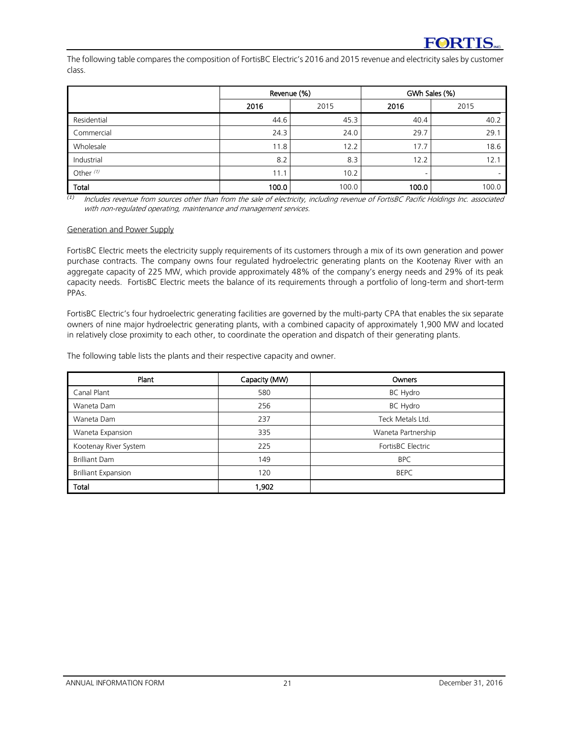The following table compares the composition of FortisBC Electric's 2016 and 2015 revenue and electricity sales by customer class.

| | Revenue (%) | | GWh Sales (%) | |
|---|---|---|---|---|
| | **2016** | 2015 | **2016** | 2015 |
| Residential | 44.6 | 45.3 | 40.4 | 40.2 |
| Commercial | 24.3 | 24.0 | 29.7 | 29.1 |
| Wholesale | 11.8 | 12.2 | 17.7 | 18.6 |
| Industrial | 8.2 | 8.3 | 12.2 | 12.1 |
| Other [(1)] | 11.1 | 10.2 | - | - |
| **Total** | **100.0** | 100.0 | **100.0** | 100.0 |

[(1)] *Includes revenue from sources other than from the sale of electricity, including revenue of FortisBC Pacific Holdings Inc. associated with non-regulated operating, maintenance and management services.*

Generation and Power Supply

FortisBC Electric meets the electricity supply requirements of its customers through a mix of its own generation and power purchase contracts. The company owns four regulated hydroelectric generating plants on the Kootenay River with an aggregate capacity of 225 MW, which provide approximately 48% of the company's energy needs and 29% of its peak capacity needs. FortisBC Electric meets the balance of its requirements through a portfolio of long-term and short-term PPAs.

FortisBC Electric's four hydroelectric generating facilities are governed by the multi-party CPA that enables the six separate owners of nine major hydroelectric generating plants, with a combined capacity of approximately 1,900 MW and located in relatively close proximity to each other, to coordinate the operation and dispatch of their generating plants.

The following table lists the plants and their respective capacity and owner.

| Plant | Capacity (MW) | Owners |
|---|---|---|
| Canal Plant | 580 | BC Hydro |
| Waneta Dam | 256 | BC Hydro |
| Waneta Dam | 237 | Teck Metals Ltd. |
| Waneta Expansion | 335 | Waneta Partnership |
| Kootenay River System | 225 | FortisBC Electric |
| Brilliant Dam | 149 | BPC |
| Brilliant Expansion | 120 | BEPC |
| **Total** | **1,902** | |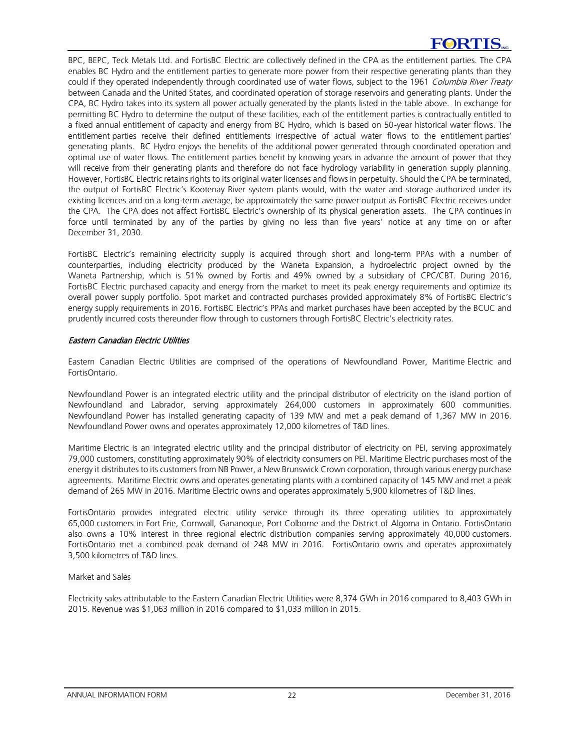BPC, BEPC, Teck Metals Ltd. and FortisBC Electric are collectively defined in the CPA as the entitlement parties. The CPA enables BC Hydro and the entitlement parties to generate more power from their respective generating plants than they could if they operated independently through coordinated use of water flows, subject to the 1961 *Columbia River Treaty* between Canada and the United States, and coordinated operation of storage reservoirs and generating plants. Under the CPA, BC Hydro takes into its system all power actually generated by the plants listed in the table above. In exchange for permitting BC Hydro to determine the output of these facilities, each of the entitlement parties is contractually entitled to a fixed annual entitlement of capacity and energy from BC Hydro, which is based on 50-year historical water flows. The entitlement parties receive their defined entitlements irrespective of actual water flows to the entitlement parties' generating plants. BC Hydro enjoys the benefits of the additional power generated through coordinated operation and optimal use of water flows. The entitlement parties benefit by knowing years in advance the amount of power that they will receive from their generating plants and therefore do not face hydrology variability in generation supply planning. However, FortisBC Electric retains rights to its original water licenses and flows in perpetuity. Should the CPA be terminated, the output of FortisBC Electric's Kootenay River system plants would, with the water and storage authorized under its existing licences and on a long-term average, be approximately the same power output as FortisBC Electric receives under the CPA. The CPA does not affect FortisBC Electric's ownership of its physical generation assets. The CPA continues in force until terminated by any of the parties by giving no less than five years' notice at any time on or after December 31, 2030.

FortisBC Electric's remaining electricity supply is acquired through short and long-term PPAs with a number of counterparties, including electricity produced by the Waneta Expansion, a hydroelectric project owned by the Waneta Partnership, which is 51% owned by Fortis and 49% owned by a subsidiary of CPC/CBT. During 2016, FortisBC Electric purchased capacity and energy from the market to meet its peak energy requirements and optimize its overall power supply portfolio. Spot market and contracted purchases provided approximately 8% of FortisBC Electric's energy supply requirements in 2016. FortisBC Electric's PPAs and market purchases have been accepted by the BCUC and prudently incurred costs thereunder flow through to customers through FortisBC Electric's electricity rates.

### *Eastern Canadian Electric Utilities*

Eastern Canadian Electric Utilities are comprised of the operations of Newfoundland Power, Maritime Electric and FortisOntario.

Newfoundland Power is an integrated electric utility and the principal distributor of electricity on the island portion of Newfoundland and Labrador, serving approximately 264,000 customers in approximately 600 communities. Newfoundland Power has installed generating capacity of 139 MW and met a peak demand of 1,367 MW in 2016. Newfoundland Power owns and operates approximately 12,000 kilometres of T&D lines.

Maritime Electric is an integrated electric utility and the principal distributor of electricity on PEI, serving approximately 79,000 customers, constituting approximately 90% of electricity consumers on PEI. Maritime Electric purchases most of the energy it distributes to its customers from NB Power, a New Brunswick Crown corporation, through various energy purchase agreements. Maritime Electric owns and operates generating plants with a combined capacity of 145 MW and met a peak demand of 265 MW in 2016. Maritime Electric owns and operates approximately 5,900 kilometres of T&D lines.

FortisOntario provides integrated electric utility service through its three operating utilities to approximately 65,000 customers in Fort Erie, Cornwall, Gananoque, Port Colborne and the District of Algoma in Ontario. FortisOntario also owns a 10% interest in three regional electric distribution companies serving approximately 40,000 customers. FortisOntario met a combined peak demand of 248 MW in 2016. FortisOntario owns and operates approximately 3,500 kilometres of T&D lines.

#### Market and Sales

Electricity sales attributable to the Eastern Canadian Electric Utilities were 8,374 GWh in 2016 compared to 8,403 GWh in 2015. Revenue was $1,063 million in 2016 compared to $1,033 million in 2015.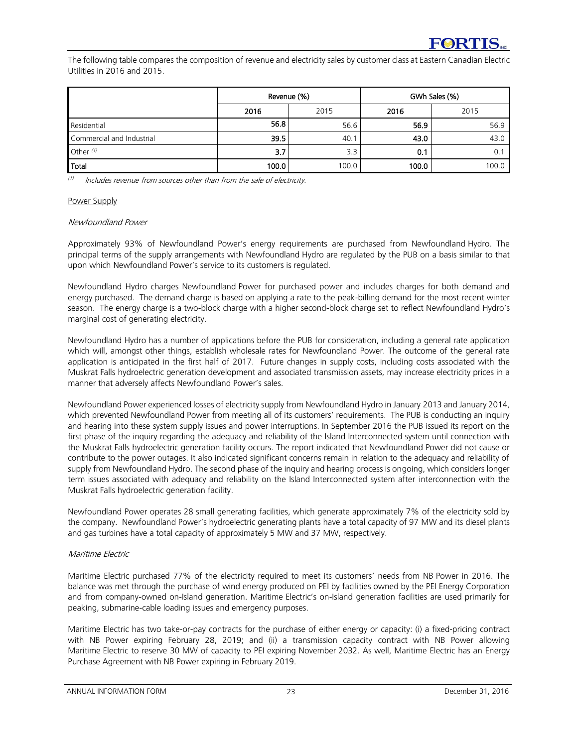The following table compares the composition of revenue and electricity sales by customer class at Eastern Canadian Electric Utilities in 2016 and 2015.

| | Revenue (%) | | GWh Sales (%) | |
|---|---|---|---|---|
| | **2016** | 2015 | **2016** | 2015 |
| Residential | **56.8** | 56.6 | **56.9** | 56.9 |
| Commercial and Industrial | **39.5** | 40.1 | **43.0** | 43.0 |
| Other [(1)] | **3.7** | 3.3 | **0.1** | 0.1 |
| **Total** | **100.0** | 100.0 | **100.0** | 100.0 |

[(1)] *Includes revenue from sources other than from the sale of electricity.*

Power Supply

*Newfoundland Power*

Approximately 93% of Newfoundland Power's energy requirements are purchased from Newfoundland Hydro. The principal terms of the supply arrangements with Newfoundland Hydro are regulated by the PUB on a basis similar to that upon which Newfoundland Power's service to its customers is regulated.

Newfoundland Hydro charges Newfoundland Power for purchased power and includes charges for both demand and energy purchased. The demand charge is based on applying a rate to the peak-billing demand for the most recent winter season. The energy charge is a two-block charge with a higher second-block charge set to reflect Newfoundland Hydro's marginal cost of generating electricity.

Newfoundland Hydro has a number of applications before the PUB for consideration, including a general rate application which will, amongst other things, establish wholesale rates for Newfoundland Power. The outcome of the general rate application is anticipated in the first half of 2017. Future changes in supply costs, including costs associated with the Muskrat Falls hydroelectric generation development and associated transmission assets, may increase electricity prices in a manner that adversely affects Newfoundland Power's sales.

Newfoundland Power experienced losses of electricity supply from Newfoundland Hydro in January 2013 and January 2014, which prevented Newfoundland Power from meeting all of its customers' requirements. The PUB is conducting an inquiry and hearing into these system supply issues and power interruptions. In September 2016 the PUB issued its report on the first phase of the inquiry regarding the adequacy and reliability of the Island Interconnected system until connection with the Muskrat Falls hydroelectric generation facility occurs. The report indicated that Newfoundland Power did not cause or contribute to the power outages. It also indicated significant concerns remain in relation to the adequacy and reliability of supply from Newfoundland Hydro. The second phase of the inquiry and hearing process is ongoing, which considers longer term issues associated with adequacy and reliability on the Island Interconnected system after interconnection with the Muskrat Falls hydroelectric generation facility.

Newfoundland Power operates 28 small generating facilities, which generate approximately 7% of the electricity sold by the company. Newfoundland Power's hydroelectric generating plants have a total capacity of 97 MW and its diesel plants and gas turbines have a total capacity of approximately 5 MW and 37 MW, respectively.

*Maritime Electric*

Maritime Electric purchased 77% of the electricity required to meet its customers' needs from NB Power in 2016. The balance was met through the purchase of wind energy produced on PEI by facilities owned by the PEI Energy Corporation and from company-owned on-Island generation. Maritime Electric's on-Island generation facilities are used primarily for peaking, submarine-cable loading issues and emergency purposes.

Maritime Electric has two take-or-pay contracts for the purchase of either energy or capacity: (i) a fixed-pricing contract with NB Power expiring February 28, 2019; and (ii) a transmission capacity contract with NB Power allowing Maritime Electric to reserve 30 MW of capacity to PEI expiring November 2032. As well, Maritime Electric has an Energy Purchase Agreement with NB Power expiring in February 2019.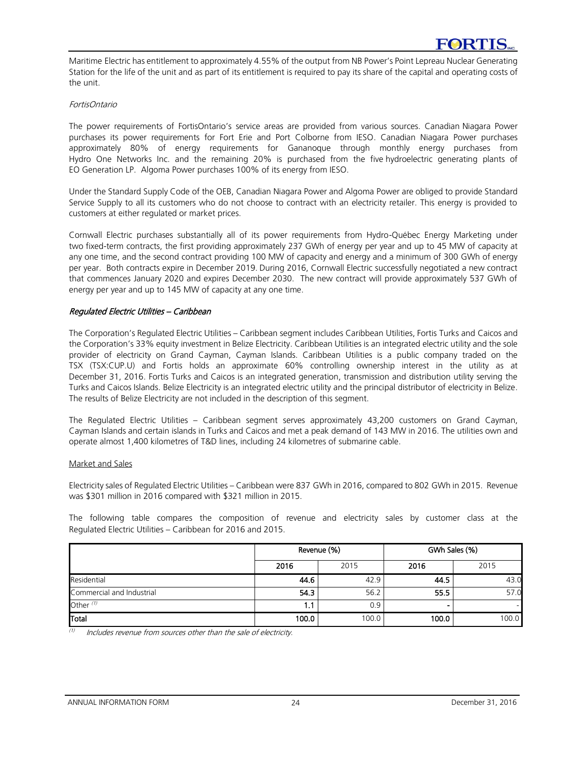Maritime Electric has entitlement to approximately 4.55% of the output from NB Power's Point Lepreau Nuclear Generating Station for the life of the unit and as part of its entitlement is required to pay its share of the capital and operating costs of the unit.

*FortisOntario*

The power requirements of FortisOntario's service areas are provided from various sources. Canadian Niagara Power purchases its power requirements for Fort Erie and Port Colborne from IESO. Canadian Niagara Power purchases approximately 80% of energy requirements for Gananoque through monthly energy purchases from Hydro One Networks Inc. and the remaining 20% is purchased from the five hydroelectric generating plants of EO Generation LP. Algoma Power purchases 100% of its energy from IESO.

Under the Standard Supply Code of the OEB, Canadian Niagara Power and Algoma Power are obliged to provide Standard Service Supply to all its customers who do not choose to contract with an electricity retailer. This energy is provided to customers at either regulated or market prices.

Cornwall Electric purchases substantially all of its power requirements from Hydro-Québec Energy Marketing under two fixed-term contracts, the first providing approximately 237 GWh of energy per year and up to 45 MW of capacity at any one time, and the second contract providing 100 MW of capacity and energy and a minimum of 300 GWh of energy per year. Both contracts expire in December 2019. During 2016, Cornwall Electric successfully negotiated a new contract that commences January 2020 and expires December 2030. The new contract will provide approximately 537 GWh of energy per year and up to 145 MW of capacity at any one time.

### *Regulated Electric Utilities – Caribbean*

The Corporation's Regulated Electric Utilities – Caribbean segment includes Caribbean Utilities, Fortis Turks and Caicos and the Corporation's 33% equity investment in Belize Electricity. Caribbean Utilities is an integrated electric utility and the sole provider of electricity on Grand Cayman, Cayman Islands. Caribbean Utilities is a public company traded on the TSX (TSX:CUP.U) and Fortis holds an approximate 60% controlling ownership interest in the utility as at December 31, 2016. Fortis Turks and Caicos is an integrated generation, transmission and distribution utility serving the Turks and Caicos Islands. Belize Electricity is an integrated electric utility and the principal distributor of electricity in Belize. The results of Belize Electricity are not included in the description of this segment.

The Regulated Electric Utilities – Caribbean segment serves approximately 43,200 customers on Grand Cayman, Cayman Islands and certain islands in Turks and Caicos and met a peak demand of 143 MW in 2016. The utilities own and operate almost 1,400 kilometres of T&D lines, including 24 kilometres of submarine cable.

Market and Sales

Electricity sales of Regulated Electric Utilities – Caribbean were 837 GWh in 2016, compared to 802 GWh in 2015. Revenue was $301 million in 2016 compared with $321 million in 2015.

The following table compares the composition of revenue and electricity sales by customer class at the Regulated Electric Utilities – Caribbean for 2016 and 2015.

| | Revenue (%) | | GWh Sales (%) | |
|---|---|---|---|---|
| | **2016** | 2015 | **2016** | 2015 |
| Residential | **44.6** | 42.9 | **44.5** | 43.0 |
| Commercial and Industrial | **54.3** | 56.2 | **55.5** | 57.0 |
| Other [(1)] | **1.1** | 0.9 | **-** | - |
| **Total** | **100.0** | 100.0 | **100.0** | 100.0 |

(1) *Includes revenue from sources other than the sale of electricity.*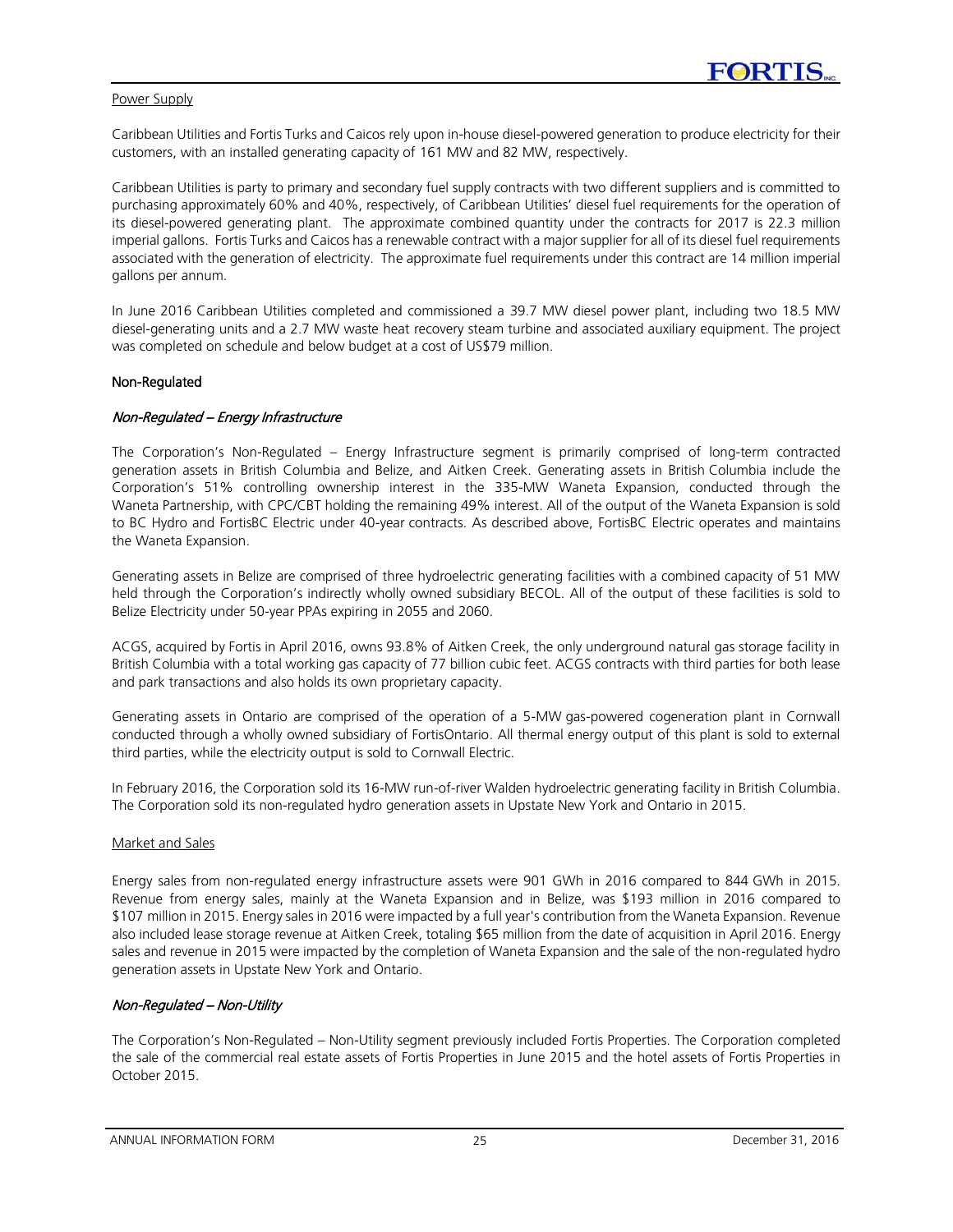Power Supply

Caribbean Utilities and Fortis Turks and Caicos rely upon in-house diesel-powered generation to produce electricity for their customers, with an installed generating capacity of 161 MW and 82 MW, respectively.

Caribbean Utilities is party to primary and secondary fuel supply contracts with two different suppliers and is committed to purchasing approximately 60% and 40%, respectively, of Caribbean Utilities' diesel fuel requirements for the operation of its diesel-powered generating plant. The approximate combined quantity under the contracts for 2017 is 22.3 million imperial gallons. Fortis Turks and Caicos has a renewable contract with a major supplier for all of its diesel fuel requirements associated with the generation of electricity. The approximate fuel requirements under this contract are 14 million imperial gallons per annum.

In June 2016 Caribbean Utilities completed and commissioned a 39.7 MW diesel power plant, including two 18.5 MW diesel-generating units and a 2.7 MW waste heat recovery steam turbine and associated auxiliary equipment. The project was completed on schedule and below budget at a cost of US$79 million.

## Non-Regulated

### *Non-Regulated – Energy Infrastructure*

The Corporation's Non-Regulated – Energy Infrastructure segment is primarily comprised of long-term contracted generation assets in British Columbia and Belize, and Aitken Creek. Generating assets in British Columbia include the Corporation's 51% controlling ownership interest in the 335-MW Waneta Expansion, conducted through the Waneta Partnership, with CPC/CBT holding the remaining 49% interest. All of the output of the Waneta Expansion is sold to BC Hydro and FortisBC Electric under 40-year contracts. As described above, FortisBC Electric operates and maintains the Waneta Expansion.

Generating assets in Belize are comprised of three hydroelectric generating facilities with a combined capacity of 51 MW held through the Corporation's indirectly wholly owned subsidiary BECOL. All of the output of these facilities is sold to Belize Electricity under 50-year PPAs expiring in 2055 and 2060.

ACGS, acquired by Fortis in April 2016, owns 93.8% of Aitken Creek, the only underground natural gas storage facility in British Columbia with a total working gas capacity of 77 billion cubic feet. ACGS contracts with third parties for both lease and park transactions and also holds its own proprietary capacity.

Generating assets in Ontario are comprised of the operation of a 5-MW gas-powered cogeneration plant in Cornwall conducted through a wholly owned subsidiary of FortisOntario. All thermal energy output of this plant is sold to external third parties, while the electricity output is sold to Cornwall Electric.

In February 2016, the Corporation sold its 16-MW run-of-river Walden hydroelectric generating facility in British Columbia. The Corporation sold its non-regulated hydro generation assets in Upstate New York and Ontario in 2015.

Market and Sales

Energy sales from non-regulated energy infrastructure assets were 901 GWh in 2016 compared to 844 GWh in 2015. Revenue from energy sales, mainly at the Waneta Expansion and in Belize, was $193 million in 2016 compared to $107 million in 2015. Energy sales in 2016 were impacted by a full year's contribution from the Waneta Expansion. Revenue also included lease storage revenue at Aitken Creek, totaling $65 million from the date of acquisition in April 2016. Energy sales and revenue in 2015 were impacted by the completion of Waneta Expansion and the sale of the non-regulated hydro generation assets in Upstate New York and Ontario.

### *Non-Regulated – Non-Utility*

The Corporation's Non-Regulated – Non-Utility segment previously included Fortis Properties. The Corporation completed the sale of the commercial real estate assets of Fortis Properties in June 2015 and the hotel assets of Fortis Properties in October 2015.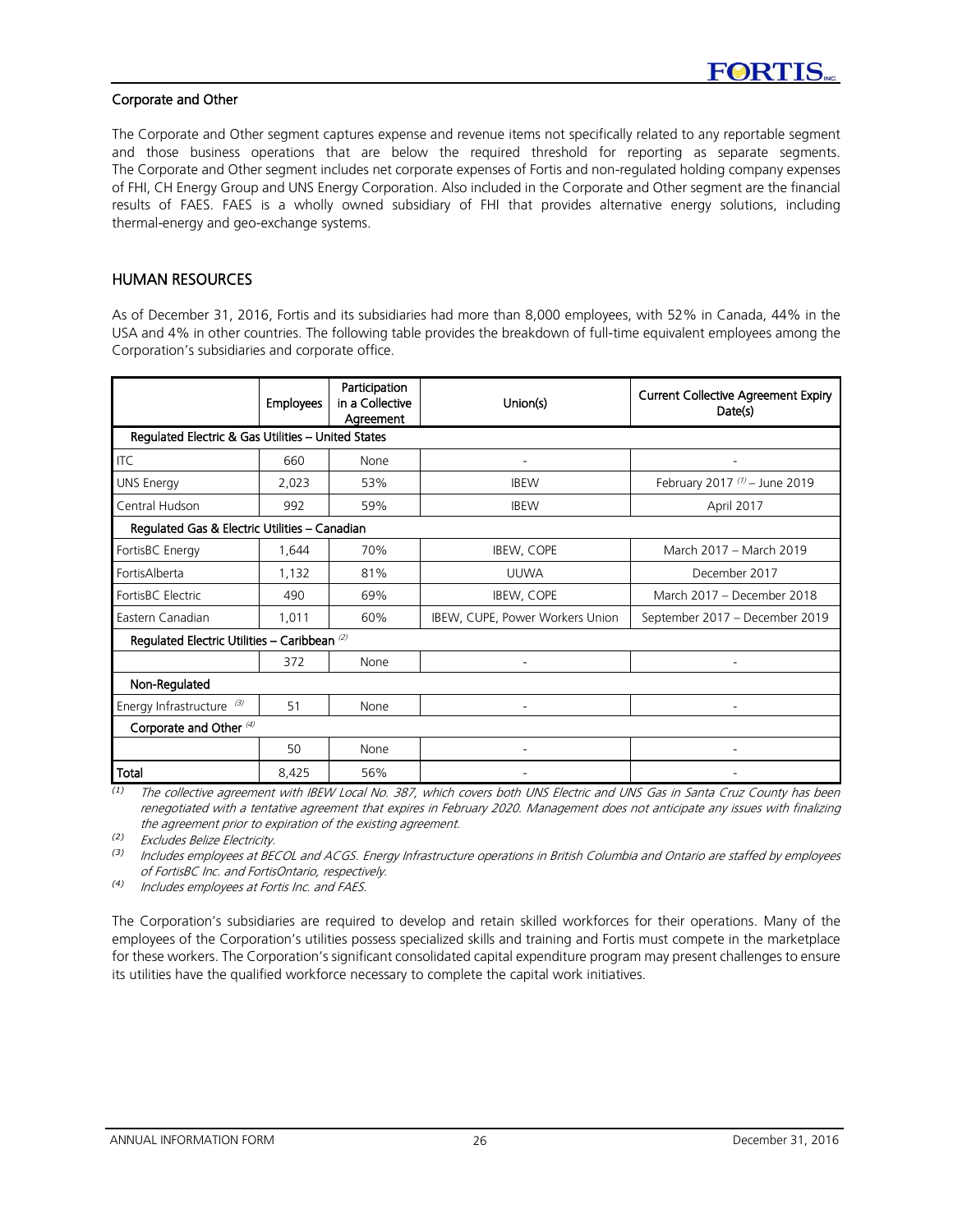### Corporate and Other

The Corporate and Other segment captures expense and revenue items not specifically related to any reportable segment and those business operations that are below the required threshold for reporting as separate segments. The Corporate and Other segment includes net corporate expenses of Fortis and non-regulated holding company expenses of FHI, CH Energy Group and UNS Energy Corporation. Also included in the Corporate and Other segment are the financial results of FAES. FAES is a wholly owned subsidiary of FHI that provides alternative energy solutions, including thermal-energy and geo-exchange systems.

## HUMAN RESOURCES

As of December 31, 2016, Fortis and its subsidiaries had more than 8,000 employees, with 52% in Canada, 44% in the USA and 4% in other countries. The following table provides the breakdown of full-time equivalent employees among the Corporation's subsidiaries and corporate office.

| | Employees | Participation in a Collective Agreement | Union(s) | Current Collective Agreement Expiry Date(s) |
|---|---|---|---|---|
| **Regulated Electric & Gas Utilities – United States** | | | | |
| ITC | 660 | None | - | - |
| UNS Energy | 2,023 | 53% | IBEW | February 2017 [(1)] – June 2019 |
| Central Hudson | 992 | 59% | IBEW | April 2017 |
| **Regulated Gas & Electric Utilities – Canadian** | | | | |
| FortisBC Energy | 1,644 | 70% | IBEW, COPE | March 2017 – March 2019 |
| FortisAlberta | 1,132 | 81% | UUWA | December 2017 |
| FortisBC Electric | 490 | 69% | IBEW, COPE | March 2017 – December 2018 |
| Eastern Canadian | 1,011 | 60% | IBEW, CUPE, Power Workers Union | September 2017 – December 2019 |
| **Regulated Electric Utilities – Caribbean** [(2)] | | | | |
| | 372 | None | - | - |
| **Non-Regulated** | | | | |
| Energy Infrastructure [(3)] | 51 | None | - | - |
| **Corporate and Other** [(4)] | | | | |
| | 50 | None | - | - |
| **Total** | 8,425 | 56% | - | - |

(1) *The collective agreement with IBEW Local No. 387, which covers both UNS Electric and UNS Gas in Santa Cruz County has been renegotiated with a tentative agreement that expires in February 2020. Management does not anticipate any issues with finalizing the agreement prior to expiration of the existing agreement.*

(2) *Excludes Belize Electricity.*

(3) *Includes employees at BECOL and ACGS. Energy Infrastructure operations in British Columbia and Ontario are staffed by employees of FortisBC Inc. and FortisOntario, respectively.*

(4) *Includes employees at Fortis Inc. and FAES.*

The Corporation's subsidiaries are required to develop and retain skilled workforces for their operations. Many of the employees of the Corporation's utilities possess specialized skills and training and Fortis must compete in the marketplace for these workers. The Corporation's significant consolidated capital expenditure program may present challenges to ensure its utilities have the qualified workforce necessary to complete the capital work initiatives.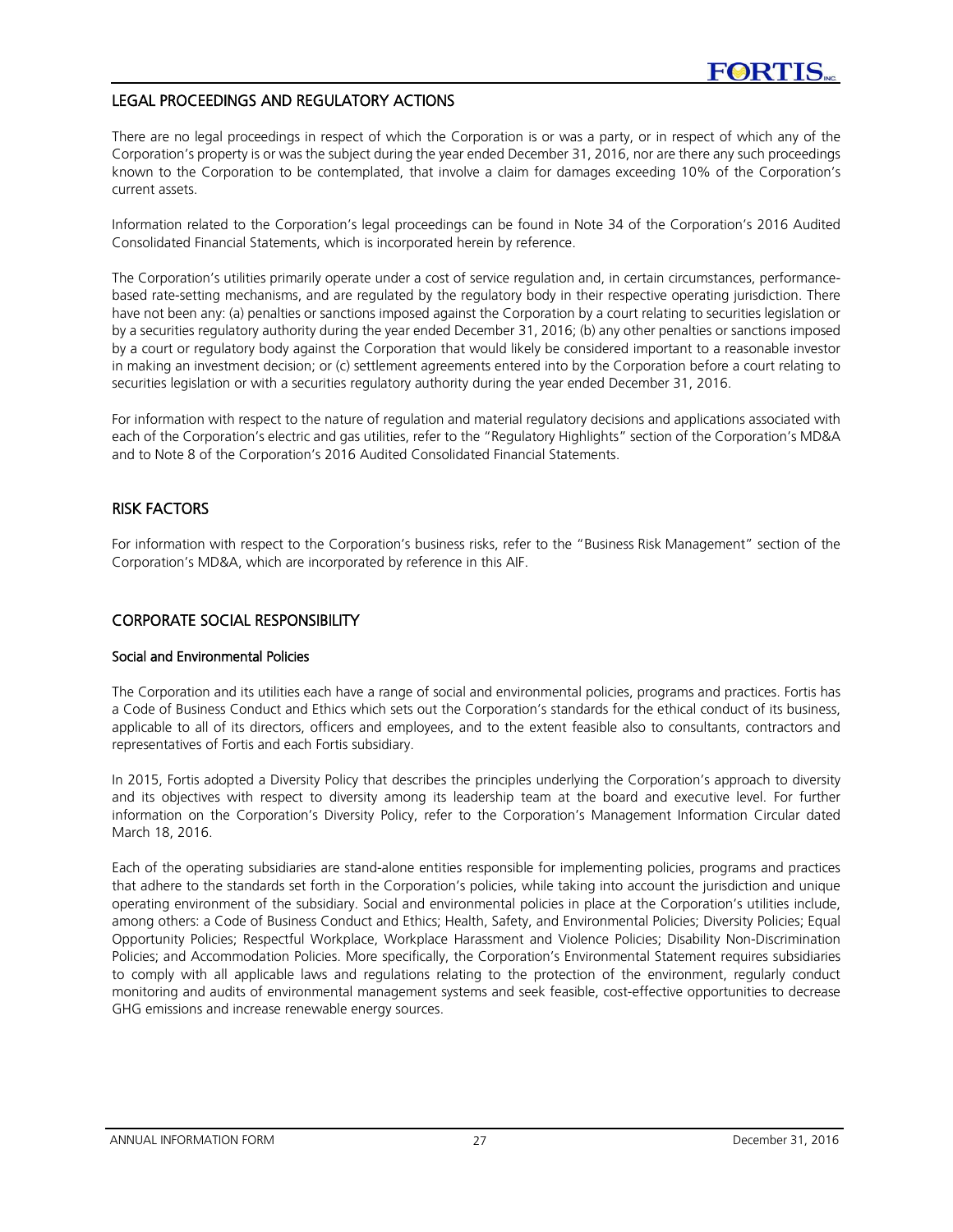## LEGAL PROCEEDINGS AND REGULATORY ACTIONS

There are no legal proceedings in respect of which the Corporation is or was a party, or in respect of which any of the Corporation's property is or was the subject during the year ended December 31, 2016, nor are there any such proceedings known to the Corporation to be contemplated, that involve a claim for damages exceeding 10% of the Corporation's current assets.

Information related to the Corporation's legal proceedings can be found in Note 34 of the Corporation's 2016 Audited Consolidated Financial Statements, which is incorporated herein by reference.

The Corporation's utilities primarily operate under a cost of service regulation and, in certain circumstances, performance-based rate-setting mechanisms, and are regulated by the regulatory body in their respective operating jurisdiction. There have not been any: (a) penalties or sanctions imposed against the Corporation by a court relating to securities legislation or by a securities regulatory authority during the year ended December 31, 2016; (b) any other penalties or sanctions imposed by a court or regulatory body against the Corporation that would likely be considered important to a reasonable investor in making an investment decision; or (c) settlement agreements entered into by the Corporation before a court relating to securities legislation or with a securities regulatory authority during the year ended December 31, 2016.

For information with respect to the nature of regulation and material regulatory decisions and applications associated with each of the Corporation's electric and gas utilities, refer to the "Regulatory Highlights" section of the Corporation's MD&A and to Note 8 of the Corporation's 2016 Audited Consolidated Financial Statements.

## RISK FACTORS

For information with respect to the Corporation's business risks, refer to the "Business Risk Management" section of the Corporation's MD&A, which are incorporated by reference in this AIF.

## CORPORATE SOCIAL RESPONSIBILITY

### Social and Environmental Policies

The Corporation and its utilities each have a range of social and environmental policies, programs and practices. Fortis has a Code of Business Conduct and Ethics which sets out the Corporation's standards for the ethical conduct of its business, applicable to all of its directors, officers and employees, and to the extent feasible also to consultants, contractors and representatives of Fortis and each Fortis subsidiary.

In 2015, Fortis adopted a Diversity Policy that describes the principles underlying the Corporation's approach to diversity and its objectives with respect to diversity among its leadership team at the board and executive level. For further information on the Corporation's Diversity Policy, refer to the Corporation's Management Information Circular dated March 18, 2016.

Each of the operating subsidiaries are stand-alone entities responsible for implementing policies, programs and practices that adhere to the standards set forth in the Corporation's policies, while taking into account the jurisdiction and unique operating environment of the subsidiary. Social and environmental policies in place at the Corporation's utilities include, among others: a Code of Business Conduct and Ethics; Health, Safety, and Environmental Policies; Diversity Policies; Equal Opportunity Policies; Respectful Workplace, Workplace Harassment and Violence Policies; Disability Non-Discrimination Policies; and Accommodation Policies. More specifically, the Corporation's Environmental Statement requires subsidiaries to comply with all applicable laws and regulations relating to the protection of the environment, regularly conduct monitoring and audits of environmental management systems and seek feasible, cost-effective opportunities to decrease GHG emissions and increase renewable energy sources.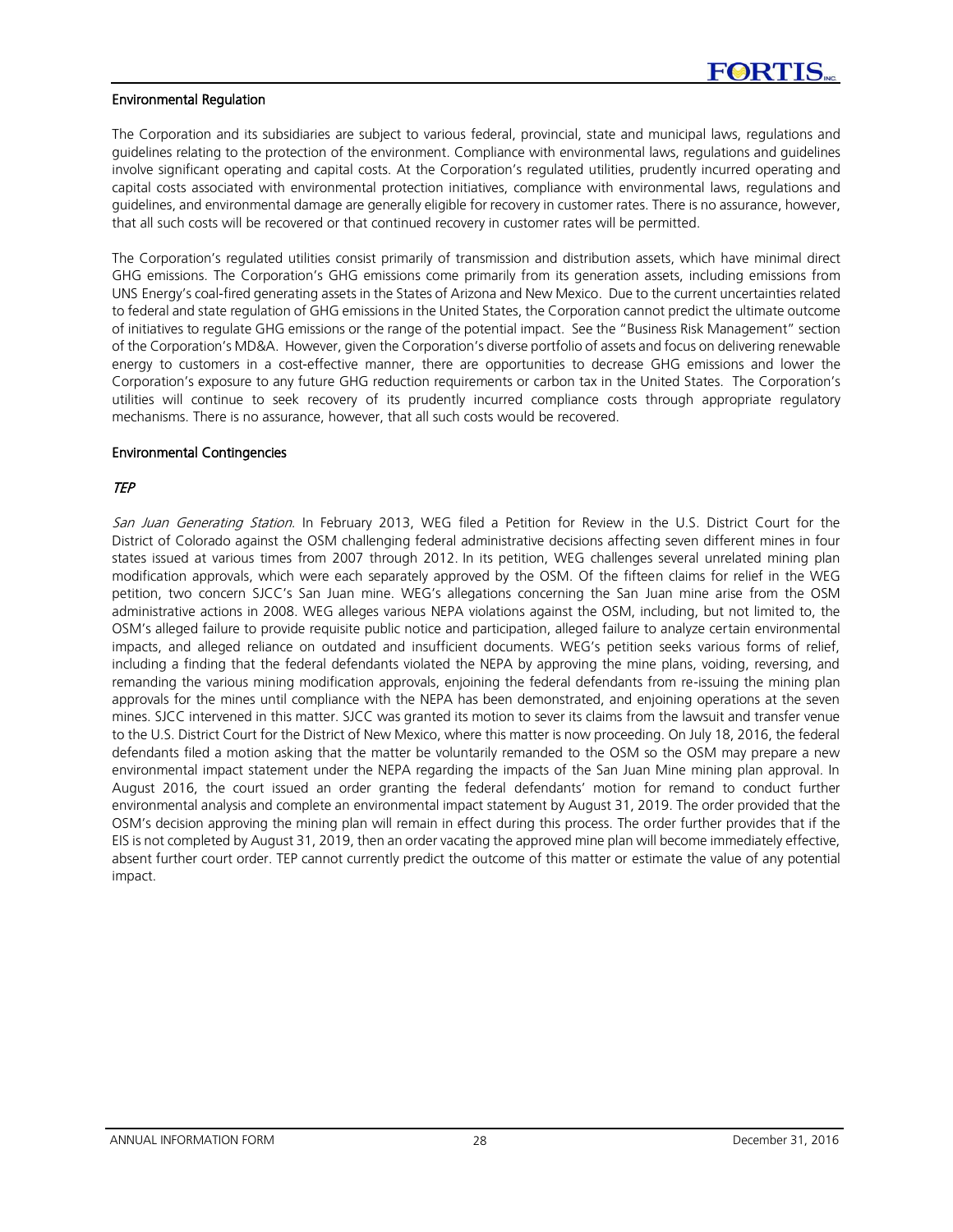### Environmental Regulation

The Corporation and its subsidiaries are subject to various federal, provincial, state and municipal laws, regulations and guidelines relating to the protection of the environment. Compliance with environmental laws, regulations and guidelines involve significant operating and capital costs. At the Corporation's regulated utilities, prudently incurred operating and capital costs associated with environmental protection initiatives, compliance with environmental laws, regulations and guidelines, and environmental damage are generally eligible for recovery in customer rates. There is no assurance, however, that all such costs will be recovered or that continued recovery in customer rates will be permitted.

The Corporation's regulated utilities consist primarily of transmission and distribution assets, which have minimal direct GHG emissions. The Corporation's GHG emissions come primarily from its generation assets, including emissions from UNS Energy's coal-fired generating assets in the States of Arizona and New Mexico. Due to the current uncertainties related to federal and state regulation of GHG emissions in the United States, the Corporation cannot predict the ultimate outcome of initiatives to regulate GHG emissions or the range of the potential impact. See the "Business Risk Management" section of the Corporation's MD&A. However, given the Corporation's diverse portfolio of assets and focus on delivering renewable energy to customers in a cost-effective manner, there are opportunities to decrease GHG emissions and lower the Corporation's exposure to any future GHG reduction requirements or carbon tax in the United States. The Corporation's utilities will continue to seek recovery of its prudently incurred compliance costs through appropriate regulatory mechanisms. There is no assurance, however, that all such costs would be recovered.

### Environmental Contingencies

#### *TEP*

*San Juan Generating Station*. In February 2013, WEG filed a Petition for Review in the U.S. District Court for the District of Colorado against the OSM challenging federal administrative decisions affecting seven different mines in four states issued at various times from 2007 through 2012. In its petition, WEG challenges several unrelated mining plan modification approvals, which were each separately approved by the OSM. Of the fifteen claims for relief in the WEG petition, two concern SJCC's San Juan mine. WEG's allegations concerning the San Juan mine arise from the OSM administrative actions in 2008. WEG alleges various NEPA violations against the OSM, including, but not limited to, the OSM's alleged failure to provide requisite public notice and participation, alleged failure to analyze certain environmental impacts, and alleged reliance on outdated and insufficient documents. WEG's petition seeks various forms of relief, including a finding that the federal defendants violated the NEPA by approving the mine plans, voiding, reversing, and remanding the various mining modification approvals, enjoining the federal defendants from re-issuing the mining plan approvals for the mines until compliance with the NEPA has been demonstrated, and enjoining operations at the seven mines. SJCC intervened in this matter. SJCC was granted its motion to sever its claims from the lawsuit and transfer venue to the U.S. District Court for the District of New Mexico, where this matter is now proceeding. On July 18, 2016, the federal defendants filed a motion asking that the matter be voluntarily remanded to the OSM so the OSM may prepare a new environmental impact statement under the NEPA regarding the impacts of the San Juan Mine mining plan approval. In August 2016, the court issued an order granting the federal defendants' motion for remand to conduct further environmental analysis and complete an environmental impact statement by August 31, 2019. The order provided that the OSM's decision approving the mining plan will remain in effect during this process. The order further provides that if the EIS is not completed by August 31, 2019, then an order vacating the approved mine plan will become immediately effective, absent further court order. TEP cannot currently predict the outcome of this matter or estimate the value of any potential impact.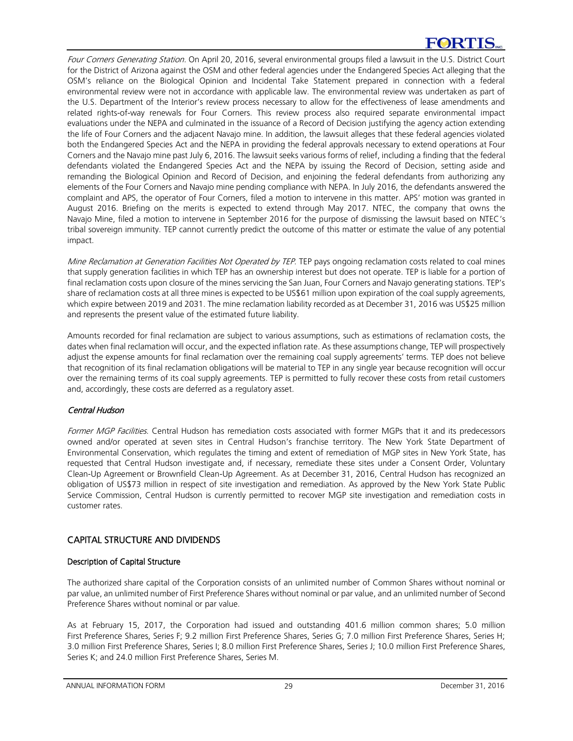*Four Corners Generating Station*. On April 20, 2016, several environmental groups filed a lawsuit in the U.S. District Court for the District of Arizona against the OSM and other federal agencies under the Endangered Species Act alleging that the OSM's reliance on the Biological Opinion and Incidental Take Statement prepared in connection with a federal environmental review were not in accordance with applicable law. The environmental review was undertaken as part of the U.S. Department of the Interior's review process necessary to allow for the effectiveness of lease amendments and related rights-of-way renewals for Four Corners. This review process also required separate environmental impact evaluations under the NEPA and culminated in the issuance of a Record of Decision justifying the agency action extending the life of Four Corners and the adjacent Navajo mine. In addition, the lawsuit alleges that these federal agencies violated both the Endangered Species Act and the NEPA in providing the federal approvals necessary to extend operations at Four Corners and the Navajo mine past July 6, 2016. The lawsuit seeks various forms of relief, including a finding that the federal defendants violated the Endangered Species Act and the NEPA by issuing the Record of Decision, setting aside and remanding the Biological Opinion and Record of Decision, and enjoining the federal defendants from authorizing any elements of the Four Corners and Navajo mine pending compliance with NEPA. In July 2016, the defendants answered the complaint and APS, the operator of Four Corners, filed a motion to intervene in this matter. APS' motion was granted in August 2016. Briefing on the merits is expected to extend through May 2017. NTEC, the company that owns the Navajo Mine, filed a motion to intervene in September 2016 for the purpose of dismissing the lawsuit based on NTEC's tribal sovereign immunity. TEP cannot currently predict the outcome of this matter or estimate the value of any potential impact.

*Mine Reclamation at Generation Facilities Not Operated by TEP*. TEP pays ongoing reclamation costs related to coal mines that supply generation facilities in which TEP has an ownership interest but does not operate. TEP is liable for a portion of final reclamation costs upon closure of the mines servicing the San Juan, Four Corners and Navajo generating stations. TEP's share of reclamation costs at all three mines is expected to be US$61 million upon expiration of the coal supply agreements, which expire between 2019 and 2031. The mine reclamation liability recorded as at December 31, 2016 was US$25 million and represents the present value of the estimated future liability.

Amounts recorded for final reclamation are subject to various assumptions, such as estimations of reclamation costs, the dates when final reclamation will occur, and the expected inflation rate. As these assumptions change, TEP will prospectively adjust the expense amounts for final reclamation over the remaining coal supply agreements' terms. TEP does not believe that recognition of its final reclamation obligations will be material to TEP in any single year because recognition will occur over the remaining terms of its coal supply agreements. TEP is permitted to fully recover these costs from retail customers and, accordingly, these costs are deferred as a regulatory asset.

### *Central Hudson*

*Former MGP Facilities*. Central Hudson has remediation costs associated with former MGPs that it and its predecessors owned and/or operated at seven sites in Central Hudson's franchise territory. The New York State Department of Environmental Conservation, which regulates the timing and extent of remediation of MGP sites in New York State, has requested that Central Hudson investigate and, if necessary, remediate these sites under a Consent Order, Voluntary Clean-Up Agreement or Brownfield Clean-Up Agreement. As at December 31, 2016, Central Hudson has recognized an obligation of US$73 million in respect of site investigation and remediation. As approved by the New York State Public Service Commission, Central Hudson is currently permitted to recover MGP site investigation and remediation costs in customer rates.

## CAPITAL STRUCTURE AND DIVIDENDS

### Description of Capital Structure

The authorized share capital of the Corporation consists of an unlimited number of Common Shares without nominal or par value, an unlimited number of First Preference Shares without nominal or par value, and an unlimited number of Second Preference Shares without nominal or par value.

As at February 15, 2017, the Corporation had issued and outstanding 401.6 million common shares; 5.0 million First Preference Shares, Series F; 9.2 million First Preference Shares, Series G; 7.0 million First Preference Shares, Series H; 3.0 million First Preference Shares, Series I; 8.0 million First Preference Shares, Series J; 10.0 million First Preference Shares, Series K; and 24.0 million First Preference Shares, Series M.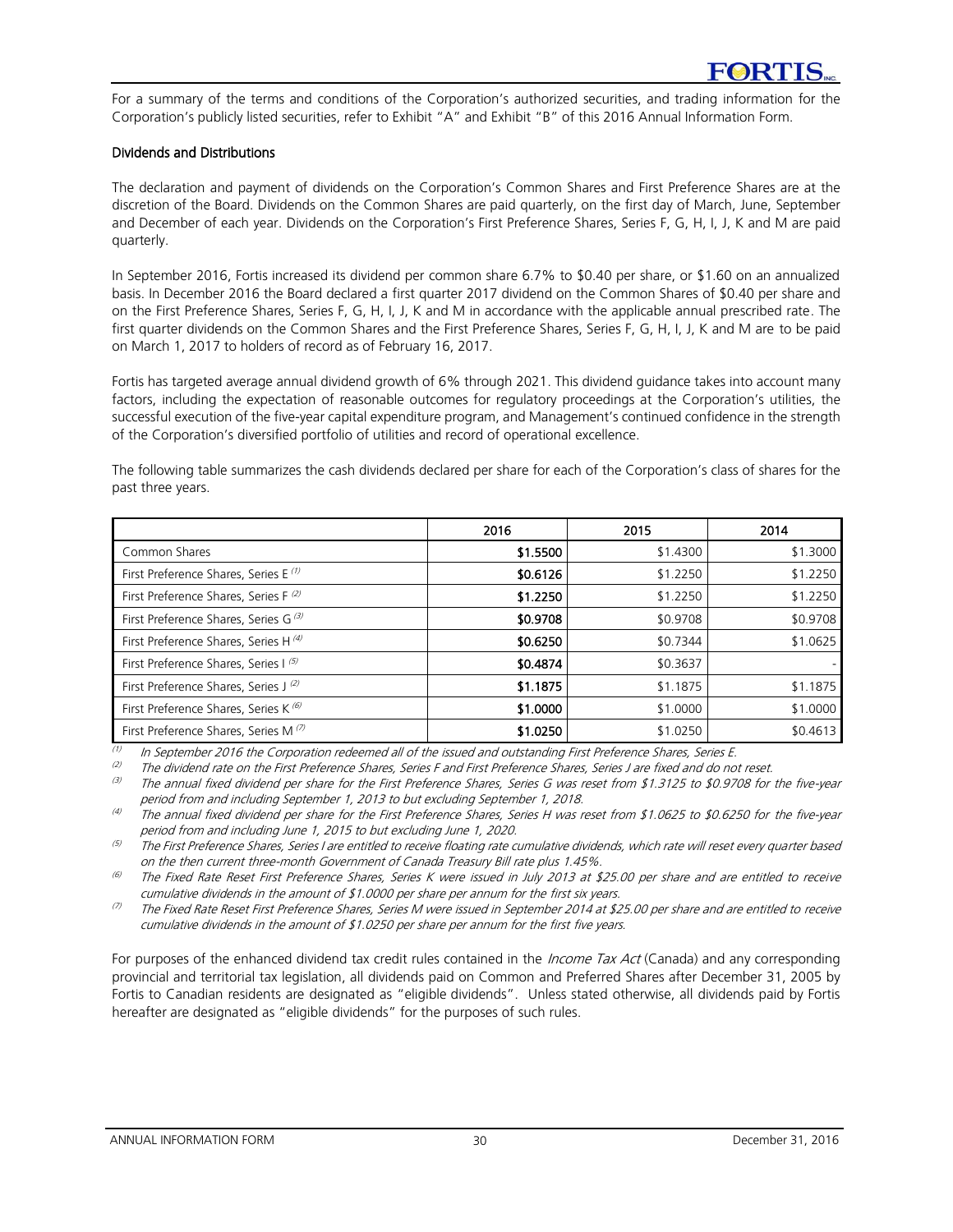For a summary of the terms and conditions of the Corporation's authorized securities, and trading information for the Corporation's publicly listed securities, refer to Exhibit "A" and Exhibit "B" of this 2016 Annual Information Form.

### Dividends and Distributions

The declaration and payment of dividends on the Corporation's Common Shares and First Preference Shares are at the discretion of the Board. Dividends on the Common Shares are paid quarterly, on the first day of March, June, September and December of each year. Dividends on the Corporation's First Preference Shares, Series F, G, H, I, J, K and M are paid quarterly.

In September 2016, Fortis increased its dividend per common share 6.7% to $0.40 per share, or $1.60 on an annualized basis. In December 2016 the Board declared a first quarter 2017 dividend on the Common Shares of $0.40 per share and on the First Preference Shares, Series F, G, H, I, J, K and M in accordance with the applicable annual prescribed rate. The first quarter dividends on the Common Shares and the First Preference Shares, Series F, G, H, I, J, K and M are to be paid on March 1, 2017 to holders of record as of February 16, 2017.

Fortis has targeted average annual dividend growth of 6% through 2021. This dividend guidance takes into account many factors, including the expectation of reasonable outcomes for regulatory proceedings at the Corporation's utilities, the successful execution of the five-year capital expenditure program, and Management's continued confidence in the strength of the Corporation's diversified portfolio of utilities and record of operational excellence.

The following table summarizes the cash dividends declared per share for each of the Corporation's class of shares for the past three years.

| | 2016 | 2015 | 2014 |
|---|---|---|---|
| Common Shares | **$1.5500** | $1.4300 | $1.3000 |
| First Preference Shares, Series E [(1)] | **$0.6126** | $1.2250 | $1.2250 |
| First Preference Shares, Series F [(2)] | **$1.2250** | $1.2250 | $1.2250 |
| First Preference Shares, Series G [(3)] | **$0.9708** | $0.9708 | $0.9708 |
| First Preference Shares, Series H [(4)] | **$0.6250** | $0.7344 | $1.0625 |
| First Preference Shares, Series I [(5)] | **$0.4874** | $0.3637 | - |
| First Preference Shares, Series J [(2)] | **$1.1875** | $1.1875 | $1.1875 |
| First Preference Shares, Series K [(6)] | **$1.0000** | $1.0000 | $1.0000 |
| First Preference Shares, Series M [(7)] | **$1.0250** | $1.0250 | $0.4613 |

(1) *In September 2016 the Corporation redeemed all of the issued and outstanding First Preference Shares, Series E.*

(2) *The dividend rate on the First Preference Shares, Series F and First Preference Shares, Series J are fixed and do not reset.*

(3) *The annual fixed dividend per share for the First Preference Shares, Series G was reset from $1.3125 to $0.9708 for the five-year period from and including September 1, 2013 to but excluding September 1, 2018.*

(4) *The annual fixed dividend per share for the First Preference Shares, Series H was reset from $1.0625 to $0.6250 for the five-year period from and including June 1, 2015 to but excluding June 1, 2020.*

(5) *The First Preference Shares, Series I are entitled to receive floating rate cumulative dividends, which rate will reset every quarter based on the then current three-month Government of Canada Treasury Bill rate plus 1.45%.*

(6) *The Fixed Rate Reset First Preference Shares, Series K were issued in July 2013 at $25.00 per share and are entitled to receive cumulative dividends in the amount of $1.0000 per share per annum for the first six years.*

(7) *The Fixed Rate Reset First Preference Shares, Series M were issued in September 2014 at $25.00 per share and are entitled to receive cumulative dividends in the amount of $1.0250 per share per annum for the first five years.*

For purposes of the enhanced dividend tax credit rules contained in the *Income Tax Act* (Canada) and any corresponding provincial and territorial tax legislation, all dividends paid on Common and Preferred Shares after December 31, 2005 by Fortis to Canadian residents are designated as "eligible dividends". Unless stated otherwise, all dividends paid by Fortis hereafter are designated as "eligible dividends" for the purposes of such rules.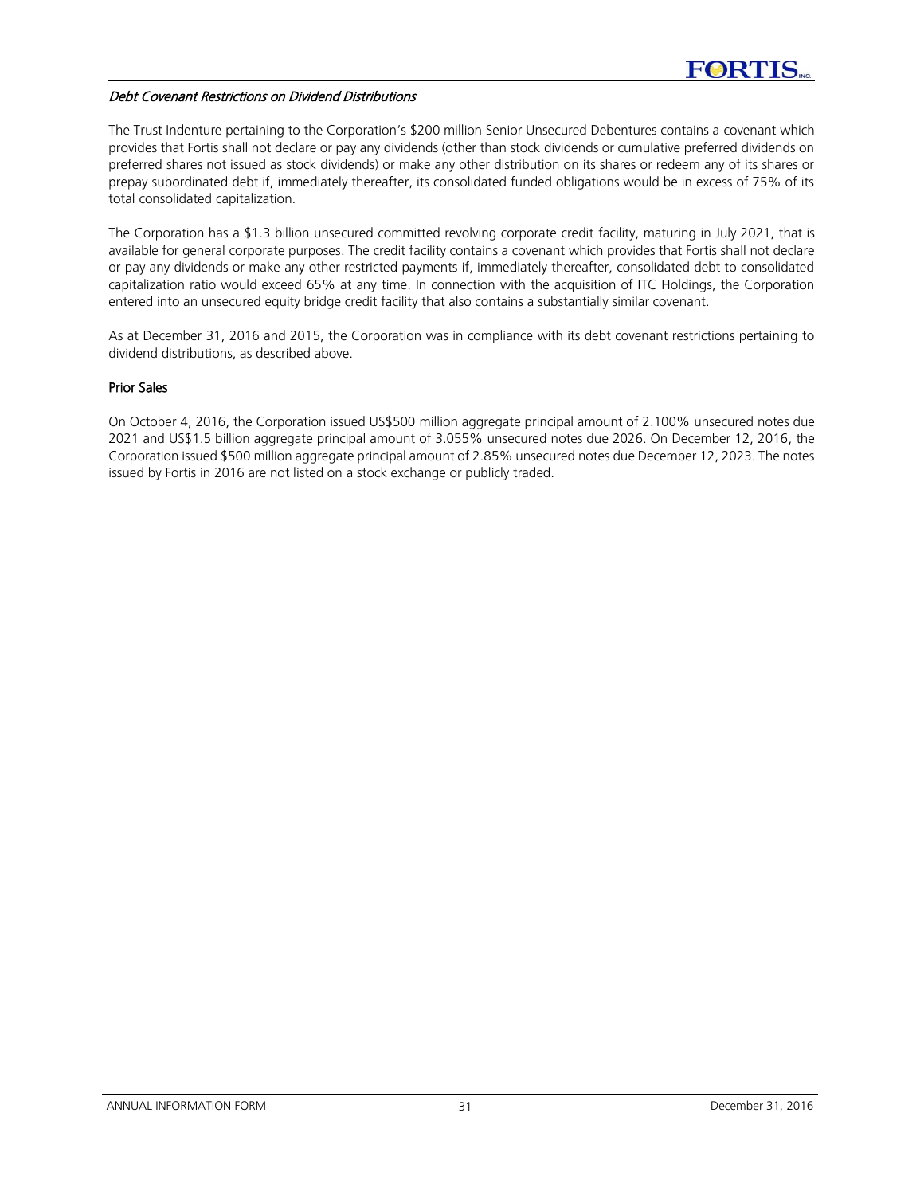*Debt Covenant Restrictions on Dividend Distributions*

The Trust Indenture pertaining to the Corporation's $200 million Senior Unsecured Debentures contains a covenant which provides that Fortis shall not declare or pay any dividends (other than stock dividends or cumulative preferred dividends on preferred shares not issued as stock dividends) or make any other distribution on its shares or redeem any of its shares or prepay subordinated debt if, immediately thereafter, its consolidated funded obligations would be in excess of 75% of its total consolidated capitalization.

The Corporation has a $1.3 billion unsecured committed revolving corporate credit facility, maturing in July 2021, that is available for general corporate purposes. The credit facility contains a covenant which provides that Fortis shall not declare or pay any dividends or make any other restricted payments if, immediately thereafter, consolidated debt to consolidated capitalization ratio would exceed 65% at any time. In connection with the acquisition of ITC Holdings, the Corporation entered into an unsecured equity bridge credit facility that also contains a substantially similar covenant.

As at December 31, 2016 and 2015, the Corporation was in compliance with its debt covenant restrictions pertaining to dividend distributions, as described above.

## Prior Sales

On October 4, 2016, the Corporation issued US$500 million aggregate principal amount of 2.100% unsecured notes due 2021 and US$1.5 billion aggregate principal amount of 3.055% unsecured notes due 2026. On December 12, 2016, the Corporation issued $500 million aggregate principal amount of 2.85% unsecured notes due December 12, 2023. The notes issued by Fortis in 2016 are not listed on a stock exchange or publicly traded.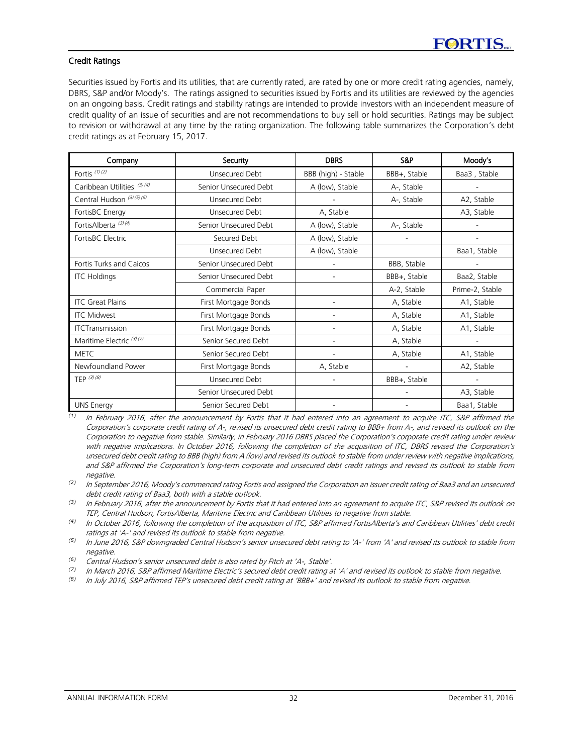### Credit Ratings

Securities issued by Fortis and its utilities, that are currently rated, are rated by one or more credit rating agencies, namely, DBRS, S&P and/or Moody's. The ratings assigned to securities issued by Fortis and its utilities are reviewed by the agencies on an ongoing basis. Credit ratings and stability ratings are intended to provide investors with an independent measure of credit quality of an issue of securities and are not recommendations to buy sell or hold securities. Ratings may be subject to revision or withdrawal at any time by the rating organization. The following table summarizes the Corporation's debt credit ratings as at February 15, 2017.

| Company | Security | DBRS | S&P | Moody's |
|---|---|---|---|---|
| Fortis [(1) (2)] | Unsecured Debt | BBB (high) - Stable | BBB+, Stable | Baa3 , Stable |
| Caribbean Utilities [(3) (4)] | Senior Unsecured Debt | A (low), Stable | A-, Stable | - |
| Central Hudson [(3) (5) (6)] | Unsecured Debt | - | A-, Stable | A2, Stable |
| FortisBC Energy | Unsecured Debt | A, Stable | | A3, Stable |
| FortisAlberta [(3) (4)] | Senior Unsecured Debt | A (low), Stable | A-, Stable | - |
| FortisBC Electric | Secured Debt | A (low), Stable | - | - |
| | Unsecured Debt | A (low), Stable | | Baa1, Stable |
| Fortis Turks and Caicos | Senior Unsecured Debt | - | BBB, Stable | - |
| ITC Holdings | Senior Unsecured Debt | - | BBB+, Stable | Baa2, Stable |
| | Commercial Paper | | A-2, Stable | Prime-2, Stable |
| ITC Great Plains | First Mortgage Bonds | - | A, Stable | A1, Stable |
| ITC Midwest | First Mortgage Bonds | - | A, Stable | A1, Stable |
| ITCTransmission | First Mortgage Bonds | - | A, Stable | A1, Stable |
| Maritime Electric [(3) (7)] | Senior Secured Debt | - | A, Stable | - |
| METC | Senior Secured Debt | - | A, Stable | A1, Stable |
| Newfoundland Power | First Mortgage Bonds | A, Stable | - | A2, Stable |
| TEP [(3) (8)] | Unsecured Debt | - | BBB+, Stable | - |
| | Senior Unsecured Debt | | - | A3, Stable |
| UNS Energy | Senior Secured Debt | - | - | Baa1, Stable |

(1) *In February 2016, after the announcement by Fortis that it had entered into an agreement to acquire ITC, S&P affirmed the Corporation's corporate credit rating of A-, revised its unsecured debt credit rating to BBB+ from A-, and revised its outlook on the Corporation to negative from stable. Similarly, in February 2016 DBRS placed the Corporation's corporate credit rating under review with negative implications. In October 2016, following the completion of the acquisition of ITC, DBRS revised the Corporation's unsecured debt credit rating to BBB (high) from A (low) and revised its outlook to stable from under review with negative implications, and S&P affirmed the Corporation's long-term corporate and unsecured debt credit ratings and revised its outlook to stable from negative.*

(2) *In September 2016, Moody's commenced rating Fortis and assigned the Corporation an issuer credit rating of Baa3 and an unsecured debt credit rating of Baa3, both with a stable outlook.*

(3) *In February 2016, after the announcement by Fortis that it had entered into an agreement to acquire ITC, S&P revised its outlook on TEP, Central Hudson, FortisAlberta, Maritime Electric and Caribbean Utilities to negative from stable.*

(4) *In October 2016, following the completion of the acquisition of ITC, S&P affirmed FortisAlberta's and Caribbean Utilities' debt credit ratings at 'A-' and revised its outlook to stable from negative.*

(5) *In June 2016, S&P downgraded Central Hudson's senior unsecured debt rating to 'A-' from 'A' and revised its outlook to stable from negative.*

(6) *Central Hudson's senior unsecured debt is also rated by Fitch at 'A-, Stable'.*

(7) *In March 2016, S&P affirmed Maritime Electric's secured debt credit rating at 'A' and revised its outlook to stable from negative.*

(8) *In July 2016, S&P affirmed TEP's unsecured debt credit rating at 'BBB+' and revised its outlook to stable from negative.*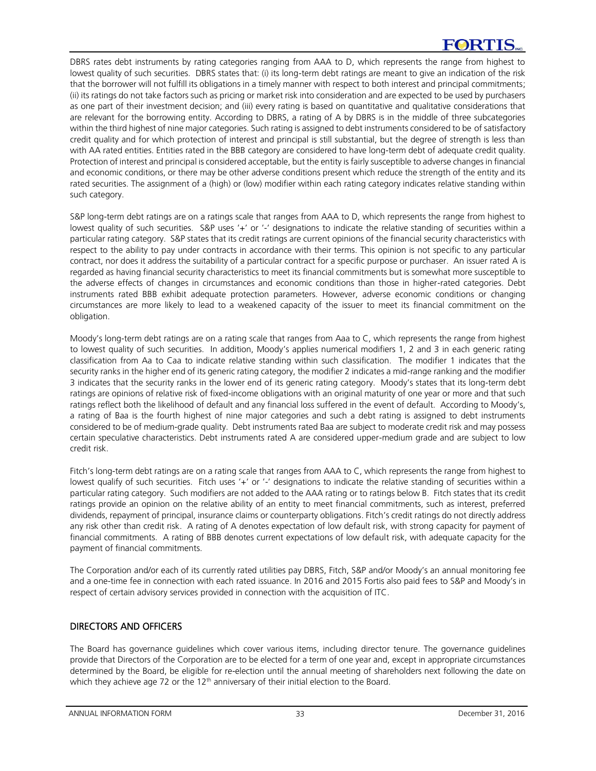DBRS rates debt instruments by rating categories ranging from AAA to D, which represents the range from highest to lowest quality of such securities. DBRS states that: (i) its long-term debt ratings are meant to give an indication of the risk that the borrower will not fulfill its obligations in a timely manner with respect to both interest and principal commitments; (ii) its ratings do not take factors such as pricing or market risk into consideration and are expected to be used by purchasers as one part of their investment decision; and (iii) every rating is based on quantitative and qualitative considerations that are relevant for the borrowing entity. According to DBRS, a rating of A by DBRS is in the middle of three subcategories within the third highest of nine major categories. Such rating is assigned to debt instruments considered to be of satisfactory credit quality and for which protection of interest and principal is still substantial, but the degree of strength is less than with AA rated entities. Entities rated in the BBB category are considered to have long-term debt of adequate credit quality. Protection of interest and principal is considered acceptable, but the entity is fairly susceptible to adverse changes in financial and economic conditions, or there may be other adverse conditions present which reduce the strength of the entity and its rated securities. The assignment of a (high) or (low) modifier within each rating category indicates relative standing within such category.

S&P long-term debt ratings are on a ratings scale that ranges from AAA to D, which represents the range from highest to lowest quality of such securities. S&P uses '+' or '-' designations to indicate the relative standing of securities within a particular rating category. S&P states that its credit ratings are current opinions of the financial security characteristics with respect to the ability to pay under contracts in accordance with their terms. This opinion is not specific to any particular contract, nor does it address the suitability of a particular contract for a specific purpose or purchaser. An issuer rated A is regarded as having financial security characteristics to meet its financial commitments but is somewhat more susceptible to the adverse effects of changes in circumstances and economic conditions than those in higher-rated categories. Debt instruments rated BBB exhibit adequate protection parameters. However, adverse economic conditions or changing circumstances are more likely to lead to a weakened capacity of the issuer to meet its financial commitment on the obligation.

Moody's long-term debt ratings are on a rating scale that ranges from Aaa to C, which represents the range from highest to lowest quality of such securities. In addition, Moody's applies numerical modifiers 1, 2 and 3 in each generic rating classification from Aa to Caa to indicate relative standing within such classification. The modifier 1 indicates that the security ranks in the higher end of its generic rating category, the modifier 2 indicates a mid-range ranking and the modifier 3 indicates that the security ranks in the lower end of its generic rating category. Moody's states that its long-term debt ratings are opinions of relative risk of fixed-income obligations with an original maturity of one year or more and that such ratings reflect both the likelihood of default and any financial loss suffered in the event of default. According to Moody's, a rating of Baa is the fourth highest of nine major categories and such a debt rating is assigned to debt instruments considered to be of medium-grade quality. Debt instruments rated Baa are subject to moderate credit risk and may possess certain speculative characteristics. Debt instruments rated A are considered upper-medium grade and are subject to low credit risk.

Fitch's long-term debt ratings are on a rating scale that ranges from AAA to C, which represents the range from highest to lowest qualify of such securities. Fitch uses '+' or '-' designations to indicate the relative standing of securities within a particular rating category. Such modifiers are not added to the AAA rating or to ratings below B. Fitch states that its credit ratings provide an opinion on the relative ability of an entity to meet financial commitments, such as interest, preferred dividends, repayment of principal, insurance claims or counterparty obligations. Fitch's credit ratings do not directly address any risk other than credit risk. A rating of A denotes expectation of low default risk, with strong capacity for payment of financial commitments. A rating of BBB denotes current expectations of low default risk, with adequate capacity for the payment of financial commitments.

The Corporation and/or each of its currently rated utilities pay DBRS, Fitch, S&P and/or Moody's an annual monitoring fee and a one-time fee in connection with each rated issuance. In 2016 and 2015 Fortis also paid fees to S&P and Moody's in respect of certain advisory services provided in connection with the acquisition of ITC.

## DIRECTORS AND OFFICERS

The Board has governance guidelines which cover various items, including director tenure. The governance guidelines provide that Directors of the Corporation are to be elected for a term of one year and, except in appropriate circumstances determined by the Board, be eligible for re-election until the annual meeting of shareholders next following the date on which they achieve age 72 or the 12th anniversary of their initial election to the Board.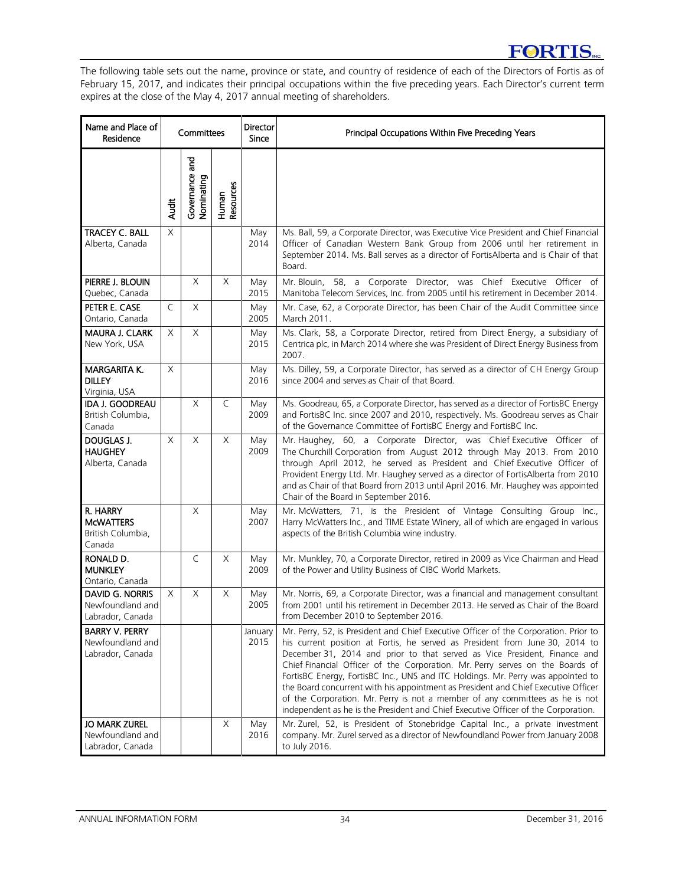The following table sets out the name, province or state, and country of residence of each of the Directors of Fortis as of February 15, 2017, and indicates their principal occupations within the five preceding years. Each Director's current term expires at the close of the May 4, 2017 annual meeting of shareholders.

| Name and Place of Residence | Committees | | | Director Since | Principal Occupations Within Five Preceding Years |
|---|---|---|---|---|---|
| | Audit | Governance and Nominating | Human Resources | | |
| **TRACEY C. BALL** Alberta, Canada | X | | | May 2014 | Ms. Ball, 59, a Corporate Director, was Executive Vice President and Chief Financial Officer of Canadian Western Bank Group from 2006 until her retirement in September 2014. Ms. Ball serves as a director of FortisAlberta and is Chair of that Board. |
| **PIERRE J. BLOUIN** Quebec, Canada | | X | X | May 2015 | Mr. Blouin, 58, a Corporate Director, was Chief Executive Officer of Manitoba Telecom Services, Inc. from 2005 until his retirement in December 2014. |
| **PETER E. CASE** Ontario, Canada | C | X | | May 2005 | Mr. Case, 62, a Corporate Director, has been Chair of the Audit Committee since March 2011. |
| **MAURA J. CLARK** New York, USA | X | X | | May 2015 | Ms. Clark, 58, a Corporate Director, retired from Direct Energy, a subsidiary of Centrica plc, in March 2014 where she was President of Direct Energy Business from 2007. |
| **MARGARITA K. DILLEY** Virginia, USA | X | | | May 2016 | Ms. Dilley, 59, a Corporate Director, has served as a director of CH Energy Group since 2004 and serves as Chair of that Board. |
| **IDA J. GOODREAU** British Columbia, Canada | | X | C | May 2009 | Ms. Goodreau, 65, a Corporate Director, has served as a director of FortisBC Energy and FortisBC Inc. since 2007 and 2010, respectively. Ms. Goodreau serves as Chair of the Governance Committee of FortisBC Energy and FortisBC Inc. |
| **DOUGLAS J. HAUGHEY** Alberta, Canada | X | X | X | May 2009 | Mr. Haughey, 60, a Corporate Director, was Chief Executive Officer of The Churchill Corporation from August 2012 through May 2013. From 2010 through April 2012, he served as President and Chief Executive Officer of Provident Energy Ltd. Mr. Haughey served as a director of FortisAlberta from 2010 and as Chair of that Board from 2013 until April 2016. Mr. Haughey was appointed Chair of the Board in September 2016. |
| **R. HARRY McWATTERS** British Columbia, Canada | | X | | May 2007 | Mr. McWatters, 71, is the President of Vintage Consulting Group Inc., Harry McWatters Inc., and TIME Estate Winery, all of which are engaged in various aspects of the British Columbia wine industry. |
| **RONALD D. MUNKLEY** Ontario, Canada | | C | X | May 2009 | Mr. Munkley, 70, a Corporate Director, retired in 2009 as Vice Chairman and Head of the Power and Utility Business of CIBC World Markets. |
| **DAVID G. NORRIS** Newfoundland and Labrador, Canada | X | X | X | May 2005 | Mr. Norris, 69, a Corporate Director, was a financial and management consultant from 2001 until his retirement in December 2013. He served as Chair of the Board from December 2010 to September 2016. |
| **BARRY V. PERRY** Newfoundland and Labrador, Canada | | | | January 2015 | Mr. Perry, 52, is President and Chief Executive Officer of the Corporation. Prior to his current position at Fortis, he served as President from June 30, 2014 to December 31, 2014 and prior to that served as Vice President, Finance and Chief Financial Officer of the Corporation. Mr. Perry serves on the Boards of FortisBC Energy, FortisBC Inc., UNS and ITC Holdings. Mr. Perry was appointed to the Board concurrent with his appointment as President and Chief Executive Officer of the Corporation. Mr. Perry is not a member of any committees as he is not independent as he is the President and Chief Executive Officer of the Corporation. |
| **JO MARK ZUREL** Newfoundland and Labrador, Canada | | | X | May 2016 | Mr. Zurel, 52, is President of Stonebridge Capital Inc., a private investment company. Mr. Zurel served as a director of Newfoundland Power from January 2008 to July 2016. |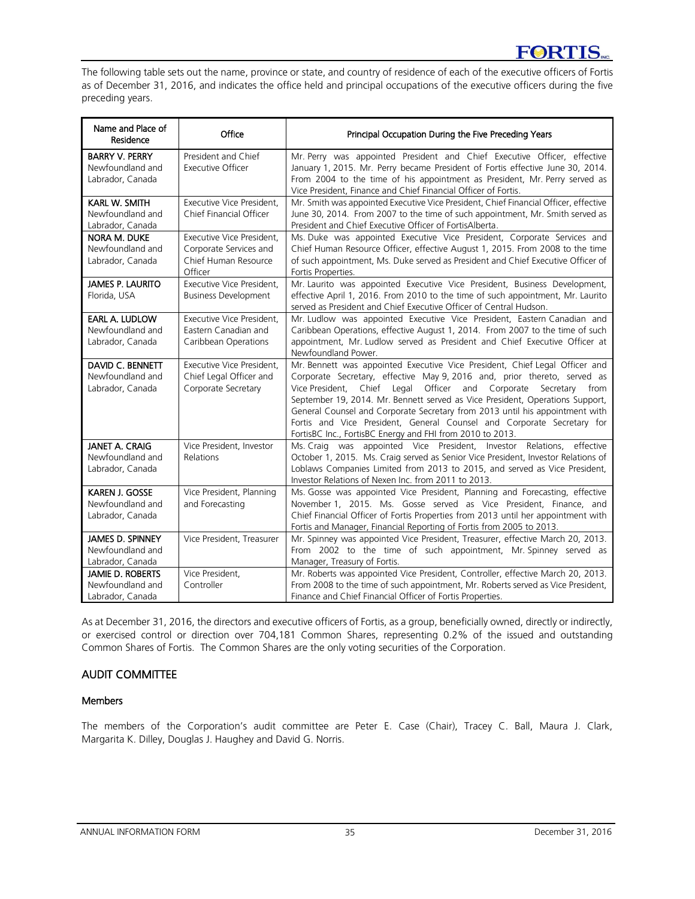The following table sets out the name, province or state, and country of residence of each of the executive officers of Fortis as of December 31, 2016, and indicates the office held and principal occupations of the executive officers during the five preceding years.

| Name and Place of Residence | Office | Principal Occupation During the Five Preceding Years |
|---|---|---|
| **BARRY V. PERRY** Newfoundland and Labrador, Canada | President and Chief Executive Officer | Mr. Perry was appointed President and Chief Executive Officer, effective January 1, 2015. Mr. Perry became President of Fortis effective June 30, 2014. From 2004 to the time of his appointment as President, Mr. Perry served as Vice President, Finance and Chief Financial Officer of Fortis. |
| **KARL W. SMITH** Newfoundland and Labrador, Canada | Executive Vice President, Chief Financial Officer | Mr. Smith was appointed Executive Vice President, Chief Financial Officer, effective June 30, 2014. From 2007 to the time of such appointment, Mr. Smith served as President and Chief Executive Officer of FortisAlberta. |
| **NORA M. DUKE** Newfoundland and Labrador, Canada | Executive Vice President, Corporate Services and Chief Human Resource Officer | Ms. Duke was appointed Executive Vice President, Corporate Services and Chief Human Resource Officer, effective August 1, 2015. From 2008 to the time of such appointment, Ms. Duke served as President and Chief Executive Officer of Fortis Properties. |
| **JAMES P. LAURITO** Florida, USA | Executive Vice President, Business Development | Mr. Laurito was appointed Executive Vice President, Business Development, effective April 1, 2016. From 2010 to the time of such appointment, Mr. Laurito served as President and Chief Executive Officer of Central Hudson. |
| **EARL A. LUDLOW** Newfoundland and Labrador, Canada | Executive Vice President, Eastern Canadian and Caribbean Operations | Mr. Ludlow was appointed Executive Vice President, Eastern Canadian and Caribbean Operations, effective August 1, 2014. From 2007 to the time of such appointment, Mr. Ludlow served as President and Chief Executive Officer at Newfoundland Power. |
| **DAVID C. BENNETT** Newfoundland and Labrador, Canada | Executive Vice President, Chief Legal Officer and Corporate Secretary | Mr. Bennett was appointed Executive Vice President, Chief Legal Officer and Corporate Secretary, effective May 9, 2016 and, prior thereto, served as Vice President, Chief Legal Officer and Corporate Secretary from September 19, 2014. Mr. Bennett served as Vice President, Operations Support, General Counsel and Corporate Secretary from 2013 until his appointment with Fortis and Vice President, General Counsel and Corporate Secretary for FortisBC Inc., FortisBC Energy and FHI from 2010 to 2013. |
| **JANET A. CRAIG** Newfoundland and Labrador, Canada | Vice President, Investor Relations | Ms. Craig was appointed Vice President, Investor Relations, effective October 1, 2015. Ms. Craig served as Senior Vice President, Investor Relations of Loblaws Companies Limited from 2013 to 2015, and served as Vice President, Investor Relations of Nexen Inc. from 2011 to 2013. |
| **KAREN J. GOSSE** Newfoundland and Labrador, Canada | Vice President, Planning and Forecasting | Ms. Gosse was appointed Vice President, Planning and Forecasting, effective November 1, 2015. Ms. Gosse served as Vice President, Finance, and Chief Financial Officer of Fortis Properties from 2013 until her appointment with Fortis and Manager, Financial Reporting of Fortis from 2005 to 2013. |
| **JAMES D. SPINNEY** Newfoundland and Labrador, Canada | Vice President, Treasurer | Mr. Spinney was appointed Vice President, Treasurer, effective March 20, 2013. From 2002 to the time of such appointment, Mr. Spinney served as Manager, Treasury of Fortis. |
| **JAMIE D. ROBERTS** Newfoundland and Labrador, Canada | Vice President, Controller | Mr. Roberts was appointed Vice President, Controller, effective March 20, 2013. From 2008 to the time of such appointment, Mr. Roberts served as Vice President, Finance and Chief Financial Officer of Fortis Properties. |

As at December 31, 2016, the directors and executive officers of Fortis, as a group, beneficially owned, directly or indirectly, or exercised control or direction over 704,181 Common Shares, representing 0.2% of the issued and outstanding Common Shares of Fortis. The Common Shares are the only voting securities of the Corporation.

## AUDIT COMMITTEE

### Members

The members of the Corporation's audit committee are Peter E. Case (Chair), Tracey C. Ball, Maura J. Clark, Margarita K. Dilley, Douglas J. Haughey and David G. Norris.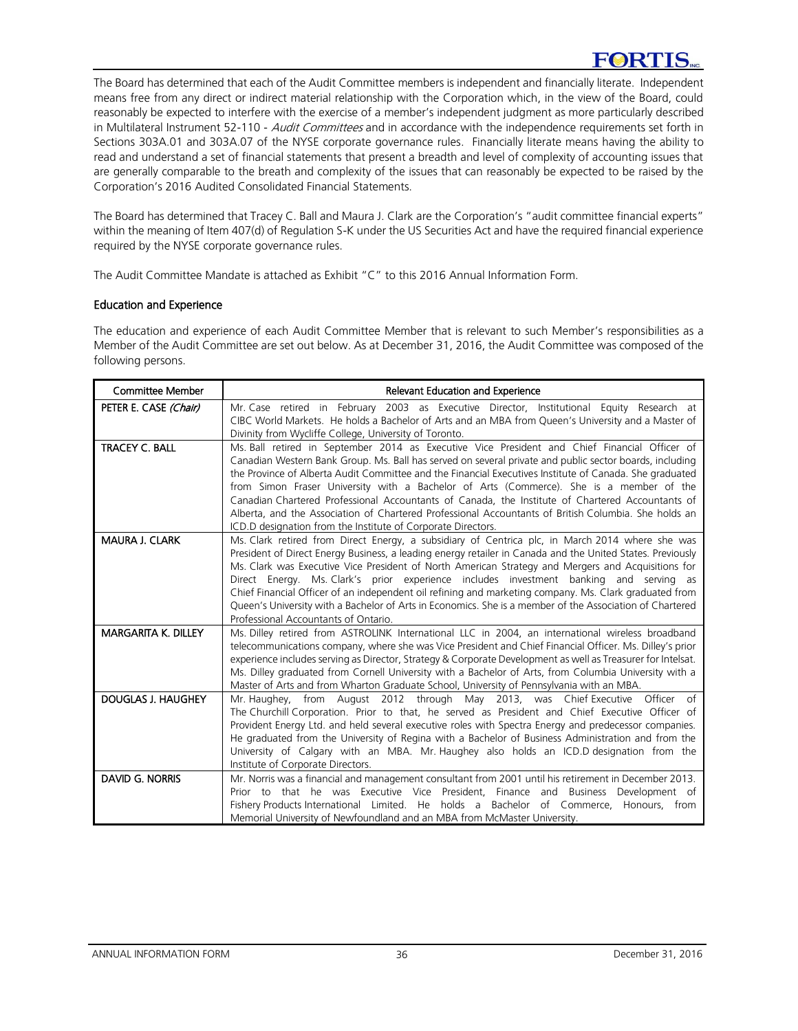The Board has determined that each of the Audit Committee members is independent and financially literate. Independent means free from any direct or indirect material relationship with the Corporation which, in the view of the Board, could reasonably be expected to interfere with the exercise of a member's independent judgment as more particularly described in Multilateral Instrument 52-110 - *Audit Committees* and in accordance with the independence requirements set forth in Sections 303A.01 and 303A.07 of the NYSE corporate governance rules. Financially literate means having the ability to read and understand a set of financial statements that present a breadth and level of complexity of accounting issues that are generally comparable to the breath and complexity of the issues that can reasonably be expected to be raised by the Corporation's 2016 Audited Consolidated Financial Statements.

The Board has determined that Tracey C. Ball and Maura J. Clark are the Corporation's "audit committee financial experts" within the meaning of Item 407(d) of Regulation S-K under the US Securities Act and have the required financial experience required by the NYSE corporate governance rules.

The Audit Committee Mandate is attached as Exhibit "C" to this 2016 Annual Information Form.

## Education and Experience

The education and experience of each Audit Committee Member that is relevant to such Member's responsibilities as a Member of the Audit Committee are set out below. As at December 31, 2016, the Audit Committee was composed of the following persons.

| Committee Member | Relevant Education and Experience |
|---|---|
| PETER E. CASE *(Chair)* | Mr. Case retired in February 2003 as Executive Director, Institutional Equity Research at CIBC World Markets. He holds a Bachelor of Arts and an MBA from Queen's University and a Master of Divinity from Wycliffe College, University of Toronto. |
| TRACEY C. BALL | Ms. Ball retired in September 2014 as Executive Vice President and Chief Financial Officer of Canadian Western Bank Group. Ms. Ball has served on several private and public sector boards, including the Province of Alberta Audit Committee and the Financial Executives Institute of Canada. She graduated from Simon Fraser University with a Bachelor of Arts (Commerce). She is a member of the Canadian Chartered Professional Accountants of Canada, the Institute of Chartered Accountants of Alberta, and the Association of Chartered Professional Accountants of British Columbia. She holds an ICD.D designation from the Institute of Corporate Directors. |
| MAURA J. CLARK | Ms. Clark retired from Direct Energy, a subsidiary of Centrica plc, in March 2014 where she was President of Direct Energy Business, a leading energy retailer in Canada and the United States. Previously Ms. Clark was Executive Vice President of North American Strategy and Mergers and Acquisitions for Direct Energy. Ms. Clark's prior experience includes investment banking and serving as Chief Financial Officer of an independent oil refining and marketing company. Ms. Clark graduated from Queen's University with a Bachelor of Arts in Economics. She is a member of the Association of Chartered Professional Accountants of Ontario. |
| MARGARITA K. DILLEY | Ms. Dilley retired from ASTROLINK International LLC in 2004, an international wireless broadband telecommunications company, where she was Vice President and Chief Financial Officer. Ms. Dilley's prior experience includes serving as Director, Strategy & Corporate Development as well as Treasurer for Intelsat. Ms. Dilley graduated from Cornell University with a Bachelor of Arts, from Columbia University with a Master of Arts and from Wharton Graduate School, University of Pennsylvania with an MBA. |
| DOUGLAS J. HAUGHEY | Mr. Haughey, from August 2012 through May 2013, was Chief Executive Officer of The Churchill Corporation. Prior to that, he served as President and Chief Executive Officer of Provident Energy Ltd. and held several executive roles with Spectra Energy and predecessor companies. He graduated from the University of Regina with a Bachelor of Business Administration and from the University of Calgary with an MBA. Mr. Haughey also holds an ICD.D designation from the Institute of Corporate Directors. |
| DAVID G. NORRIS | Mr. Norris was a financial and management consultant from 2001 until his retirement in December 2013. Prior to that he was Executive Vice President, Finance and Business Development of Fishery Products International Limited. He holds a Bachelor of Commerce, Honours, from Memorial University of Newfoundland and an MBA from McMaster University. |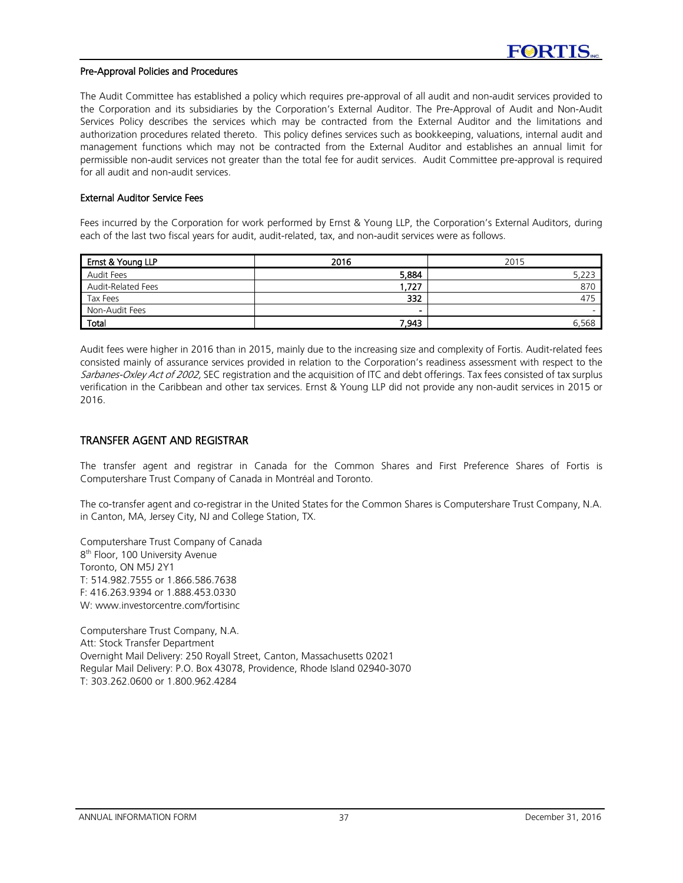#### Pre-Approval Policies and Procedures

The Audit Committee has established a policy which requires pre-approval of all audit and non-audit services provided to the Corporation and its subsidiaries by the Corporation's External Auditor. The Pre-Approval of Audit and Non-Audit Services Policy describes the services which may be contracted from the External Auditor and the limitations and authorization procedures related thereto. This policy defines services such as bookkeeping, valuations, internal audit and management functions which may not be contracted from the External Auditor and establishes an annual limit for permissible non-audit services not greater than the total fee for audit services. Audit Committee pre-approval is required for all audit and non-audit services.

#### External Auditor Service Fees

Fees incurred by the Corporation for work performed by Ernst & Young LLP, the Corporation's External Auditors, during each of the last two fiscal years for audit, audit-related, tax, and non-audit services were as follows.

| Ernst & Young LLP | 2016 | 2015 |
|---|---|---|
| Audit Fees | 5,884 | 5,223 |
| Audit-Related Fees | 1,727 | 870 |
| Tax Fees | 332 | 475 |
| Non-Audit Fees | - | - |
| Total | 7,943 | 6,568 |

Audit fees were higher in 2016 than in 2015, mainly due to the increasing size and complexity of Fortis. Audit-related fees consisted mainly of assurance services provided in relation to the Corporation's readiness assessment with respect to the *Sarbanes-Oxley Act of 2002,* SEC registration and the acquisition of ITC and debt offerings. Tax fees consisted of tax surplus verification in the Caribbean and other tax services. Ernst & Young LLP did not provide any non-audit services in 2015 or 2016.

## TRANSFER AGENT AND REGISTRAR

The transfer agent and registrar in Canada for the Common Shares and First Preference Shares of Fortis is Computershare Trust Company of Canada in Montréal and Toronto.

The co-transfer agent and co-registrar in the United States for the Common Shares is Computershare Trust Company, N.A. in Canton, MA, Jersey City, NJ and College Station, TX.

Computershare Trust Company of Canada
8th Floor, 100 University Avenue
Toronto, ON M5J 2Y1
T: 514.982.7555 or 1.866.586.7638
F: 416.263.9394 or 1.888.453.0330
W: www.investorcentre.com/fortisinc

Computershare Trust Company, N.A.
Att: Stock Transfer Department
Overnight Mail Delivery: 250 Royall Street, Canton, Massachusetts 02021
Regular Mail Delivery: P.O. Box 43078, Providence, Rhode Island 02940-3070
T: 303.262.0600 or 1.800.962.4284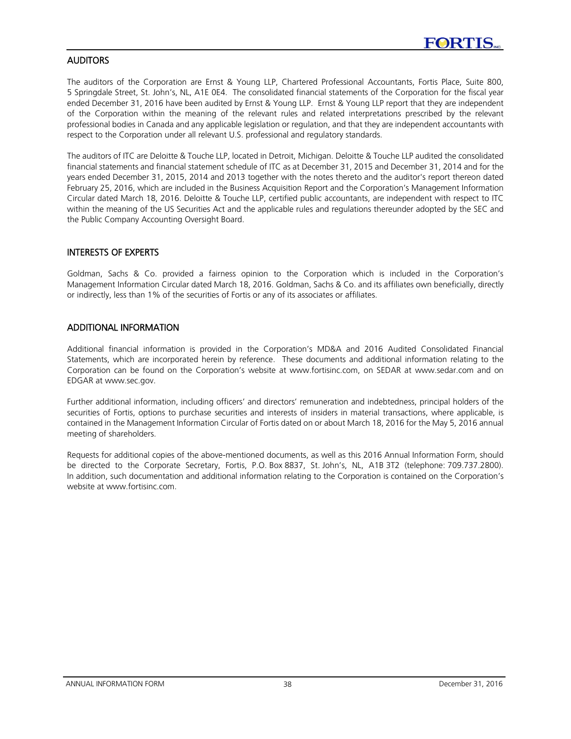## AUDITORS

The auditors of the Corporation are Ernst & Young LLP, Chartered Professional Accountants, Fortis Place, Suite 800, 5 Springdale Street, St. John's, NL, A1E 0E4. The consolidated financial statements of the Corporation for the fiscal year ended December 31, 2016 have been audited by Ernst & Young LLP. Ernst & Young LLP report that they are independent of the Corporation within the meaning of the relevant rules and related interpretations prescribed by the relevant professional bodies in Canada and any applicable legislation or regulation, and that they are independent accountants with respect to the Corporation under all relevant U.S. professional and regulatory standards.

The auditors of ITC are Deloitte & Touche LLP, located in Detroit, Michigan. Deloitte & Touche LLP audited the consolidated financial statements and financial statement schedule of ITC as at December 31, 2015 and December 31, 2014 and for the years ended December 31, 2015, 2014 and 2013 together with the notes thereto and the auditor's report thereon dated February 25, 2016, which are included in the Business Acquisition Report and the Corporation's Management Information Circular dated March 18, 2016. Deloitte & Touche LLP, certified public accountants, are independent with respect to ITC within the meaning of the US Securities Act and the applicable rules and regulations thereunder adopted by the SEC and the Public Company Accounting Oversight Board.

## INTERESTS OF EXPERTS

Goldman, Sachs & Co. provided a fairness opinion to the Corporation which is included in the Corporation's Management Information Circular dated March 18, 2016. Goldman, Sachs & Co. and its affiliates own beneficially, directly or indirectly, less than 1% of the securities of Fortis or any of its associates or affiliates.

## ADDITIONAL INFORMATION

Additional financial information is provided in the Corporation's MD&A and 2016 Audited Consolidated Financial Statements, which are incorporated herein by reference. These documents and additional information relating to the Corporation can be found on the Corporation's website at www.fortisinc.com, on SEDAR at www.sedar.com and on EDGAR at www.sec.gov.

Further additional information, including officers' and directors' remuneration and indebtedness, principal holders of the securities of Fortis, options to purchase securities and interests of insiders in material transactions, where applicable, is contained in the Management Information Circular of Fortis dated on or about March 18, 2016 for the May 5, 2016 annual meeting of shareholders.

Requests for additional copies of the above-mentioned documents, as well as this 2016 Annual Information Form, should be directed to the Corporate Secretary, Fortis, P.O. Box 8837, St. John's, NL, A1B 3T2 (telephone: 709.737.2800). In addition, such documentation and additional information relating to the Corporation is contained on the Corporation's website at www.fortisinc.com.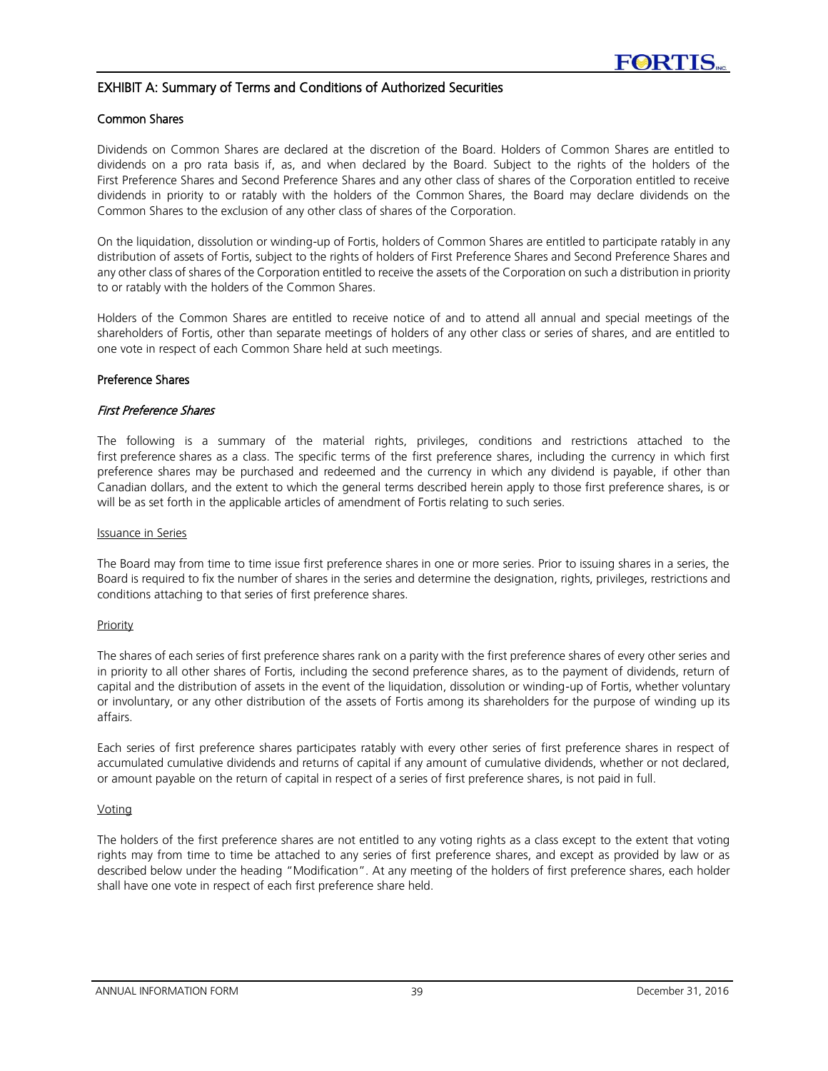## EXHIBIT A: Summary of Terms and Conditions of Authorized Securities

### Common Shares

Dividends on Common Shares are declared at the discretion of the Board. Holders of Common Shares are entitled to dividends on a pro rata basis if, as, and when declared by the Board. Subject to the rights of the holders of the First Preference Shares and Second Preference Shares and any other class of shares of the Corporation entitled to receive dividends in priority to or ratably with the holders of the Common Shares, the Board may declare dividends on the Common Shares to the exclusion of any other class of shares of the Corporation.

On the liquidation, dissolution or winding-up of Fortis, holders of Common Shares are entitled to participate ratably in any distribution of assets of Fortis, subject to the rights of holders of First Preference Shares and Second Preference Shares and any other class of shares of the Corporation entitled to receive the assets of the Corporation on such a distribution in priority to or ratably with the holders of the Common Shares.

Holders of the Common Shares are entitled to receive notice of and to attend all annual and special meetings of the shareholders of Fortis, other than separate meetings of holders of any other class or series of shares, and are entitled to one vote in respect of each Common Share held at such meetings.

### Preference Shares

#### *First Preference Shares*

The following is a summary of the material rights, privileges, conditions and restrictions attached to the first preference shares as a class. The specific terms of the first preference shares, including the currency in which first preference shares may be purchased and redeemed and the currency in which any dividend is payable, if other than Canadian dollars, and the extent to which the general terms described herein apply to those first preference shares, is or will be as set forth in the applicable articles of amendment of Fortis relating to such series.

Issuance in Series

The Board may from time to time issue first preference shares in one or more series. Prior to issuing shares in a series, the Board is required to fix the number of shares in the series and determine the designation, rights, privileges, restrictions and conditions attaching to that series of first preference shares.

Priority

The shares of each series of first preference shares rank on a parity with the first preference shares of every other series and in priority to all other shares of Fortis, including the second preference shares, as to the payment of dividends, return of capital and the distribution of assets in the event of the liquidation, dissolution or winding-up of Fortis, whether voluntary or involuntary, or any other distribution of the assets of Fortis among its shareholders for the purpose of winding up its affairs.

Each series of first preference shares participates ratably with every other series of first preference shares in respect of accumulated cumulative dividends and returns of capital if any amount of cumulative dividends, whether or not declared, or amount payable on the return of capital in respect of a series of first preference shares, is not paid in full.

Voting

The holders of the first preference shares are not entitled to any voting rights as a class except to the extent that voting rights may from time to time be attached to any series of first preference shares, and except as provided by law or as described below under the heading "Modification". At any meeting of the holders of first preference shares, each holder shall have one vote in respect of each first preference share held.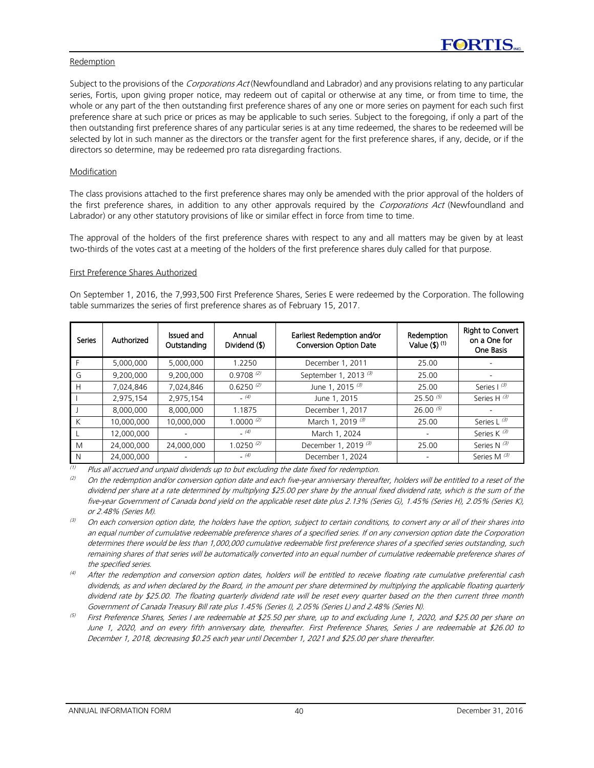### Redemption

Subject to the provisions of the *Corporations Act* (Newfoundland and Labrador) and any provisions relating to any particular series, Fortis, upon giving proper notice, may redeem out of capital or otherwise at any time, or from time to time, the whole or any part of the then outstanding first preference shares of any one or more series on payment for each such first preference share at such price or prices as may be applicable to such series. Subject to the foregoing, if only a part of the then outstanding first preference shares of any particular series is at any time redeemed, the shares to be redeemed will be selected by lot in such manner as the directors or the transfer agent for the first preference shares, if any, decide, or if the directors so determine, may be redeemed pro rata disregarding fractions.

### Modification

The class provisions attached to the first preference shares may only be amended with the prior approval of the holders of the first preference shares, in addition to any other approvals required by the *Corporations Act* (Newfoundland and Labrador) or any other statutory provisions of like or similar effect in force from time to time.

The approval of the holders of the first preference shares with respect to any and all matters may be given by at least two-thirds of the votes cast at a meeting of the holders of the first preference shares duly called for that purpose.

### First Preference Shares Authorized

On September 1, 2016, the 7,993,500 First Preference Shares, Series E were redeemed by the Corporation. The following table summarizes the series of first preference shares as of February 15, 2017.

| Series | Authorized | Issued and Outstanding | Annual Dividend ($) | Earliest Redemption and/or Conversion Option Date | Redemption Value ($) (1) | Right to Convert on a One for One Basis |
|---|---|---|---|---|---|---|
| F | 5,000,000 | 5,000,000 | 1.2250 | December 1, 2011 | 25.00 | - |
| G | 9,200,000 | 9,200,000 | 0.9708 (2) | September 1, 2013 (3) | 25.00 | - |
| H | 7,024,846 | 7,024,846 | 0.6250 (2) | June 1, 2015 (3) | 25.00 | Series I (3) |
| I | 2,975,154 | 2,975,154 | - (4) | June 1, 2015 | 25.50 (5) | Series H (3) |
| J | 8,000,000 | 8,000,000 | 1.1875 | December 1, 2017 | 26.00 (5) | - |
| K | 10,000,000 | 10,000,000 | 1.0000 (2) | March 1, 2019 (3) | 25.00 | Series L (3) |
| L | 12,000,000 | - | - (4) | March 1, 2024 | - | Series K (3) |
| M | 24,000,000 | 24,000,000 | 1.0250 (2) | December 1, 2019 (3) | 25.00 | Series N (3) |
| N | 24,000,000 | - | - (4) | December 1, 2024 | - | Series M (3) |

(1) *Plus all accrued and unpaid dividends up to but excluding the date fixed for redemption.*

(2) *On the redemption and/or conversion option date and each five-year anniversary thereafter, holders will be entitled to a reset of the dividend per share at a rate determined by multiplying $25.00 per share by the annual fixed dividend rate, which is the sum of the five-year Government of Canada bond yield on the applicable reset date plus 2.13% (Series G), 1.45% (Series H), 2.05% (Series K), or 2.48% (Series M).*

(3) *On each conversion option date, the holders have the option, subject to certain conditions, to convert any or all of their shares into an equal number of cumulative redeemable preference shares of a specified series. If on any conversion option date the Corporation determines there would be less than 1,000,000 cumulative redeemable first preference shares of a specified series outstanding, such remaining shares of that series will be automatically converted into an equal number of cumulative redeemable preference shares of the specified series.*

(4) *After the redemption and conversion option dates, holders will be entitled to receive floating rate cumulative preferential cash dividends, as and when declared by the Board, in the amount per share determined by multiplying the applicable floating quarterly dividend rate by $25.00. The floating quarterly dividend rate will be reset every quarter based on the then current three month Government of Canada Treasury Bill rate plus 1.45% (Series I), 2.05% (Series L) and 2.48% (Series N).*

(5) *First Preference Shares, Series I are redeemable at $25.50 per share, up to and excluding June 1, 2020, and $25.00 per share on June 1, 2020, and on every fifth anniversary date, thereafter. First Preference Shares, Series J are redeemable at $26.00 to December 1, 2018, decreasing $0.25 each year until December 1, 2021 and $25.00 per share thereafter.*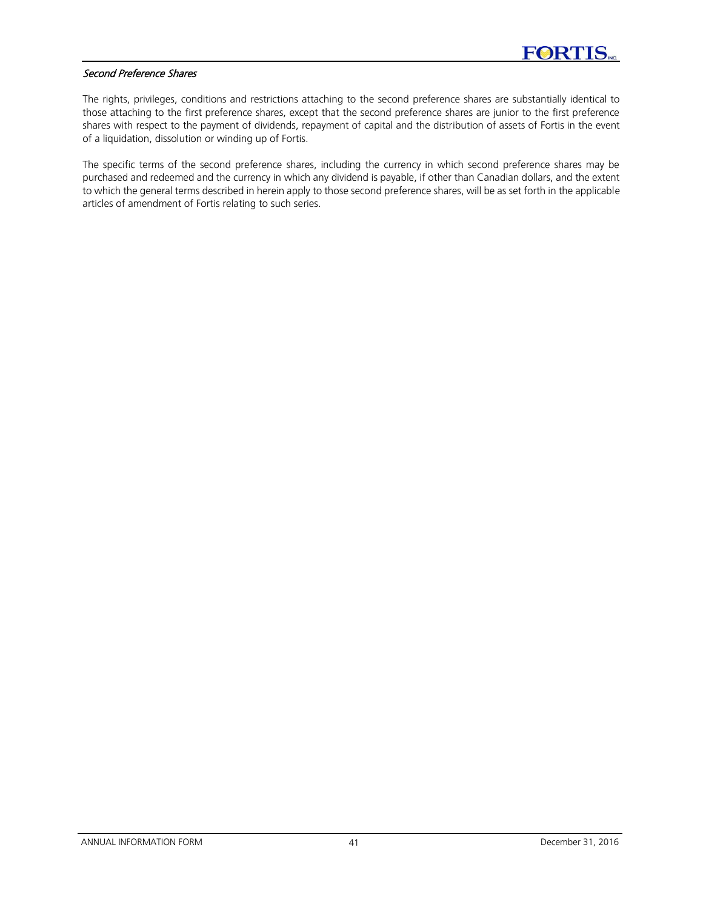#### *Second Preference Shares*

The rights, privileges, conditions and restrictions attaching to the second preference shares are substantially identical to those attaching to the first preference shares, except that the second preference shares are junior to the first preference shares with respect to the payment of dividends, repayment of capital and the distribution of assets of Fortis in the event of a liquidation, dissolution or winding up of Fortis.

The specific terms of the second preference shares, including the currency in which second preference shares may be purchased and redeemed and the currency in which any dividend is payable, if other than Canadian dollars, and the extent to which the general terms described in herein apply to those second preference shares, will be as set forth in the applicable articles of amendment of Fortis relating to such series.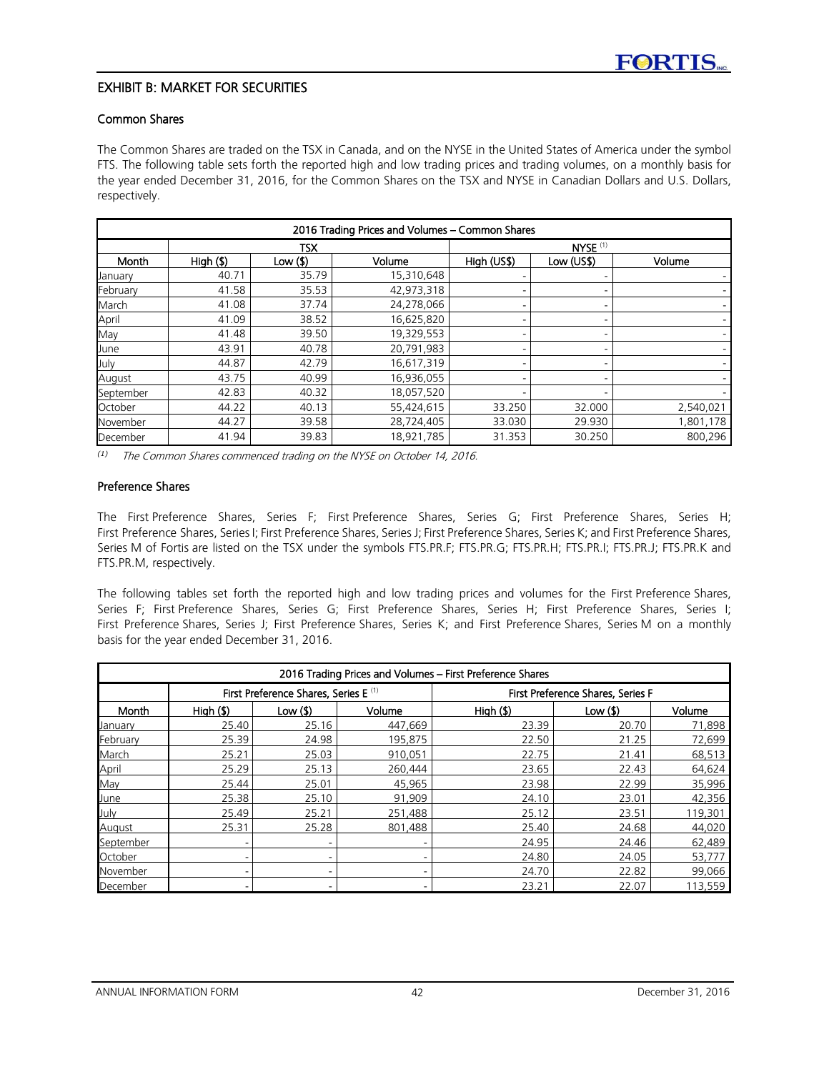## EXHIBIT B: MARKET FOR SECURITIES

### Common Shares

The Common Shares are traded on the TSX in Canada, and on the NYSE in the United States of America under the symbol FTS. The following table sets forth the reported high and low trading prices and trading volumes, on a monthly basis for the year ended December 31, 2016, for the Common Shares on the TSX and NYSE in Canadian Dollars and U.S. Dollars, respectively.

| 2016 Trading Prices and Volumes – Common Shares | | | | | | |
|---|---|---|---|---|---|---|
| | TSX | | | NYSE [(1)] | | |
| Month | High ($) | Low ($) | Volume | High (US$) | Low (US$) | Volume |
| January | 40.71 | 35.79 | 15,310,648 | - | - | - |
| February | 41.58 | 35.53 | 42,973,318 | - | - | - |
| March | 41.08 | 37.74 | 24,278,066 | - | - | - |
| April | 41.09 | 38.52 | 16,625,820 | - | - | - |
| May | 41.48 | 39.50 | 19,329,553 | - | - | - |
| June | 43.91 | 40.78 | 20,791,983 | - | - | - |
| July | 44.87 | 42.79 | 16,617,319 | - | - | - |
| August | 43.75 | 40.99 | 16,936,055 | - | - | - |
| September | 42.83 | 40.32 | 18,057,520 | - | - | - |
| October | 44.22 | 40.13 | 55,424,615 | 33.250 | 32.000 | 2,540,021 |
| November | 44.27 | 39.58 | 28,724,405 | 33.030 | 29.930 | 1,801,178 |
| December | 41.94 | 39.83 | 18,921,785 | 31.353 | 30.250 | 800,296 |

(1) *The Common Shares commenced trading on the NYSE on October 14, 2016.*

### Preference Shares

The First Preference Shares, Series F; First Preference Shares, Series G; First Preference Shares, Series H; First Preference Shares, Series I; First Preference Shares, Series J; First Preference Shares, Series K; and First Preference Shares, Series M of Fortis are listed on the TSX under the symbols FTS.PR.F; FTS.PR.G; FTS.PR.H; FTS.PR.I; FTS.PR.J; FTS.PR.K and FTS.PR.M, respectively.

The following tables set forth the reported high and low trading prices and volumes for the First Preference Shares, Series F; First Preference Shares, Series G; First Preference Shares, Series H; First Preference Shares, Series I; First Preference Shares, Series J; First Preference Shares, Series K; and First Preference Shares, Series M on a monthly basis for the year ended December 31, 2016.

| 2016 Trading Prices and Volumes – First Preference Shares | | | | | | |
|---|---|---|---|---|---|---|
| | First Preference Shares, Series E [(1)] | | | First Preference Shares, Series F | | |
| Month | High ($) | Low ($) | Volume | High ($) | Low ($) | Volume |
| January | 25.40 | 25.16 | 447,669 | 23.39 | 20.70 | 71,898 |
| February | 25.39 | 24.98 | 195,875 | 22.50 | 21.25 | 72,699 |
| March | 25.21 | 25.03 | 910,051 | 22.75 | 21.41 | 68,513 |
| April | 25.29 | 25.13 | 260,444 | 23.65 | 22.43 | 64,624 |
| May | 25.44 | 25.01 | 45,965 | 23.98 | 22.99 | 35,996 |
| June | 25.38 | 25.10 | 91,909 | 24.10 | 23.01 | 42,356 |
| July | 25.49 | 25.21 | 251,488 | 25.12 | 23.51 | 119,301 |
| August | 25.31 | 25.28 | 801,488 | 25.40 | 24.68 | 44,020 |
| September | - | - | - | 24.95 | 24.46 | 62,489 |
| October | - | - | - | 24.80 | 24.05 | 53,777 |
| November | - | - | - | 24.70 | 22.82 | 99,066 |
| December | - | - | - | 23.21 | 22.07 | 113,559 |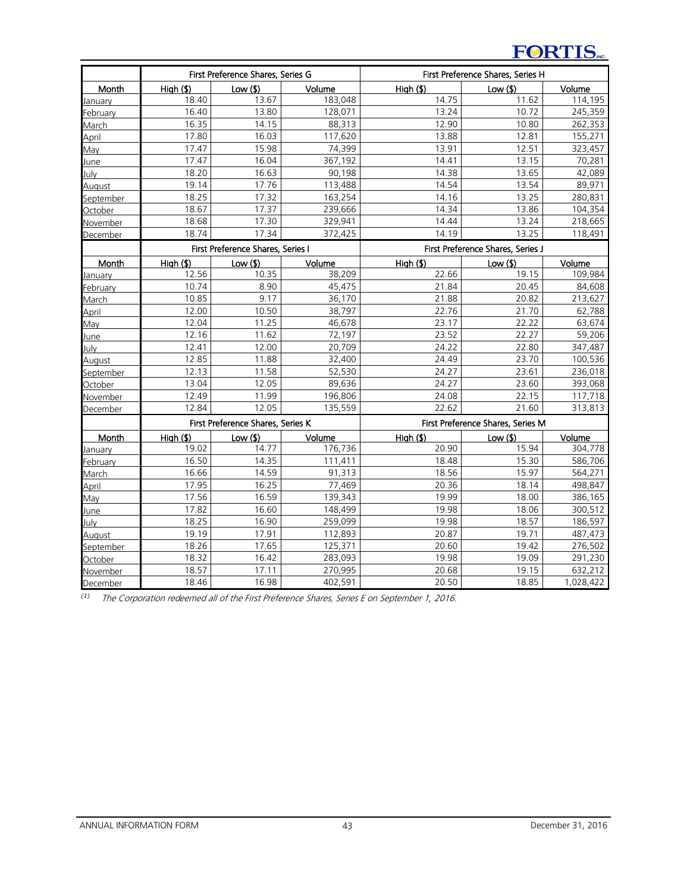| | First Preference Shares, Series G | | | First Preference Shares, Series H | | |
|---|---|---|---|---|---|---|
| Month | High ($) | Low ($) | Volume | High ($) | Low ($) | Volume |
| January | 18.40 | 13.67 | 183,048 | 14.75 | 11.62 | 114,195 |
| February | 16.40 | 13.80 | 128,071 | 13.24 | 10.72 | 245,359 |
| March | 16.35 | 14.15 | 88,313 | 12.90 | 10.80 | 262,353 |
| April | 17.80 | 16.03 | 117,620 | 13.88 | 12.81 | 155,271 |
| May | 17.47 | 15.98 | 74,399 | 13.91 | 12.51 | 323,457 |
| June | 17.47 | 16.04 | 367,192 | 14.41 | 13.15 | 70,281 |
| July | 18.20 | 16.63 | 90,198 | 14.38 | 13.65 | 42,089 |
| August | 19.14 | 17.76 | 113,488 | 14.54 | 13.54 | 89,971 |
| September | 18.25 | 17.32 | 163,254 | 14.16 | 13.25 | 280,831 |
| October | 18.67 | 17.37 | 239,666 | 14.34 | 13.86 | 104,354 |
| November | 18.68 | 17.30 | 329,941 | 14.44 | 13.24 | 218,665 |
| December | 18.74 | 17.34 | 372,425 | 14.19 | 13.25 | 118,491 |
| | First Preference Shares, Series I | | | First Preference Shares, Series J | | |
| Month | High ($) | Low ($) | Volume | High ($) | Low ($) | Volume |
| January | 12.56 | 10.35 | 38,209 | 22.66 | 19.15 | 109,984 |
| February | 10.74 | 8.90 | 45,475 | 21.84 | 20.45 | 84,608 |
| March | 10.85 | 9.17 | 36,170 | 21.88 | 20.82 | 213,627 |
| April | 12.00 | 10.50 | 38,797 | 22.76 | 21.70 | 62,788 |
| May | 12.04 | 11.25 | 46,678 | 23.17 | 22.22 | 63,674 |
| June | 12.16 | 11.62 | 72,197 | 23.52 | 22.27 | 59,206 |
| July | 12.41 | 12.00 | 20,709 | 24.22 | 22.80 | 347,487 |
| August | 12.85 | 11.88 | 32,400 | 24.49 | 23.70 | 100,536 |
| September | 12.13 | 11.58 | 52,530 | 24.27 | 23.61 | 236,018 |
| October | 13.04 | 12.05 | 89,636 | 24.27 | 23.60 | 393,068 |
| November | 12.49 | 11.99 | 196,806 | 24.08 | 22.15 | 117,718 |
| December | 12.84 | 12.05 | 135,559 | 22.62 | 21.60 | 313,813 |
| | First Preference Shares, Series K | | | First Preference Shares, Series M | | |
| Month | High ($) | Low ($) | Volume | High ($) | Low ($) | Volume |
| January | 19.02 | 14.77 | 176,736 | 20.90 | 15.94 | 304,778 |
| February | 16.50 | 14.35 | 111,411 | 18.48 | 15.30 | 586,706 |
| March | 16.66 | 14.59 | 91,313 | 18.56 | 15.97 | 564,271 |
| April | 17.95 | 16.25 | 77,469 | 20.36 | 18.14 | 498,847 |
| May | 17.56 | 16.59 | 139,343 | 19.99 | 18.00 | 386,165 |
| June | 17.82 | 16.60 | 148,499 | 19.98 | 18.06 | 300,512 |
| July | 18.25 | 16.90 | 259,099 | 19.98 | 18.57 | 186,597 |
| August | 19.19 | 17.91 | 112,893 | 20.87 | 19.71 | 487,473 |
| September | 18.26 | 17.65 | 125,371 | 20.60 | 19.42 | 276,502 |
| October | 18.32 | 16.42 | 283,093 | 19.98 | 19.09 | 291,230 |
| November | 18.57 | 17.11 | 270,995 | 20.68 | 19.15 | 632,212 |
| December | 18.46 | 16.98 | 402,591 | 20.50 | 18.85 | 1,028,422 |

(1) *The Corporation redeemed all of the First Preference Shares, Series E on September 1, 2016.*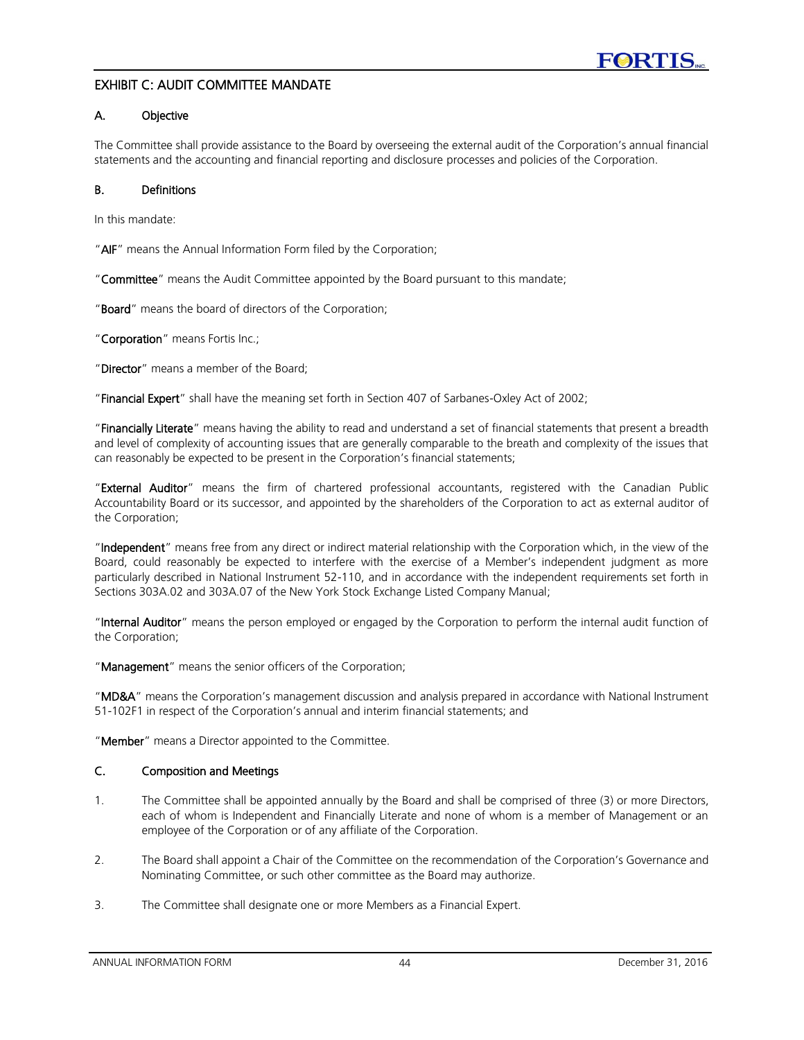## EXHIBIT C: AUDIT COMMITTEE MANDATE

### A. Objective

The Committee shall provide assistance to the Board by overseeing the external audit of the Corporation's annual financial statements and the accounting and financial reporting and disclosure processes and policies of the Corporation.

### B. Definitions

In this mandate:

"**AIF**" means the Annual Information Form filed by the Corporation;

"**Committee**" means the Audit Committee appointed by the Board pursuant to this mandate;

"**Board**" means the board of directors of the Corporation;

"**Corporation**" means Fortis Inc.;

"**Director**" means a member of the Board;

"**Financial Expert**" shall have the meaning set forth in Section 407 of Sarbanes-Oxley Act of 2002;

"**Financially Literate**" means having the ability to read and understand a set of financial statements that present a breadth and level of complexity of accounting issues that are generally comparable to the breath and complexity of the issues that can reasonably be expected to be present in the Corporation's financial statements;

"**External Auditor**" means the firm of chartered professional accountants, registered with the Canadian Public Accountability Board or its successor, and appointed by the shareholders of the Corporation to act as external auditor of the Corporation;

"**Independent**" means free from any direct or indirect material relationship with the Corporation which, in the view of the Board, could reasonably be expected to interfere with the exercise of a Member's independent judgment as more particularly described in National Instrument 52-110, and in accordance with the independent requirements set forth in Sections 303A.02 and 303A.07 of the New York Stock Exchange Listed Company Manual;

"**Internal Auditor**" means the person employed or engaged by the Corporation to perform the internal audit function of the Corporation;

"**Management**" means the senior officers of the Corporation;

"**MD&A**" means the Corporation's management discussion and analysis prepared in accordance with National Instrument 51-102F1 in respect of the Corporation's annual and interim financial statements; and

"**Member**" means a Director appointed to the Committee.

### C. Composition and Meetings

1. The Committee shall be appointed annually by the Board and shall be comprised of three (3) or more Directors, each of whom is Independent and Financially Literate and none of whom is a member of Management or an employee of the Corporation or of any affiliate of the Corporation.

2. The Board shall appoint a Chair of the Committee on the recommendation of the Corporation's Governance and Nominating Committee, or such other committee as the Board may authorize.

3. The Committee shall designate one or more Members as a Financial Expert.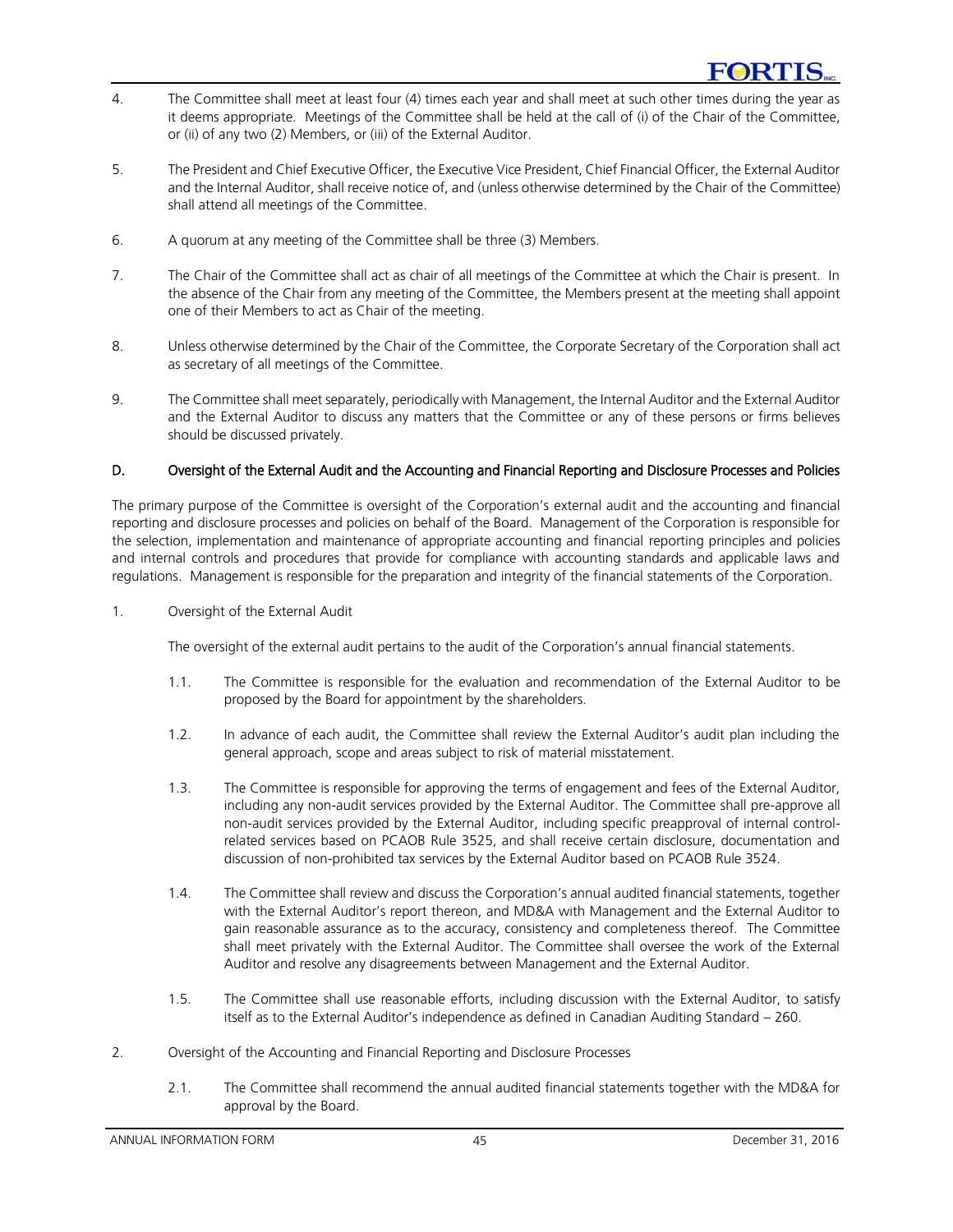4. The Committee shall meet at least four (4) times each year and shall meet at such other times during the year as it deems appropriate. Meetings of the Committee shall be held at the call of (i) of the Chair of the Committee, or (ii) of any two (2) Members, or (iii) of the External Auditor.

5. The President and Chief Executive Officer, the Executive Vice President, Chief Financial Officer, the External Auditor and the Internal Auditor, shall receive notice of, and (unless otherwise determined by the Chair of the Committee) shall attend all meetings of the Committee.

6. A quorum at any meeting of the Committee shall be three (3) Members.

7. The Chair of the Committee shall act as chair of all meetings of the Committee at which the Chair is present. In the absence of the Chair from any meeting of the Committee, the Members present at the meeting shall appoint one of their Members to act as Chair of the meeting.

8. Unless otherwise determined by the Chair of the Committee, the Corporate Secretary of the Corporation shall act as secretary of all meetings of the Committee.

9. The Committee shall meet separately, periodically with Management, the Internal Auditor and the External Auditor and the External Auditor to discuss any matters that the Committee or any of these persons or firms believes should be discussed privately.

### D. Oversight of the External Audit and the Accounting and Financial Reporting and Disclosure Processes and Policies

The primary purpose of the Committee is oversight of the Corporation's external audit and the accounting and financial reporting and disclosure processes and policies on behalf of the Board. Management of the Corporation is responsible for the selection, implementation and maintenance of appropriate accounting and financial reporting principles and policies and internal controls and procedures that provide for compliance with accounting standards and applicable laws and regulations. Management is responsible for the preparation and integrity of the financial statements of the Corporation.

1. Oversight of the External Audit

   The oversight of the external audit pertains to the audit of the Corporation's annual financial statements.

   1.1. The Committee is responsible for the evaluation and recommendation of the External Auditor to be proposed by the Board for appointment by the shareholders.

   1.2. In advance of each audit, the Committee shall review the External Auditor's audit plan including the general approach, scope and areas subject to risk of material misstatement.

   1.3. The Committee is responsible for approving the terms of engagement and fees of the External Auditor, including any non-audit services provided by the External Auditor. The Committee shall pre-approve all non-audit services provided by the External Auditor, including specific preapproval of internal control-related services based on PCAOB Rule 3525, and shall receive certain disclosure, documentation and discussion of non-prohibited tax services by the External Auditor based on PCAOB Rule 3524.

   1.4. The Committee shall review and discuss the Corporation's annual audited financial statements, together with the External Auditor's report thereon, and MD&A with Management and the External Auditor to gain reasonable assurance as to the accuracy, consistency and completeness thereof. The Committee shall meet privately with the External Auditor. The Committee shall oversee the work of the External Auditor and resolve any disagreements between Management and the External Auditor.

   1.5. The Committee shall use reasonable efforts, including discussion with the External Auditor, to satisfy itself as to the External Auditor's independence as defined in Canadian Auditing Standard – 260.

2. Oversight of the Accounting and Financial Reporting and Disclosure Processes

   2.1. The Committee shall recommend the annual audited financial statements together with the MD&A for approval by the Board.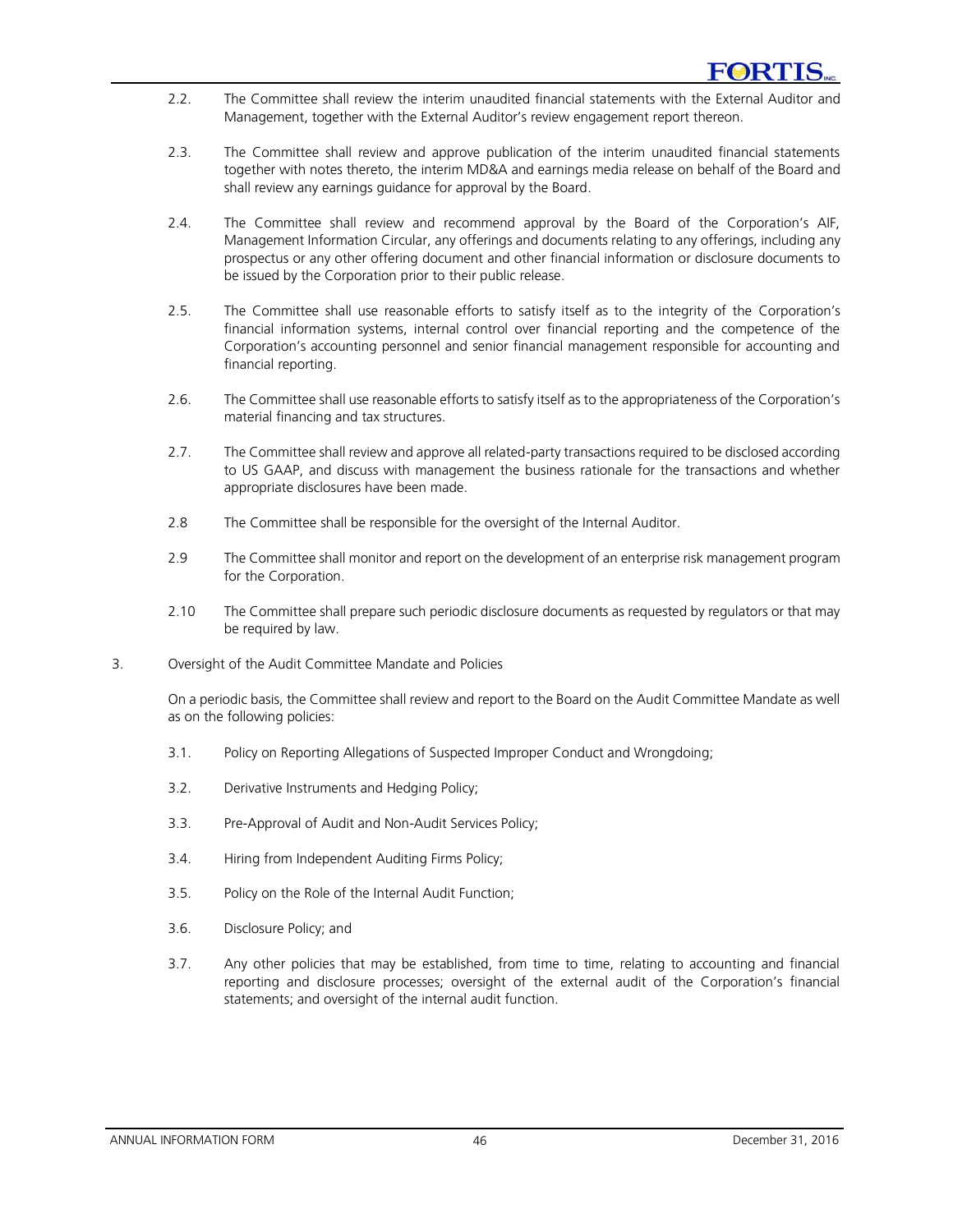2.2. The Committee shall review the interim unaudited financial statements with the External Auditor and Management, together with the External Auditor's review engagement report thereon.

2.3. The Committee shall review and approve publication of the interim unaudited financial statements together with notes thereto, the interim MD&A and earnings media release on behalf of the Board and shall review any earnings guidance for approval by the Board.

2.4. The Committee shall review and recommend approval by the Board of the Corporation's AIF, Management Information Circular, any offerings and documents relating to any offerings, including any prospectus or any other offering document and other financial information or disclosure documents to be issued by the Corporation prior to their public release.

2.5. The Committee shall use reasonable efforts to satisfy itself as to the integrity of the Corporation's financial information systems, internal control over financial reporting and the competence of the Corporation's accounting personnel and senior financial management responsible for accounting and financial reporting.

2.6. The Committee shall use reasonable efforts to satisfy itself as to the appropriateness of the Corporation's material financing and tax structures.

2.7. The Committee shall review and approve all related-party transactions required to be disclosed according to US GAAP, and discuss with management the business rationale for the transactions and whether appropriate disclosures have been made.

2.8 The Committee shall be responsible for the oversight of the Internal Auditor.

2.9 The Committee shall monitor and report on the development of an enterprise risk management program for the Corporation.

2.10 The Committee shall prepare such periodic disclosure documents as requested by regulators or that may be required by law.

3. Oversight of the Audit Committee Mandate and Policies

On a periodic basis, the Committee shall review and report to the Board on the Audit Committee Mandate as well as on the following policies:

3.1. Policy on Reporting Allegations of Suspected Improper Conduct and Wrongdoing;

3.2. Derivative Instruments and Hedging Policy;

3.3. Pre-Approval of Audit and Non-Audit Services Policy;

3.4. Hiring from Independent Auditing Firms Policy;

3.5. Policy on the Role of the Internal Audit Function;

3.6. Disclosure Policy; and

3.7. Any other policies that may be established, from time to time, relating to accounting and financial reporting and disclosure processes; oversight of the external audit of the Corporation's financial statements; and oversight of the internal audit function.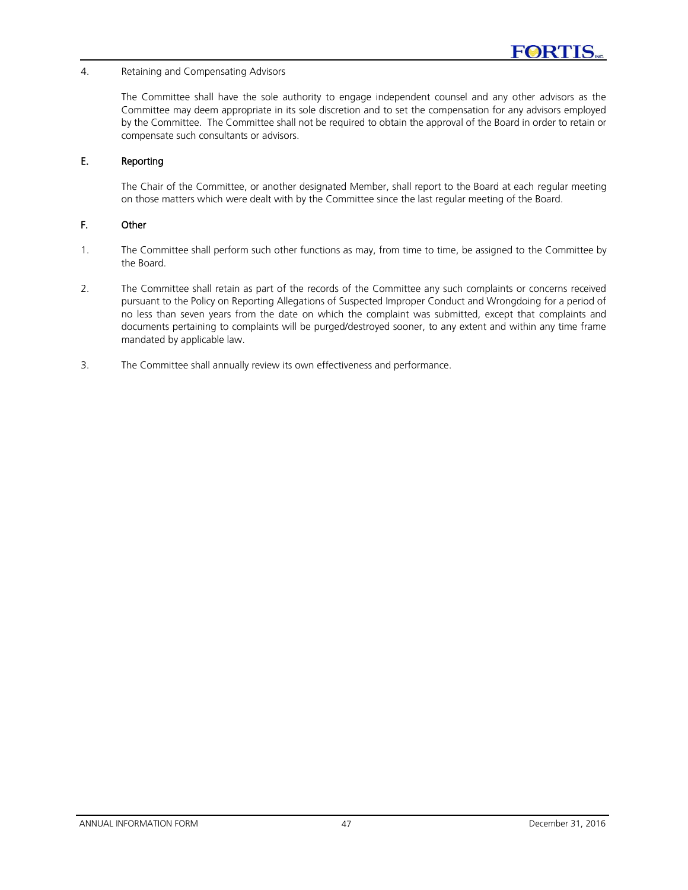4. Retaining and Compensating Advisors

The Committee shall have the sole authority to engage independent counsel and any other advisors as the Committee may deem appropriate in its sole discretion and to set the compensation for any advisors employed by the Committee. The Committee shall not be required to obtain the approval of the Board in order to retain or compensate such consultants or advisors.

## E. Reporting

The Chair of the Committee, or another designated Member, shall report to the Board at each regular meeting on those matters which were dealt with by the Committee since the last regular meeting of the Board.

## F. Other

1. The Committee shall perform such other functions as may, from time to time, be assigned to the Committee by the Board.

2. The Committee shall retain as part of the records of the Committee any such complaints or concerns received pursuant to the Policy on Reporting Allegations of Suspected Improper Conduct and Wrongdoing for a period of no less than seven years from the date on which the complaint was submitted, except that complaints and documents pertaining to complaints will be purged/destroyed sooner, to any extent and within any time frame mandated by applicable law.

3. The Committee shall annually review its own effectiveness and performance.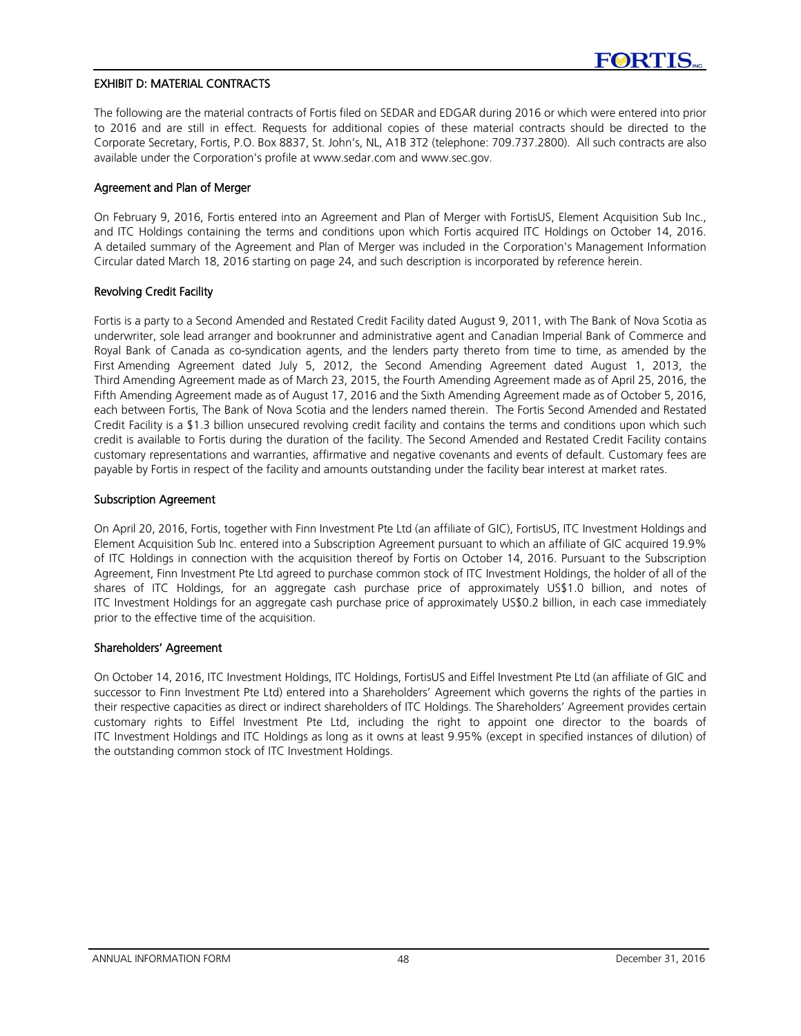## EXHIBIT D: MATERIAL CONTRACTS

The following are the material contracts of Fortis filed on SEDAR and EDGAR during 2016 or which were entered into prior to 2016 and are still in effect. Requests for additional copies of these material contracts should be directed to the Corporate Secretary, Fortis, P.O. Box 8837, St. John's, NL, A1B 3T2 (telephone: 709.737.2800). All such contracts are also available under the Corporation's profile at www.sedar.com and www.sec.gov.

### Agreement and Plan of Merger

On February 9, 2016, Fortis entered into an Agreement and Plan of Merger with FortisUS, Element Acquisition Sub Inc., and ITC Holdings containing the terms and conditions upon which Fortis acquired ITC Holdings on October 14, 2016. A detailed summary of the Agreement and Plan of Merger was included in the Corporation's Management Information Circular dated March 18, 2016 starting on page 24, and such description is incorporated by reference herein.

### Revolving Credit Facility

Fortis is a party to a Second Amended and Restated Credit Facility dated August 9, 2011, with The Bank of Nova Scotia as underwriter, sole lead arranger and bookrunner and administrative agent and Canadian Imperial Bank of Commerce and Royal Bank of Canada as co-syndication agents, and the lenders party thereto from time to time, as amended by the First Amending Agreement dated July 5, 2012, the Second Amending Agreement dated August 1, 2013, the Third Amending Agreement made as of March 23, 2015, the Fourth Amending Agreement made as of April 25, 2016, the Fifth Amending Agreement made as of August 17, 2016 and the Sixth Amending Agreement made as of October 5, 2016, each between Fortis, The Bank of Nova Scotia and the lenders named therein. The Fortis Second Amended and Restated Credit Facility is a $1.3 billion unsecured revolving credit facility and contains the terms and conditions upon which such credit is available to Fortis during the duration of the facility. The Second Amended and Restated Credit Facility contains customary representations and warranties, affirmative and negative covenants and events of default. Customary fees are payable by Fortis in respect of the facility and amounts outstanding under the facility bear interest at market rates.

### Subscription Agreement

On April 20, 2016, Fortis, together with Finn Investment Pte Ltd (an affiliate of GIC), FortisUS, ITC Investment Holdings and Element Acquisition Sub Inc. entered into a Subscription Agreement pursuant to which an affiliate of GIC acquired 19.9% of ITC Holdings in connection with the acquisition thereof by Fortis on October 14, 2016. Pursuant to the Subscription Agreement, Finn Investment Pte Ltd agreed to purchase common stock of ITC Investment Holdings, the holder of all of the shares of ITC Holdings, for an aggregate cash purchase price of approximately US$1.0 billion, and notes of ITC Investment Holdings for an aggregate cash purchase price of approximately US$0.2 billion, in each case immediately prior to the effective time of the acquisition.

### Shareholders' Agreement

On October 14, 2016, ITC Investment Holdings, ITC Holdings, FortisUS and Eiffel Investment Pte Ltd (an affiliate of GIC and successor to Finn Investment Pte Ltd) entered into a Shareholders' Agreement which governs the rights of the parties in their respective capacities as direct or indirect shareholders of ITC Holdings. The Shareholders' Agreement provides certain customary rights to Eiffel Investment Pte Ltd, including the right to appoint one director to the boards of ITC Investment Holdings and ITC Holdings as long as it owns at least 9.95% (except in specified instances of dilution) of the outstanding common stock of ITC Investment Holdings.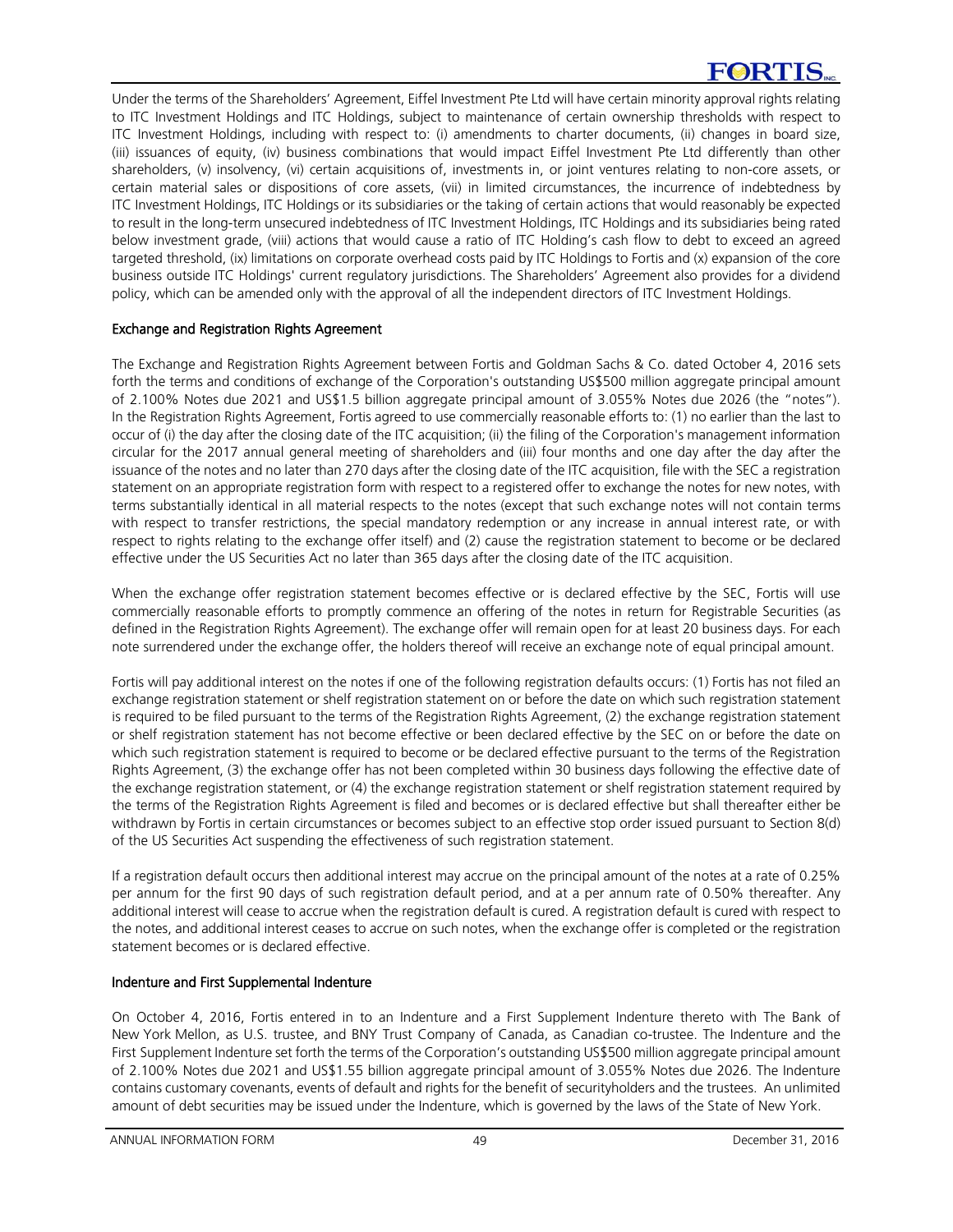Under the terms of the Shareholders' Agreement, Eiffel Investment Pte Ltd will have certain minority approval rights relating to ITC Investment Holdings and ITC Holdings, subject to maintenance of certain ownership thresholds with respect to ITC Investment Holdings, including with respect to: (i) amendments to charter documents, (ii) changes in board size, (iii) issuances of equity, (iv) business combinations that would impact Eiffel Investment Pte Ltd differently than other shareholders, (v) insolvency, (vi) certain acquisitions of, investments in, or joint ventures relating to non-core assets, or certain material sales or dispositions of core assets, (vii) in limited circumstances, the incurrence of indebtedness by ITC Investment Holdings, ITC Holdings or its subsidiaries or the taking of certain actions that would reasonably be expected to result in the long-term unsecured indebtedness of ITC Investment Holdings, ITC Holdings and its subsidiaries being rated below investment grade, (viii) actions that would cause a ratio of ITC Holding's cash flow to debt to exceed an agreed targeted threshold, (ix) limitations on corporate overhead costs paid by ITC Holdings to Fortis and (x) expansion of the core business outside ITC Holdings' current regulatory jurisdictions. The Shareholders' Agreement also provides for a dividend policy, which can be amended only with the approval of all the independent directors of ITC Investment Holdings.

### Exchange and Registration Rights Agreement

The Exchange and Registration Rights Agreement between Fortis and Goldman Sachs & Co. dated October 4, 2016 sets forth the terms and conditions of exchange of the Corporation's outstanding US$500 million aggregate principal amount of 2.100% Notes due 2021 and US$1.5 billion aggregate principal amount of 3.055% Notes due 2026 (the "notes"). In the Registration Rights Agreement, Fortis agreed to use commercially reasonable efforts to: (1) no earlier than the last to occur of (i) the day after the closing date of the ITC acquisition; (ii) the filing of the Corporation's management information circular for the 2017 annual general meeting of shareholders and (iii) four months and one day after the day after the issuance of the notes and no later than 270 days after the closing date of the ITC acquisition, file with the SEC a registration statement on an appropriate registration form with respect to a registered offer to exchange the notes for new notes, with terms substantially identical in all material respects to the notes (except that such exchange notes will not contain terms with respect to transfer restrictions, the special mandatory redemption or any increase in annual interest rate, or with respect to rights relating to the exchange offer itself) and (2) cause the registration statement to become or be declared effective under the US Securities Act no later than 365 days after the closing date of the ITC acquisition.

When the exchange offer registration statement becomes effective or is declared effective by the SEC, Fortis will use commercially reasonable efforts to promptly commence an offering of the notes in return for Registrable Securities (as defined in the Registration Rights Agreement). The exchange offer will remain open for at least 20 business days. For each note surrendered under the exchange offer, the holders thereof will receive an exchange note of equal principal amount.

Fortis will pay additional interest on the notes if one of the following registration defaults occurs: (1) Fortis has not filed an exchange registration statement or shelf registration statement on or before the date on which such registration statement is required to be filed pursuant to the terms of the Registration Rights Agreement, (2) the exchange registration statement or shelf registration statement has not become effective or been declared effective by the SEC on or before the date on which such registration statement is required to become or be declared effective pursuant to the terms of the Registration Rights Agreement, (3) the exchange offer has not been completed within 30 business days following the effective date of the exchange registration statement, or (4) the exchange registration statement or shelf registration statement required by the terms of the Registration Rights Agreement is filed and becomes or is declared effective but shall thereafter either be withdrawn by Fortis in certain circumstances or becomes subject to an effective stop order issued pursuant to Section 8(d) of the US Securities Act suspending the effectiveness of such registration statement.

If a registration default occurs then additional interest may accrue on the principal amount of the notes at a rate of 0.25% per annum for the first 90 days of such registration default period, and at a per annum rate of 0.50% thereafter. Any additional interest will cease to accrue when the registration default is cured. A registration default is cured with respect to the notes, and additional interest ceases to accrue on such notes, when the exchange offer is completed or the registration statement becomes or is declared effective.

### Indenture and First Supplemental Indenture

On October 4, 2016, Fortis entered in to an Indenture and a First Supplement Indenture thereto with The Bank of New York Mellon, as U.S. trustee, and BNY Trust Company of Canada, as Canadian co-trustee. The Indenture and the First Supplement Indenture set forth the terms of the Corporation's outstanding US$500 million aggregate principal amount of 2.100% Notes due 2021 and US$1.55 billion aggregate principal amount of 3.055% Notes due 2026. The Indenture contains customary covenants, events of default and rights for the benefit of securityholders and the trustees. An unlimited amount of debt securities may be issued under the Indenture, which is governed by the laws of the State of New York.